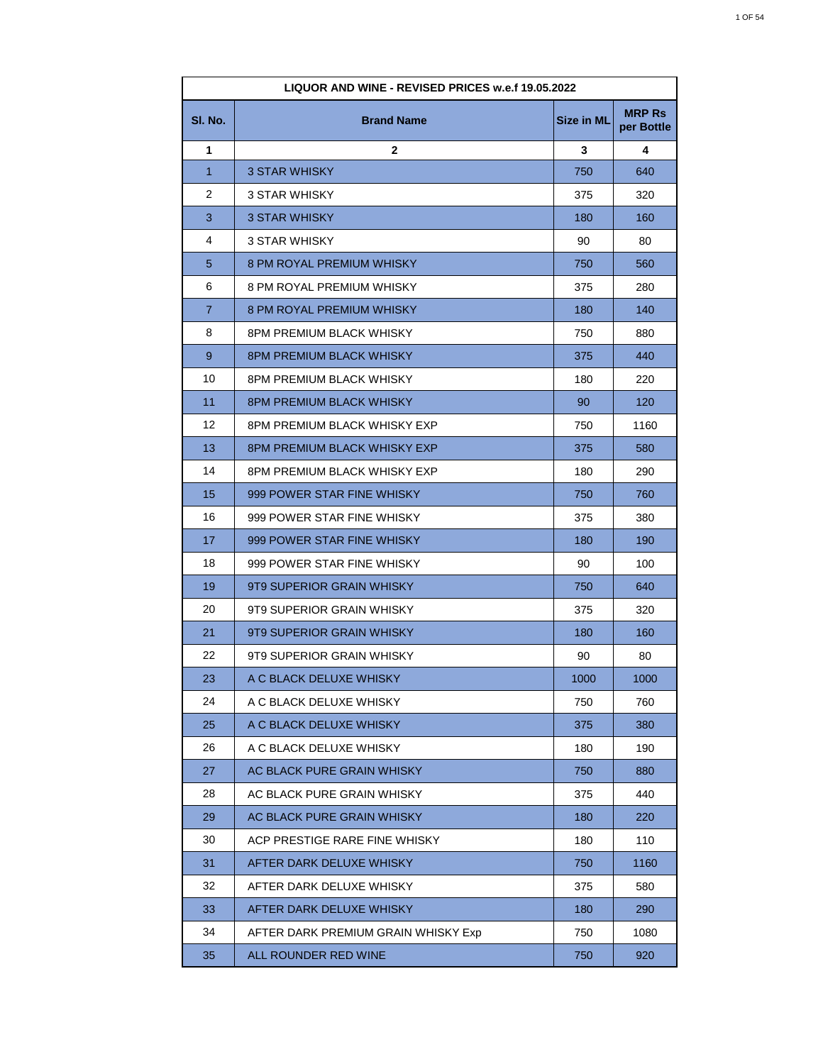| LIQUOR AND WINE - REVISED PRICES w.e.f 19.05.2022 | | | |
|---|---|---|---|
| **Sl. No.** | **Brand Name** | **Size in ML** | **MRP Rs per Bottle** |
| **1** | **2** | **3** | **4** |
| 1 | 3 STAR WHISKY | 750 | 640 |
| 2 | 3 STAR WHISKY | 375 | 320 |
| 3 | 3 STAR WHISKY | 180 | 160 |
| 4 | 3 STAR WHISKY | 90 | 80 |
| 5 | 8 PM ROYAL PREMIUM WHISKY | 750 | 560 |
| 6 | 8 PM ROYAL PREMIUM WHISKY | 375 | 280 |
| 7 | 8 PM ROYAL PREMIUM WHISKY | 180 | 140 |
| 8 | 8PM PREMIUM BLACK WHISKY | 750 | 880 |
| 9 | 8PM PREMIUM BLACK WHISKY | 375 | 440 |
| 10 | 8PM PREMIUM BLACK WHISKY | 180 | 220 |
| 11 | 8PM PREMIUM BLACK WHISKY | 90 | 120 |
| 12 | 8PM PREMIUM BLACK WHISKY EXP | 750 | 1160 |
| 13 | 8PM PREMIUM BLACK WHISKY EXP | 375 | 580 |
| 14 | 8PM PREMIUM BLACK WHISKY EXP | 180 | 290 |
| 15 | 999 POWER STAR FINE WHISKY | 750 | 760 |
| 16 | 999 POWER STAR FINE WHISKY | 375 | 380 |
| 17 | 999 POWER STAR FINE WHISKY | 180 | 190 |
| 18 | 999 POWER STAR FINE WHISKY | 90 | 100 |
| 19 | 9T9 SUPERIOR GRAIN WHISKY | 750 | 640 |
| 20 | 9T9 SUPERIOR GRAIN WHISKY | 375 | 320 |
| 21 | 9T9 SUPERIOR GRAIN WHISKY | 180 | 160 |
| 22 | 9T9 SUPERIOR GRAIN WHISKY | 90 | 80 |
| 23 | A C BLACK DELUXE WHISKY | 1000 | 1000 |
| 24 | A C BLACK DELUXE WHISKY | 750 | 760 |
| 25 | A C BLACK DELUXE WHISKY | 375 | 380 |
| 26 | A C BLACK DELUXE WHISKY | 180 | 190 |
| 27 | AC BLACK PURE GRAIN WHISKY | 750 | 880 |
| 28 | AC BLACK PURE GRAIN WHISKY | 375 | 440 |
| 29 | AC BLACK PURE GRAIN WHISKY | 180 | 220 |
| 30 | ACP PRESTIGE RARE FINE WHISKY | 180 | 110 |
| 31 | AFTER DARK DELUXE WHISKY | 750 | 1160 |
| 32 | AFTER DARK DELUXE WHISKY | 375 | 580 |
| 33 | AFTER DARK DELUXE WHISKY | 180 | 290 |
| 34 | AFTER DARK PREMIUM GRAIN WHISKY Exp | 750 | 1080 |
| 35 | ALL ROUNDER RED WINE | 750 | 920 |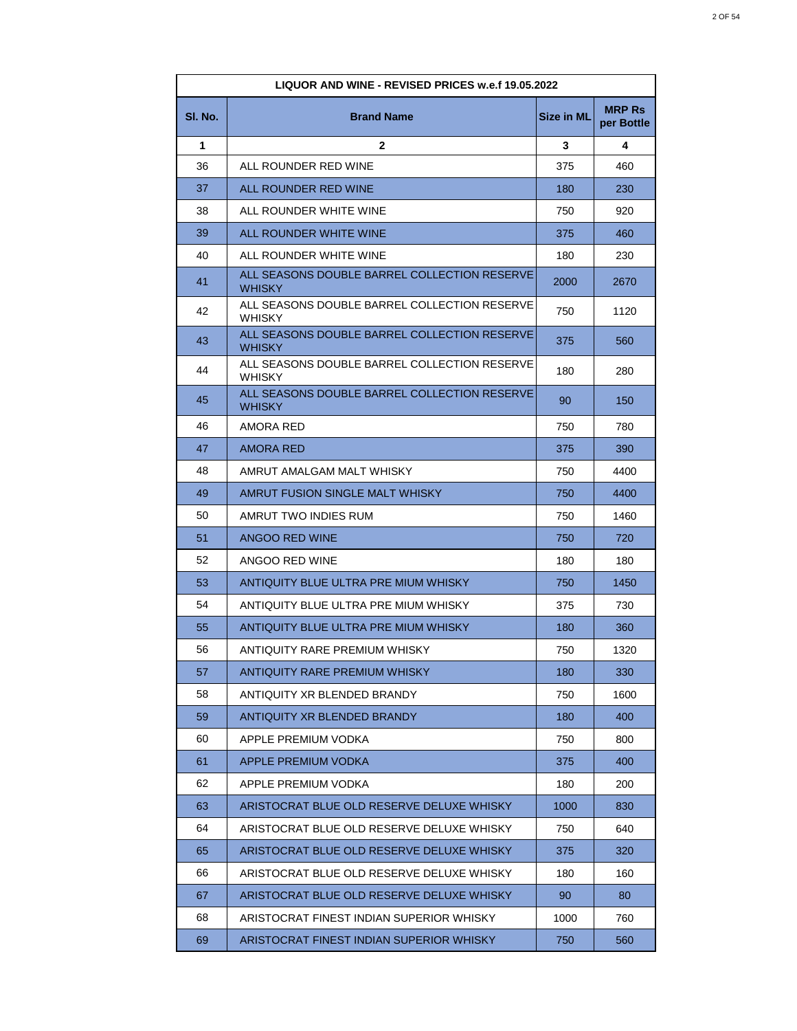| LIQUOR AND WINE - REVISED PRICES w.e.f 19.05.2022 | | | |
|---|---|---|---|
| **Sl. No.** | **Brand Name** | **Size in ML** | **MRP Rs per Bottle** |
| **1** | **2** | **3** | **4** |
| 36 | ALL ROUNDER RED WINE | 375 | 460 |
| 37 | ALL ROUNDER RED WINE | 180 | 230 |
| 38 | ALL ROUNDER WHITE WINE | 750 | 920 |
| 39 | ALL ROUNDER WHITE WINE | 375 | 460 |
| 40 | ALL ROUNDER WHITE WINE | 180 | 230 |
| 41 | ALL SEASONS DOUBLE BARREL COLLECTION RESERVE WHISKY | 2000 | 2670 |
| 42 | ALL SEASONS DOUBLE BARREL COLLECTION RESERVE WHISKY | 750 | 1120 |
| 43 | ALL SEASONS DOUBLE BARREL COLLECTION RESERVE WHISKY | 375 | 560 |
| 44 | ALL SEASONS DOUBLE BARREL COLLECTION RESERVE WHISKY | 180 | 280 |
| 45 | ALL SEASONS DOUBLE BARREL COLLECTION RESERVE WHISKY | 90 | 150 |
| 46 | AMORA RED | 750 | 780 |
| 47 | AMORA RED | 375 | 390 |
| 48 | AMRUT AMALGAM MALT WHISKY | 750 | 4400 |
| 49 | AMRUT FUSION SINGLE MALT WHISKY | 750 | 4400 |
| 50 | AMRUT TWO INDIES RUM | 750 | 1460 |
| 51 | ANGOO RED WINE | 750 | 720 |
| 52 | ANGOO RED WINE | 180 | 180 |
| 53 | ANTIQUITY BLUE ULTRA PRE MIUM WHISKY | 750 | 1450 |
| 54 | ANTIQUITY BLUE ULTRA PRE MIUM WHISKY | 375 | 730 |
| 55 | ANTIQUITY BLUE ULTRA PRE MIUM WHISKY | 180 | 360 |
| 56 | ANTIQUITY RARE PREMIUM WHISKY | 750 | 1320 |
| 57 | ANTIQUITY RARE PREMIUM WHISKY | 180 | 330 |
| 58 | ANTIQUITY XR BLENDED BRANDY | 750 | 1600 |
| 59 | ANTIQUITY XR BLENDED BRANDY | 180 | 400 |
| 60 | APPLE PREMIUM VODKA | 750 | 800 |
| 61 | APPLE PREMIUM VODKA | 375 | 400 |
| 62 | APPLE PREMIUM VODKA | 180 | 200 |
| 63 | ARISTOCRAT BLUE OLD RESERVE DELUXE WHISKY | 1000 | 830 |
| 64 | ARISTOCRAT BLUE OLD RESERVE DELUXE WHISKY | 750 | 640 |
| 65 | ARISTOCRAT BLUE OLD RESERVE DELUXE WHISKY | 375 | 320 |
| 66 | ARISTOCRAT BLUE OLD RESERVE DELUXE WHISKY | 180 | 160 |
| 67 | ARISTOCRAT BLUE OLD RESERVE DELUXE WHISKY | 90 | 80 |
| 68 | ARISTOCRAT FINEST INDIAN SUPERIOR WHISKY | 1000 | 760 |
| 69 | ARISTOCRAT FINEST INDIAN SUPERIOR WHISKY | 750 | 560 |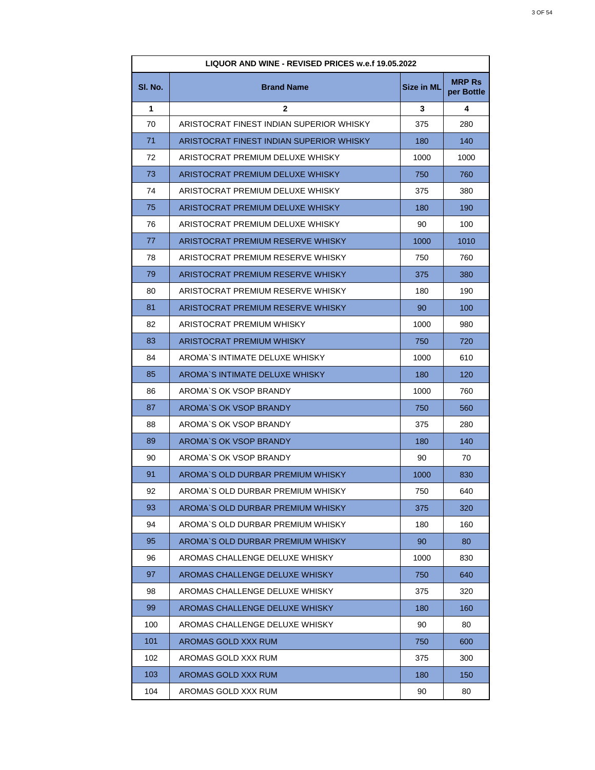| LIQUOR AND WINE - REVISED PRICES w.e.f 19.05.2022 | | | |
|---|---|---|---|
| **Sl. No.** | **Brand Name** | **Size in ML** | **MRP Rs per Bottle** |
| **1** | **2** | **3** | **4** |
| 70 | ARISTOCRAT FINEST INDIAN SUPERIOR WHISKY | 375 | 280 |
| 71 | ARISTOCRAT FINEST INDIAN SUPERIOR WHISKY | 180 | 140 |
| 72 | ARISTOCRAT PREMIUM DELUXE WHISKY | 1000 | 1000 |
| 73 | ARISTOCRAT PREMIUM DELUXE WHISKY | 750 | 760 |
| 74 | ARISTOCRAT PREMIUM DELUXE WHISKY | 375 | 380 |
| 75 | ARISTOCRAT PREMIUM DELUXE WHISKY | 180 | 190 |
| 76 | ARISTOCRAT PREMIUM DELUXE WHISKY | 90 | 100 |
| 77 | ARISTOCRAT PREMIUM RESERVE WHISKY | 1000 | 1010 |
| 78 | ARISTOCRAT PREMIUM RESERVE WHISKY | 750 | 760 |
| 79 | ARISTOCRAT PREMIUM RESERVE WHISKY | 375 | 380 |
| 80 | ARISTOCRAT PREMIUM RESERVE WHISKY | 180 | 190 |
| 81 | ARISTOCRAT PREMIUM RESERVE WHISKY | 90 | 100 |
| 82 | ARISTOCRAT PREMIUM WHISKY | 1000 | 980 |
| 83 | ARISTOCRAT PREMIUM WHISKY | 750 | 720 |
| 84 | AROMA`S INTIMATE DELUXE WHISKY | 1000 | 610 |
| 85 | AROMA`S INTIMATE DELUXE WHISKY | 180 | 120 |
| 86 | AROMA`S OK VSOP BRANDY | 1000 | 760 |
| 87 | AROMA`S OK VSOP BRANDY | 750 | 560 |
| 88 | AROMA`S OK VSOP BRANDY | 375 | 280 |
| 89 | AROMA`S OK VSOP BRANDY | 180 | 140 |
| 90 | AROMA`S OK VSOP BRANDY | 90 | 70 |
| 91 | AROMA`S OLD DURBAR PREMIUM WHISKY | 1000 | 830 |
| 92 | AROMA`S OLD DURBAR PREMIUM WHISKY | 750 | 640 |
| 93 | AROMA`S OLD DURBAR PREMIUM WHISKY | 375 | 320 |
| 94 | AROMA`S OLD DURBAR PREMIUM WHISKY | 180 | 160 |
| 95 | AROMA`S OLD DURBAR PREMIUM WHISKY | 90 | 80 |
| 96 | AROMAS CHALLENGE DELUXE WHISKY | 1000 | 830 |
| 97 | AROMAS CHALLENGE DELUXE WHISKY | 750 | 640 |
| 98 | AROMAS CHALLENGE DELUXE WHISKY | 375 | 320 |
| 99 | AROMAS CHALLENGE DELUXE WHISKY | 180 | 160 |
| 100 | AROMAS CHALLENGE DELUXE WHISKY | 90 | 80 |
| 101 | AROMAS GOLD XXX RUM | 750 | 600 |
| 102 | AROMAS GOLD XXX RUM | 375 | 300 |
| 103 | AROMAS GOLD XXX RUM | 180 | 150 |
| 104 | AROMAS GOLD XXX RUM | 90 | 80 |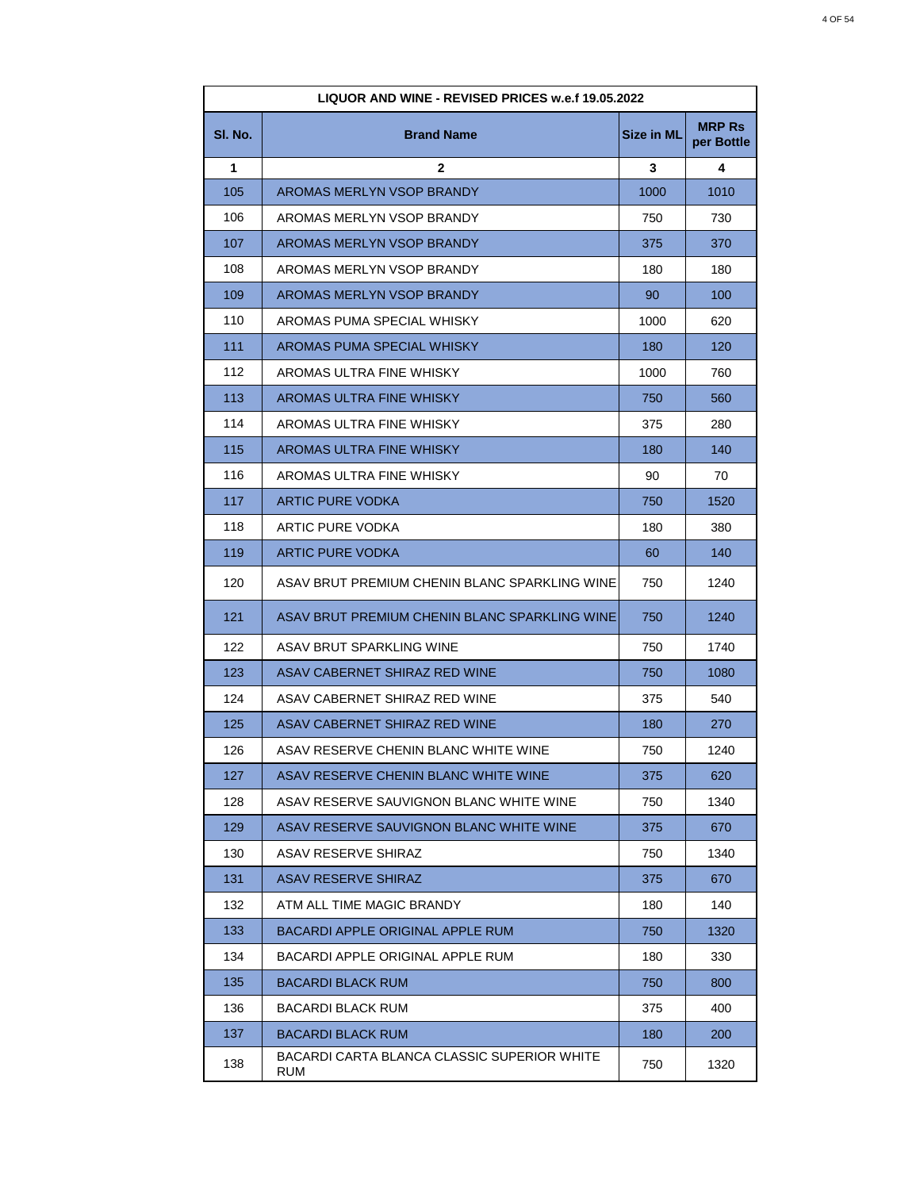| LIQUOR AND WINE - REVISED PRICES w.e.f 19.05.2022 | | | |
|---|---|---|---|
| **Sl. No.** | **Brand Name** | **Size in ML** | **MRP Rs per Bottle** |
| **1** | **2** | **3** | **4** |
| 105 | AROMAS MERLYN VSOP BRANDY | 1000 | 1010 |
| 106 | AROMAS MERLYN VSOP BRANDY | 750 | 730 |
| 107 | AROMAS MERLYN VSOP BRANDY | 375 | 370 |
| 108 | AROMAS MERLYN VSOP BRANDY | 180 | 180 |
| 109 | AROMAS MERLYN VSOP BRANDY | 90 | 100 |
| 110 | AROMAS PUMA SPECIAL WHISKY | 1000 | 620 |
| 111 | AROMAS PUMA SPECIAL WHISKY | 180 | 120 |
| 112 | AROMAS ULTRA FINE WHISKY | 1000 | 760 |
| 113 | AROMAS ULTRA FINE WHISKY | 750 | 560 |
| 114 | AROMAS ULTRA FINE WHISKY | 375 | 280 |
| 115 | AROMAS ULTRA FINE WHISKY | 180 | 140 |
| 116 | AROMAS ULTRA FINE WHISKY | 90 | 70 |
| 117 | ARTIC PURE VODKA | 750 | 1520 |
| 118 | ARTIC PURE VODKA | 180 | 380 |
| 119 | ARTIC PURE VODKA | 60 | 140 |
| 120 | ASAV BRUT PREMIUM CHENIN BLANC SPARKLING WINE | 750 | 1240 |
| 121 | ASAV BRUT PREMIUM CHENIN BLANC SPARKLING WINE | 750 | 1240 |
| 122 | ASAV BRUT SPARKLING WINE | 750 | 1740 |
| 123 | ASAV CABERNET SHIRAZ RED WINE | 750 | 1080 |
| 124 | ASAV CABERNET SHIRAZ RED WINE | 375 | 540 |
| 125 | ASAV CABERNET SHIRAZ RED WINE | 180 | 270 |
| 126 | ASAV RESERVE CHENIN BLANC WHITE WINE | 750 | 1240 |
| 127 | ASAV RESERVE CHENIN BLANC WHITE WINE | 375 | 620 |
| 128 | ASAV RESERVE SAUVIGNON BLANC WHITE WINE | 750 | 1340 |
| 129 | ASAV RESERVE SAUVIGNON BLANC WHITE WINE | 375 | 670 |
| 130 | ASAV RESERVE SHIRAZ | 750 | 1340 |
| 131 | ASAV RESERVE SHIRAZ | 375 | 670 |
| 132 | ATM ALL TIME MAGIC BRANDY | 180 | 140 |
| 133 | BACARDI APPLE ORIGINAL APPLE RUM | 750 | 1320 |
| 134 | BACARDI APPLE ORIGINAL APPLE RUM | 180 | 330 |
| 135 | BACARDI BLACK RUM | 750 | 800 |
| 136 | BACARDI BLACK RUM | 375 | 400 |
| 137 | BACARDI BLACK RUM | 180 | 200 |
| 138 | BACARDI CARTA BLANCA CLASSIC SUPERIOR WHITE RUM | 750 | 1320 |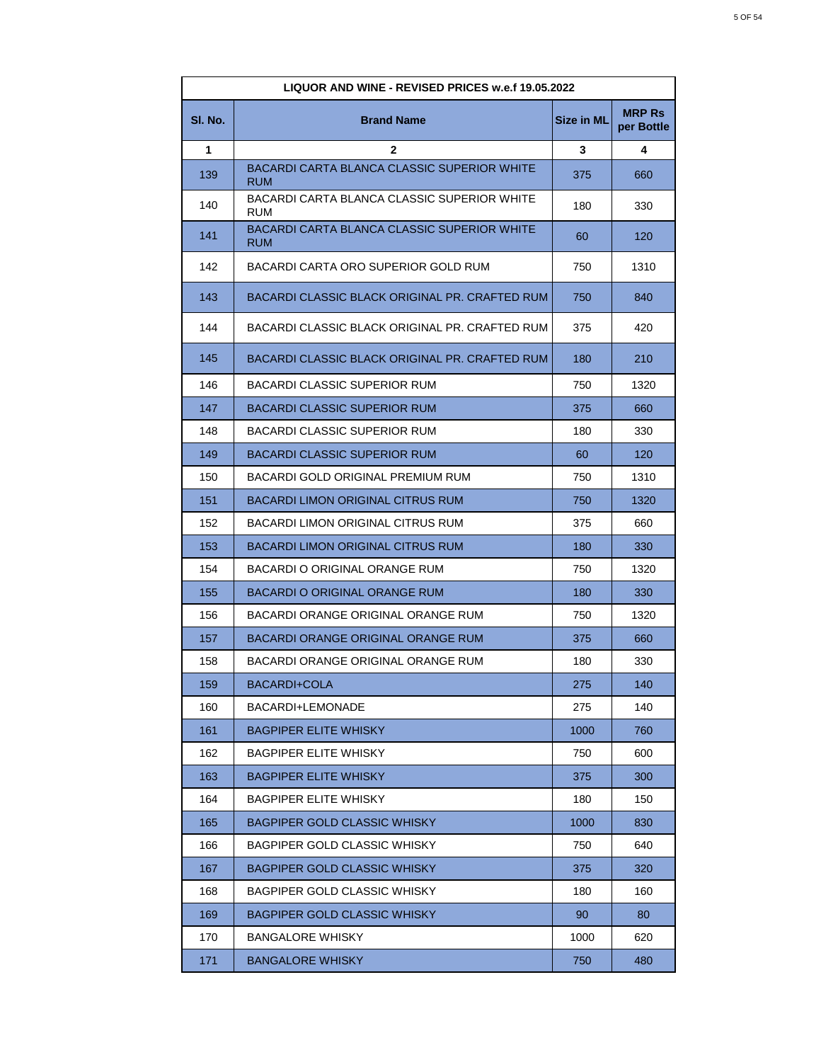| LIQUOR AND WINE - REVISED PRICES w.e.f 19.05.2022 | | | |
|---|---|---|---|
| **Sl. No.** | **Brand Name** | **Size in ML** | **MRP Rs per Bottle** |
| **1** | **2** | **3** | **4** |
| 139 | BACARDI CARTA BLANCA CLASSIC SUPERIOR WHITE RUM | 375 | 660 |
| 140 | BACARDI CARTA BLANCA CLASSIC SUPERIOR WHITE RUM | 180 | 330 |
| 141 | BACARDI CARTA BLANCA CLASSIC SUPERIOR WHITE RUM | 60 | 120 |
| 142 | BACARDI CARTA ORO SUPERIOR GOLD RUM | 750 | 1310 |
| 143 | BACARDI CLASSIC BLACK ORIGINAL PR. CRAFTED RUM | 750 | 840 |
| 144 | BACARDI CLASSIC BLACK ORIGINAL PR. CRAFTED RUM | 375 | 420 |
| 145 | BACARDI CLASSIC BLACK ORIGINAL PR. CRAFTED RUM | 180 | 210 |
| 146 | BACARDI CLASSIC SUPERIOR RUM | 750 | 1320 |
| 147 | BACARDI CLASSIC SUPERIOR RUM | 375 | 660 |
| 148 | BACARDI CLASSIC SUPERIOR RUM | 180 | 330 |
| 149 | BACARDI CLASSIC SUPERIOR RUM | 60 | 120 |
| 150 | BACARDI GOLD ORIGINAL PREMIUM RUM | 750 | 1310 |
| 151 | BACARDI LIMON ORIGINAL CITRUS RUM | 750 | 1320 |
| 152 | BACARDI LIMON ORIGINAL CITRUS RUM | 375 | 660 |
| 153 | BACARDI LIMON ORIGINAL CITRUS RUM | 180 | 330 |
| 154 | BACARDI O ORIGINAL ORANGE RUM | 750 | 1320 |
| 155 | BACARDI O ORIGINAL ORANGE RUM | 180 | 330 |
| 156 | BACARDI ORANGE ORIGINAL ORANGE RUM | 750 | 1320 |
| 157 | BACARDI ORANGE ORIGINAL ORANGE RUM | 375 | 660 |
| 158 | BACARDI ORANGE ORIGINAL ORANGE RUM | 180 | 330 |
| 159 | BACARDI+COLA | 275 | 140 |
| 160 | BACARDI+LEMONADE | 275 | 140 |
| 161 | BAGPIPER ELITE WHISKY | 1000 | 760 |
| 162 | BAGPIPER ELITE WHISKY | 750 | 600 |
| 163 | BAGPIPER ELITE WHISKY | 375 | 300 |
| 164 | BAGPIPER ELITE WHISKY | 180 | 150 |
| 165 | BAGPIPER GOLD CLASSIC WHISKY | 1000 | 830 |
| 166 | BAGPIPER GOLD CLASSIC WHISKY | 750 | 640 |
| 167 | BAGPIPER GOLD CLASSIC WHISKY | 375 | 320 |
| 168 | BAGPIPER GOLD CLASSIC WHISKY | 180 | 160 |
| 169 | BAGPIPER GOLD CLASSIC WHISKY | 90 | 80 |
| 170 | BANGALORE WHISKY | 1000 | 620 |
| 171 | BANGALORE WHISKY | 750 | 480 |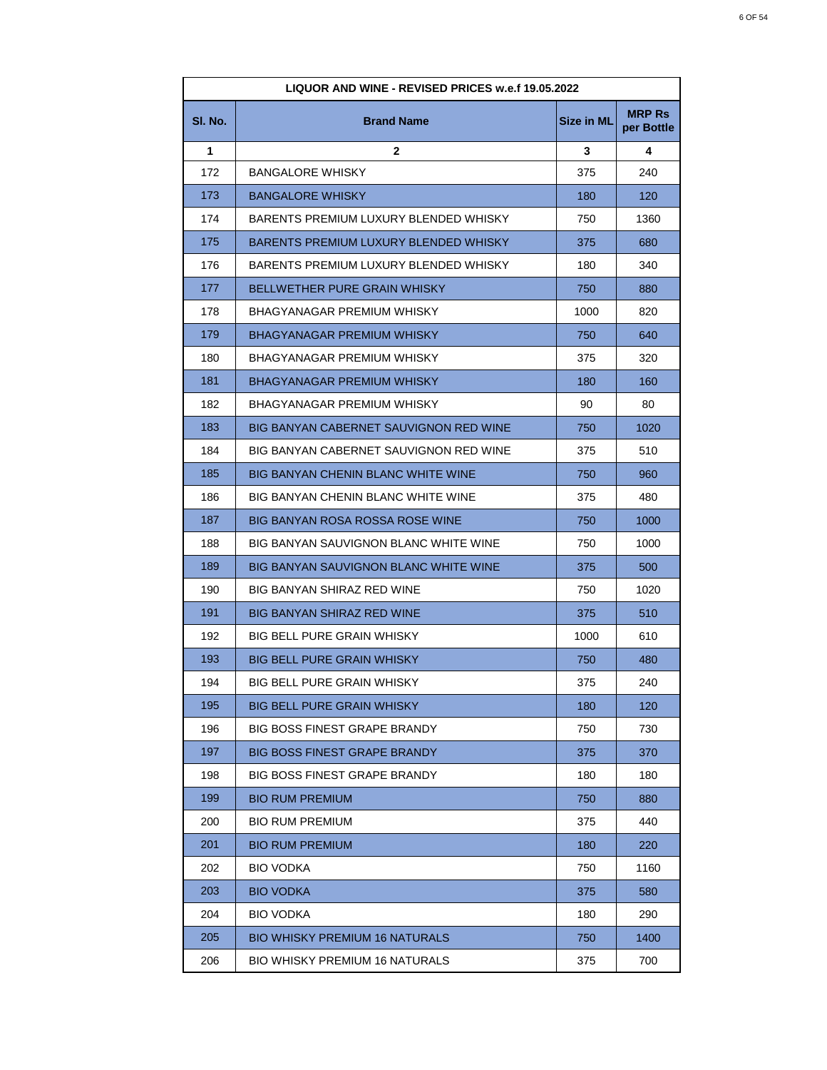| LIQUOR AND WINE - REVISED PRICES w.e.f 19.05.2022 | | | |
|---|---|---|---|
| **Sl. No.** | **Brand Name** | **Size in ML** | **MRP Rs per Bottle** |
| **1** | **2** | **3** | **4** |
| 172 | BANGALORE WHISKY | 375 | 240 |
| 173 | BANGALORE WHISKY | 180 | 120 |
| 174 | BARENTS PREMIUM LUXURY BLENDED WHISKY | 750 | 1360 |
| 175 | BARENTS PREMIUM LUXURY BLENDED WHISKY | 375 | 680 |
| 176 | BARENTS PREMIUM LUXURY BLENDED WHISKY | 180 | 340 |
| 177 | BELLWETHER PURE GRAIN WHISKY | 750 | 880 |
| 178 | BHAGYANAGAR PREMIUM WHISKY | 1000 | 820 |
| 179 | BHAGYANAGAR PREMIUM WHISKY | 750 | 640 |
| 180 | BHAGYANAGAR PREMIUM WHISKY | 375 | 320 |
| 181 | BHAGYANAGAR PREMIUM WHISKY | 180 | 160 |
| 182 | BHAGYANAGAR PREMIUM WHISKY | 90 | 80 |
| 183 | BIG BANYAN CABERNET SAUVIGNON RED WINE | 750 | 1020 |
| 184 | BIG BANYAN CABERNET SAUVIGNON RED WINE | 375 | 510 |
| 185 | BIG BANYAN CHENIN BLANC WHITE WINE | 750 | 960 |
| 186 | BIG BANYAN CHENIN BLANC WHITE WINE | 375 | 480 |
| 187 | BIG BANYAN ROSA ROSSA ROSE WINE | 750 | 1000 |
| 188 | BIG BANYAN SAUVIGNON BLANC WHITE WINE | 750 | 1000 |
| 189 | BIG BANYAN SAUVIGNON BLANC WHITE WINE | 375 | 500 |
| 190 | BIG BANYAN SHIRAZ RED WINE | 750 | 1020 |
| 191 | BIG BANYAN SHIRAZ RED WINE | 375 | 510 |
| 192 | BIG BELL PURE GRAIN WHISKY | 1000 | 610 |
| 193 | BIG BELL PURE GRAIN WHISKY | 750 | 480 |
| 194 | BIG BELL PURE GRAIN WHISKY | 375 | 240 |
| 195 | BIG BELL PURE GRAIN WHISKY | 180 | 120 |
| 196 | BIG BOSS FINEST GRAPE BRANDY | 750 | 730 |
| 197 | BIG BOSS FINEST GRAPE BRANDY | 375 | 370 |
| 198 | BIG BOSS FINEST GRAPE BRANDY | 180 | 180 |
| 199 | BIO RUM PREMIUM | 750 | 880 |
| 200 | BIO RUM PREMIUM | 375 | 440 |
| 201 | BIO RUM PREMIUM | 180 | 220 |
| 202 | BIO VODKA | 750 | 1160 |
| 203 | BIO VODKA | 375 | 580 |
| 204 | BIO VODKA | 180 | 290 |
| 205 | BIO WHISKY PREMIUM 16 NATURALS | 750 | 1400 |
| 206 | BIO WHISKY PREMIUM 16 NATURALS | 375 | 700 |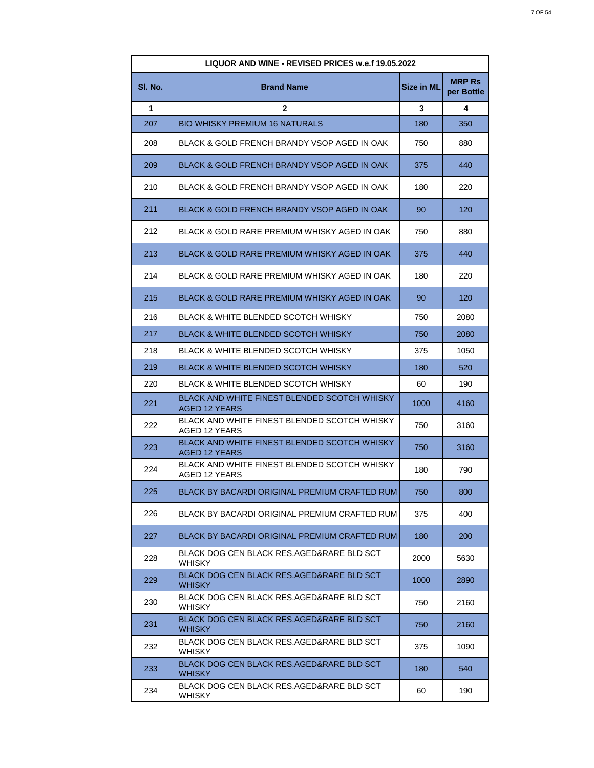| LIQUOR AND WINE - REVISED PRICES w.e.f 19.05.2022 | | | |
|---|---|---|---|
| **Sl. No.** | **Brand Name** | **Size in ML** | **MRP Rs per Bottle** |
| **1** | **2** | **3** | **4** |
| 207 | BIO WHISKY PREMIUM 16 NATURALS | 180 | 350 |
| 208 | BLACK & GOLD FRENCH BRANDY VSOP AGED IN OAK | 750 | 880 |
| 209 | BLACK & GOLD FRENCH BRANDY VSOP AGED IN OAK | 375 | 440 |
| 210 | BLACK & GOLD FRENCH BRANDY VSOP AGED IN OAK | 180 | 220 |
| 211 | BLACK & GOLD FRENCH BRANDY VSOP AGED IN OAK | 90 | 120 |
| 212 | BLACK & GOLD RARE PREMIUM WHISKY AGED IN OAK | 750 | 880 |
| 213 | BLACK & GOLD RARE PREMIUM WHISKY AGED IN OAK | 375 | 440 |
| 214 | BLACK & GOLD RARE PREMIUM WHISKY AGED IN OAK | 180 | 220 |
| 215 | BLACK & GOLD RARE PREMIUM WHISKY AGED IN OAK | 90 | 120 |
| 216 | BLACK & WHITE BLENDED SCOTCH WHISKY | 750 | 2080 |
| 217 | BLACK & WHITE BLENDED SCOTCH WHISKY | 750 | 2080 |
| 218 | BLACK & WHITE BLENDED SCOTCH WHISKY | 375 | 1050 |
| 219 | BLACK & WHITE BLENDED SCOTCH WHISKY | 180 | 520 |
| 220 | BLACK & WHITE BLENDED SCOTCH WHISKY | 60 | 190 |
| 221 | BLACK AND WHITE FINEST BLENDED SCOTCH WHISKY AGED 12 YEARS | 1000 | 4160 |
| 222 | BLACK AND WHITE FINEST BLENDED SCOTCH WHISKY AGED 12 YEARS | 750 | 3160 |
| 223 | BLACK AND WHITE FINEST BLENDED SCOTCH WHISKY AGED 12 YEARS | 750 | 3160 |
| 224 | BLACK AND WHITE FINEST BLENDED SCOTCH WHISKY AGED 12 YEARS | 180 | 790 |
| 225 | BLACK BY BACARDI ORIGINAL PREMIUM CRAFTED RUM | 750 | 800 |
| 226 | BLACK BY BACARDI ORIGINAL PREMIUM CRAFTED RUM | 375 | 400 |
| 227 | BLACK BY BACARDI ORIGINAL PREMIUM CRAFTED RUM | 180 | 200 |
| 228 | BLACK DOG CEN BLACK RES.AGED&RARE BLD SCT WHISKY | 2000 | 5630 |
| 229 | BLACK DOG CEN BLACK RES.AGED&RARE BLD SCT WHISKY | 1000 | 2890 |
| 230 | BLACK DOG CEN BLACK RES.AGED&RARE BLD SCT WHISKY | 750 | 2160 |
| 231 | BLACK DOG CEN BLACK RES.AGED&RARE BLD SCT WHISKY | 750 | 2160 |
| 232 | BLACK DOG CEN BLACK RES.AGED&RARE BLD SCT WHISKY | 375 | 1090 |
| 233 | BLACK DOG CEN BLACK RES.AGED&RARE BLD SCT WHISKY | 180 | 540 |
| 234 | BLACK DOG CEN BLACK RES.AGED&RARE BLD SCT WHISKY | 60 | 190 |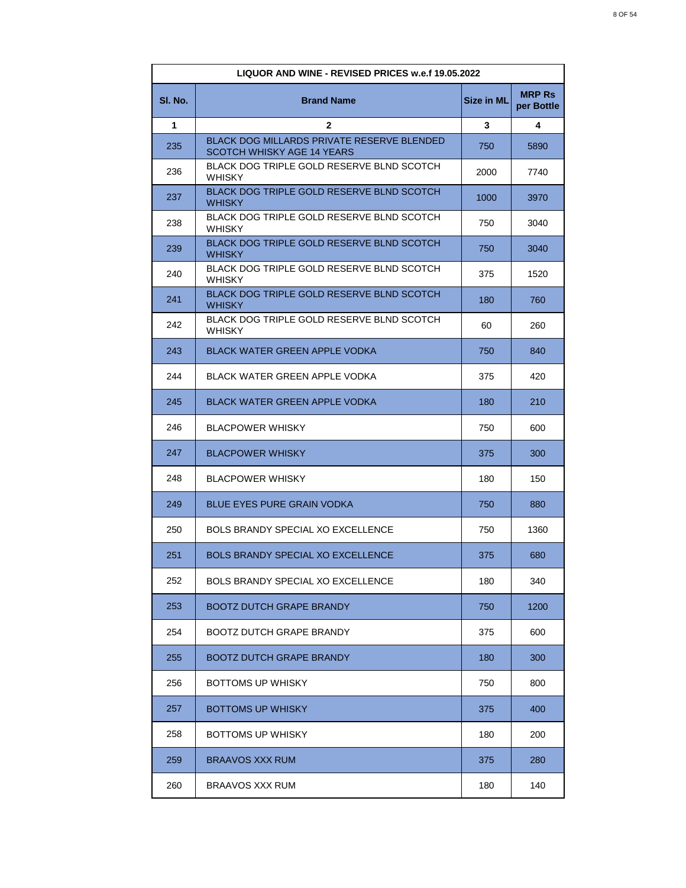| LIQUOR AND WINE - REVISED PRICES w.e.f 19.05.2022 | | | |
|---|---|---|---|
| **Sl. No.** | **Brand Name** | **Size in ML** | **MRP Rs per Bottle** |
| **1** | **2** | **3** | **4** |
| 235 | BLACK DOG MILLARDS PRIVATE RESERVE BLENDED SCOTCH WHISKY AGE 14 YEARS | 750 | 5890 |
| 236 | BLACK DOG TRIPLE GOLD RESERVE BLND SCOTCH WHISKY | 2000 | 7740 |
| 237 | BLACK DOG TRIPLE GOLD RESERVE BLND SCOTCH WHISKY | 1000 | 3970 |
| 238 | BLACK DOG TRIPLE GOLD RESERVE BLND SCOTCH WHISKY | 750 | 3040 |
| 239 | BLACK DOG TRIPLE GOLD RESERVE BLND SCOTCH WHISKY | 750 | 3040 |
| 240 | BLACK DOG TRIPLE GOLD RESERVE BLND SCOTCH WHISKY | 375 | 1520 |
| 241 | BLACK DOG TRIPLE GOLD RESERVE BLND SCOTCH WHISKY | 180 | 760 |
| 242 | BLACK DOG TRIPLE GOLD RESERVE BLND SCOTCH WHISKY | 60 | 260 |
| 243 | BLACK WATER GREEN APPLE VODKA | 750 | 840 |
| 244 | BLACK WATER GREEN APPLE VODKA | 375 | 420 |
| 245 | BLACK WATER GREEN APPLE VODKA | 180 | 210 |
| 246 | BLACPOWER WHISKY | 750 | 600 |
| 247 | BLACPOWER WHISKY | 375 | 300 |
| 248 | BLACPOWER WHISKY | 180 | 150 |
| 249 | BLUE EYES PURE GRAIN VODKA | 750 | 880 |
| 250 | BOLS BRANDY SPECIAL XO EXCELLENCE | 750 | 1360 |
| 251 | BOLS BRANDY SPECIAL XO EXCELLENCE | 375 | 680 |
| 252 | BOLS BRANDY SPECIAL XO EXCELLENCE | 180 | 340 |
| 253 | BOOTZ DUTCH GRAPE BRANDY | 750 | 1200 |
| 254 | BOOTZ DUTCH GRAPE BRANDY | 375 | 600 |
| 255 | BOOTZ DUTCH GRAPE BRANDY | 180 | 300 |
| 256 | BOTTOMS UP WHISKY | 750 | 800 |
| 257 | BOTTOMS UP WHISKY | 375 | 400 |
| 258 | BOTTOMS UP WHISKY | 180 | 200 |
| 259 | BRAAVOS XXX RUM | 375 | 280 |
| 260 | BRAAVOS XXX RUM | 180 | 140 |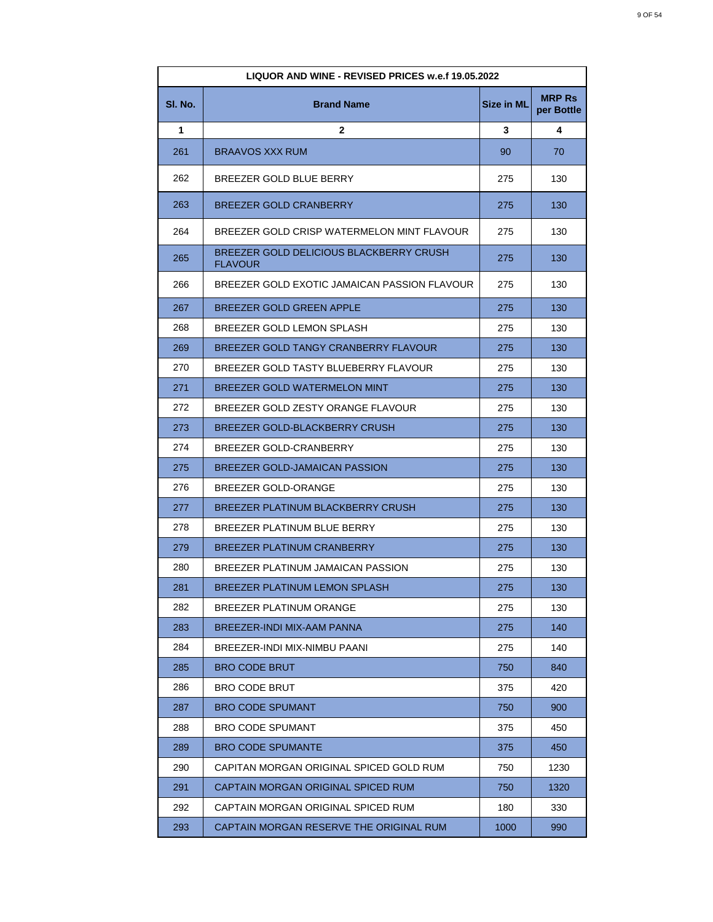| LIQUOR AND WINE - REVISED PRICES w.e.f 19.05.2022 | | | |
|---|---|---|---|
| **Sl. No.** | **Brand Name** | **Size in ML** | **MRP Rs per Bottle** |
| **1** | **2** | **3** | **4** |
| 261 | BRAAVOS XXX RUM | 90 | 70 |
| 262 | BREEZER GOLD BLUE BERRY | 275 | 130 |
| 263 | BREEZER GOLD CRANBERRY | 275 | 130 |
| 264 | BREEZER GOLD CRISP WATERMELON MINT FLAVOUR | 275 | 130 |
| 265 | BREEZER GOLD DELICIOUS BLACKBERRY CRUSH FLAVOUR | 275 | 130 |
| 266 | BREEZER GOLD EXOTIC JAMAICAN PASSION FLAVOUR | 275 | 130 |
| 267 | BREEZER GOLD GREEN APPLE | 275 | 130 |
| 268 | BREEZER GOLD LEMON SPLASH | 275 | 130 |
| 269 | BREEZER GOLD TANGY CRANBERRY FLAVOUR | 275 | 130 |
| 270 | BREEZER GOLD TASTY BLUEBERRY FLAVOUR | 275 | 130 |
| 271 | BREEZER GOLD WATERMELON MINT | 275 | 130 |
| 272 | BREEZER GOLD ZESTY ORANGE FLAVOUR | 275 | 130 |
| 273 | BREEZER GOLD-BLACKBERRY CRUSH | 275 | 130 |
| 274 | BREEZER GOLD-CRANBERRY | 275 | 130 |
| 275 | BREEZER GOLD-JAMAICAN PASSION | 275 | 130 |
| 276 | BREEZER GOLD-ORANGE | 275 | 130 |
| 277 | BREEZER PLATINUM BLACKBERRY CRUSH | 275 | 130 |
| 278 | BREEZER PLATINUM BLUE BERRY | 275 | 130 |
| 279 | BREEZER PLATINUM CRANBERRY | 275 | 130 |
| 280 | BREEZER PLATINUM JAMAICAN PASSION | 275 | 130 |
| 281 | BREEZER PLATINUM LEMON SPLASH | 275 | 130 |
| 282 | BREEZER PLATINUM ORANGE | 275 | 130 |
| 283 | BREEZER-INDI MIX-AAM PANNA | 275 | 140 |
| 284 | BREEZER-INDI MIX-NIMBU PAANI | 275 | 140 |
| 285 | BRO CODE BRUT | 750 | 840 |
| 286 | BRO CODE BRUT | 375 | 420 |
| 287 | BRO CODE SPUMANT | 750 | 900 |
| 288 | BRO CODE SPUMANT | 375 | 450 |
| 289 | BRO CODE SPUMANTE | 375 | 450 |
| 290 | CAPITAN MORGAN ORIGINAL SPICED GOLD RUM | 750 | 1230 |
| 291 | CAPTAIN MORGAN ORIGINAL SPICED RUM | 750 | 1320 |
| 292 | CAPTAIN MORGAN ORIGINAL SPICED RUM | 180 | 330 |
| 293 | CAPTAIN MORGAN RESERVE THE ORIGINAL RUM | 1000 | 990 |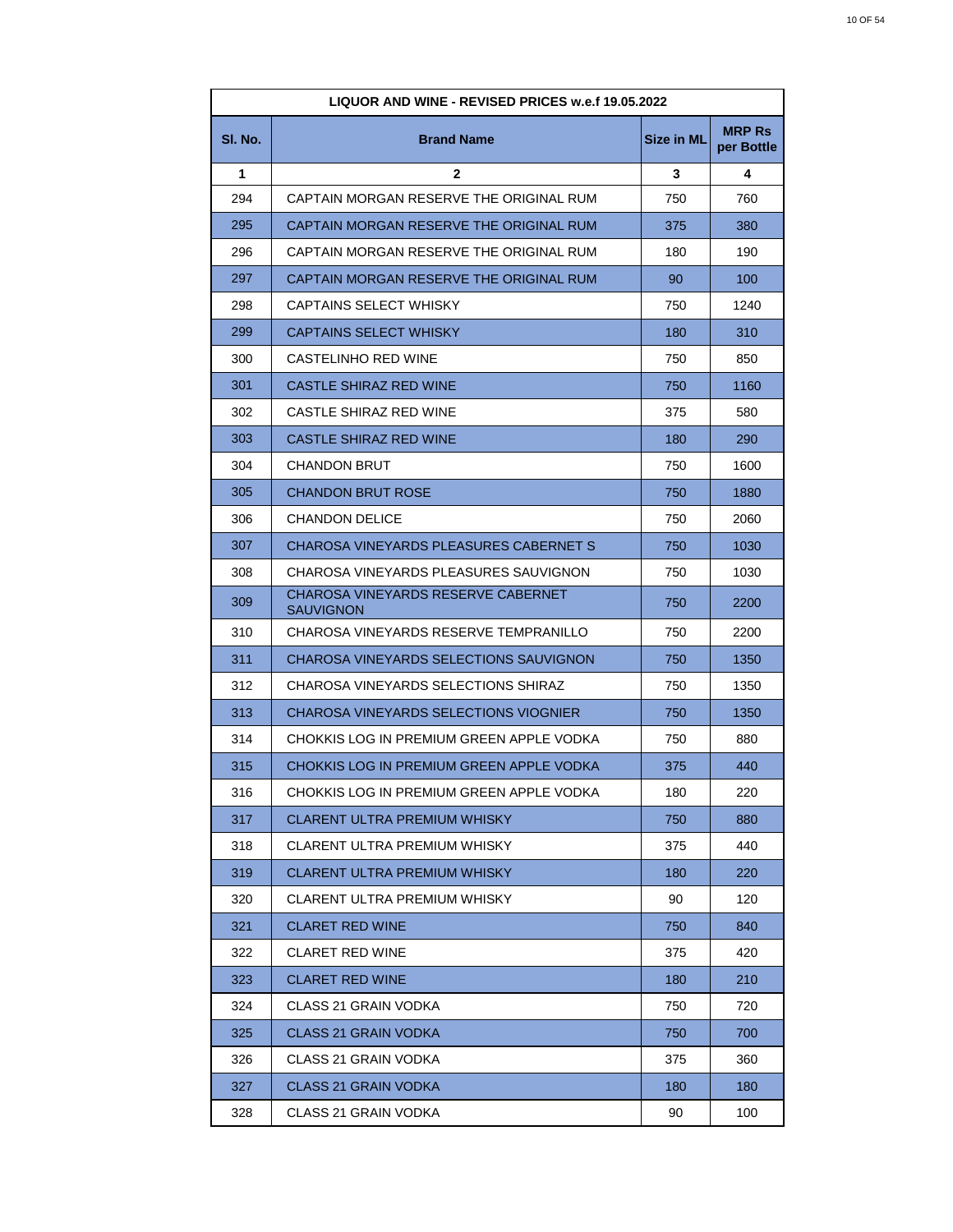| LIQUOR AND WINE - REVISED PRICES w.e.f 19.05.2022 | | | |
|---|---|---|---|
| **Sl. No.** | **Brand Name** | **Size in ML** | **MRP Rs per Bottle** |
| **1** | **2** | **3** | **4** |
| 294 | CAPTAIN MORGAN RESERVE THE ORIGINAL RUM | 750 | 760 |
| 295 | CAPTAIN MORGAN RESERVE THE ORIGINAL RUM | 375 | 380 |
| 296 | CAPTAIN MORGAN RESERVE THE ORIGINAL RUM | 180 | 190 |
| 297 | CAPTAIN MORGAN RESERVE THE ORIGINAL RUM | 90 | 100 |
| 298 | CAPTAINS SELECT WHISKY | 750 | 1240 |
| 299 | CAPTAINS SELECT WHISKY | 180 | 310 |
| 300 | CASTELINHO RED WINE | 750 | 850 |
| 301 | CASTLE SHIRAZ RED WINE | 750 | 1160 |
| 302 | CASTLE SHIRAZ RED WINE | 375 | 580 |
| 303 | CASTLE SHIRAZ RED WINE | 180 | 290 |
| 304 | CHANDON BRUT | 750 | 1600 |
| 305 | CHANDON BRUT ROSE | 750 | 1880 |
| 306 | CHANDON DELICE | 750 | 2060 |
| 307 | CHAROSA VINEYARDS PLEASURES CABERNET S | 750 | 1030 |
| 308 | CHAROSA VINEYARDS PLEASURES SAUVIGNON | 750 | 1030 |
| 309 | CHAROSA VINEYARDS RESERVE CABERNET SAUVIGNON | 750 | 2200 |
| 310 | CHAROSA VINEYARDS RESERVE TEMPRANILLO | 750 | 2200 |
| 311 | CHAROSA VINEYARDS SELECTIONS SAUVIGNON | 750 | 1350 |
| 312 | CHAROSA VINEYARDS SELECTIONS SHIRAZ | 750 | 1350 |
| 313 | CHAROSA VINEYARDS SELECTIONS VIOGNIER | 750 | 1350 |
| 314 | CHOKKIS LOG IN PREMIUM GREEN APPLE VODKA | 750 | 880 |
| 315 | CHOKKIS LOG IN PREMIUM GREEN APPLE VODKA | 375 | 440 |
| 316 | CHOKKIS LOG IN PREMIUM GREEN APPLE VODKA | 180 | 220 |
| 317 | CLARENT ULTRA PREMIUM WHISKY | 750 | 880 |
| 318 | CLARENT ULTRA PREMIUM WHISKY | 375 | 440 |
| 319 | CLARENT ULTRA PREMIUM WHISKY | 180 | 220 |
| 320 | CLARENT ULTRA PREMIUM WHISKY | 90 | 120 |
| 321 | CLARET RED WINE | 750 | 840 |
| 322 | CLARET RED WINE | 375 | 420 |
| 323 | CLARET RED WINE | 180 | 210 |
| 324 | CLASS 21 GRAIN VODKA | 750 | 720 |
| 325 | CLASS 21 GRAIN VODKA | 750 | 700 |
| 326 | CLASS 21 GRAIN VODKA | 375 | 360 |
| 327 | CLASS 21 GRAIN VODKA | 180 | 180 |
| 328 | CLASS 21 GRAIN VODKA | 90 | 100 |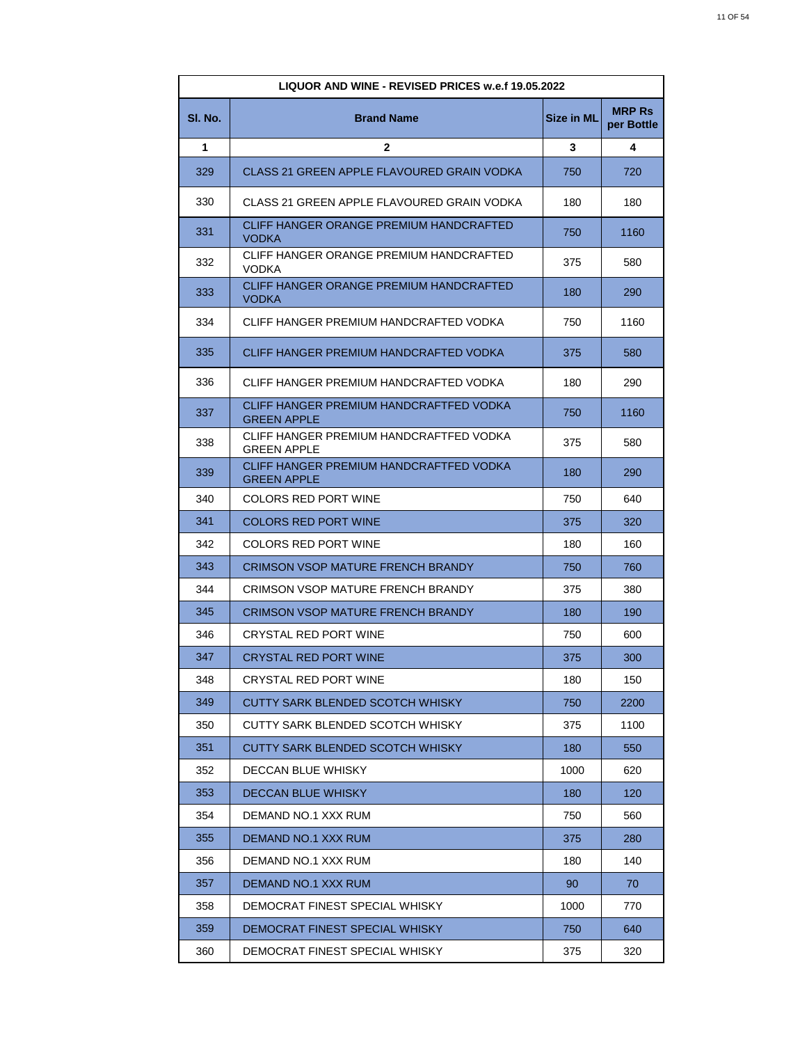| LIQUOR AND WINE - REVISED PRICES w.e.f 19.05.2022 | | | |
|---|---|---|---|
| **Sl. No.** | **Brand Name** | **Size in ML** | **MRP Rs per Bottle** |
| **1** | **2** | **3** | **4** |
| 329 | CLASS 21 GREEN APPLE FLAVOURED GRAIN VODKA | 750 | 720 |
| 330 | CLASS 21 GREEN APPLE FLAVOURED GRAIN VODKA | 180 | 180 |
| 331 | CLIFF HANGER ORANGE PREMIUM HANDCRAFTED VODKA | 750 | 1160 |
| 332 | CLIFF HANGER ORANGE PREMIUM HANDCRAFTED VODKA | 375 | 580 |
| 333 | CLIFF HANGER ORANGE PREMIUM HANDCRAFTED VODKA | 180 | 290 |
| 334 | CLIFF HANGER PREMIUM HANDCRAFTED VODKA | 750 | 1160 |
| 335 | CLIFF HANGER PREMIUM HANDCRAFTED VODKA | 375 | 580 |
| 336 | CLIFF HANGER PREMIUM HANDCRAFTED VODKA | 180 | 290 |
| 337 | CLIFF HANGER PREMIUM HANDCRAFTFED VODKA GREEN APPLE | 750 | 1160 |
| 338 | CLIFF HANGER PREMIUM HANDCRAFTFED VODKA GREEN APPLE | 375 | 580 |
| 339 | CLIFF HANGER PREMIUM HANDCRAFTFED VODKA GREEN APPLE | 180 | 290 |
| 340 | COLORS RED PORT WINE | 750 | 640 |
| 341 | COLORS RED PORT WINE | 375 | 320 |
| 342 | COLORS RED PORT WINE | 180 | 160 |
| 343 | CRIMSON VSOP MATURE FRENCH BRANDY | 750 | 760 |
| 344 | CRIMSON VSOP MATURE FRENCH BRANDY | 375 | 380 |
| 345 | CRIMSON VSOP MATURE FRENCH BRANDY | 180 | 190 |
| 346 | CRYSTAL RED PORT WINE | 750 | 600 |
| 347 | CRYSTAL RED PORT WINE | 375 | 300 |
| 348 | CRYSTAL RED PORT WINE | 180 | 150 |
| 349 | CUTTY SARK BLENDED SCOTCH WHISKY | 750 | 2200 |
| 350 | CUTTY SARK BLENDED SCOTCH WHISKY | 375 | 1100 |
| 351 | CUTTY SARK BLENDED SCOTCH WHISKY | 180 | 550 |
| 352 | DECCAN BLUE WHISKY | 1000 | 620 |
| 353 | DECCAN BLUE WHISKY | 180 | 120 |
| 354 | DEMAND NO.1 XXX RUM | 750 | 560 |
| 355 | DEMAND NO.1 XXX RUM | 375 | 280 |
| 356 | DEMAND NO.1 XXX RUM | 180 | 140 |
| 357 | DEMAND NO.1 XXX RUM | 90 | 70 |
| 358 | DEMOCRAT FINEST SPECIAL WHISKY | 1000 | 770 |
| 359 | DEMOCRAT FINEST SPECIAL WHISKY | 750 | 640 |
| 360 | DEMOCRAT FINEST SPECIAL WHISKY | 375 | 320 |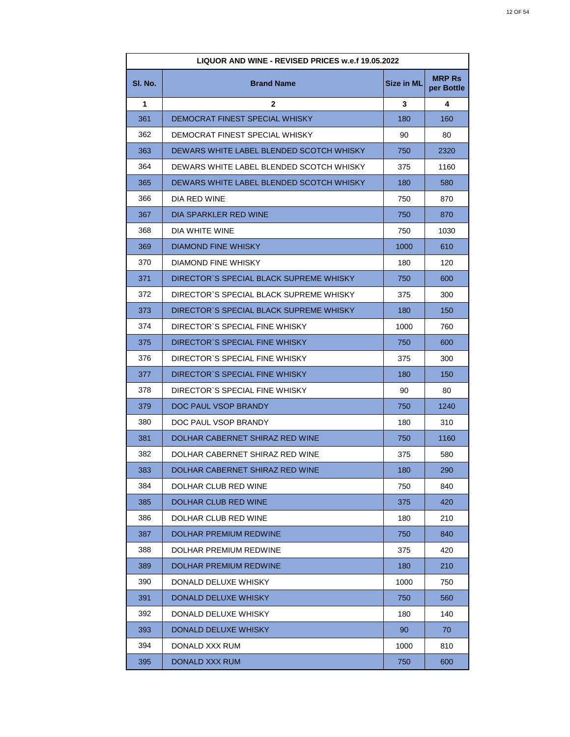| LIQUOR AND WINE - REVISED PRICES w.e.f 19.05.2022 | | | |
|---|---|---|---|
| **Sl. No.** | **Brand Name** | **Size in ML** | **MRP Rs per Bottle** |
| **1** | **2** | **3** | **4** |
| 361 | DEMOCRAT FINEST SPECIAL WHISKY | 180 | 160 |
| 362 | DEMOCRAT FINEST SPECIAL WHISKY | 90 | 80 |
| 363 | DEWARS WHITE LABEL BLENDED SCOTCH WHISKY | 750 | 2320 |
| 364 | DEWARS WHITE LABEL BLENDED SCOTCH WHISKY | 375 | 1160 |
| 365 | DEWARS WHITE LABEL BLENDED SCOTCH WHISKY | 180 | 580 |
| 366 | DIA RED WINE | 750 | 870 |
| 367 | DIA SPARKLER RED WINE | 750 | 870 |
| 368 | DIA WHITE WINE | 750 | 1030 |
| 369 | DIAMOND FINE WHISKY | 1000 | 610 |
| 370 | DIAMOND FINE WHISKY | 180 | 120 |
| 371 | DIRECTOR`S SPECIAL BLACK SUPREME WHISKY | 750 | 600 |
| 372 | DIRECTOR`S SPECIAL BLACK SUPREME WHISKY | 375 | 300 |
| 373 | DIRECTOR`S SPECIAL BLACK SUPREME WHISKY | 180 | 150 |
| 374 | DIRECTOR`S SPECIAL FINE WHISKY | 1000 | 760 |
| 375 | DIRECTOR`S SPECIAL FINE WHISKY | 750 | 600 |
| 376 | DIRECTOR`S SPECIAL FINE WHISKY | 375 | 300 |
| 377 | DIRECTOR`S SPECIAL FINE WHISKY | 180 | 150 |
| 378 | DIRECTOR`S SPECIAL FINE WHISKY | 90 | 80 |
| 379 | DOC PAUL VSOP BRANDY | 750 | 1240 |
| 380 | DOC PAUL VSOP BRANDY | 180 | 310 |
| 381 | DOLHAR CABERNET SHIRAZ RED WINE | 750 | 1160 |
| 382 | DOLHAR CABERNET SHIRAZ RED WINE | 375 | 580 |
| 383 | DOLHAR CABERNET SHIRAZ RED WINE | 180 | 290 |
| 384 | DOLHAR CLUB RED WINE | 750 | 840 |
| 385 | DOLHAR CLUB RED WINE | 375 | 420 |
| 386 | DOLHAR CLUB RED WINE | 180 | 210 |
| 387 | DOLHAR PREMIUM REDWINE | 750 | 840 |
| 388 | DOLHAR PREMIUM REDWINE | 375 | 420 |
| 389 | DOLHAR PREMIUM REDWINE | 180 | 210 |
| 390 | DONALD DELUXE WHISKY | 1000 | 750 |
| 391 | DONALD DELUXE WHISKY | 750 | 560 |
| 392 | DONALD DELUXE WHISKY | 180 | 140 |
| 393 | DONALD DELUXE WHISKY | 90 | 70 |
| 394 | DONALD XXX RUM | 1000 | 810 |
| 395 | DONALD XXX RUM | 750 | 600 |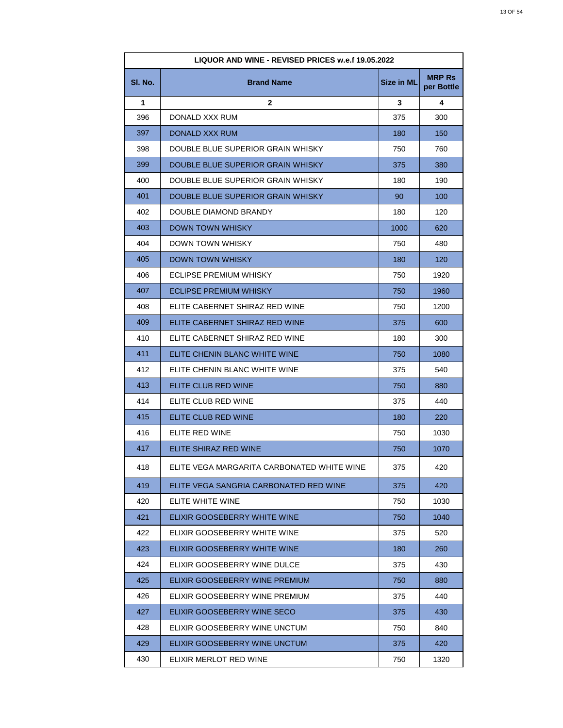| LIQUOR AND WINE - REVISED PRICES w.e.f 19.05.2022 | | | |
|---|---|---|---|
| **Sl. No.** | **Brand Name** | **Size in ML** | **MRP Rs per Bottle** |
| **1** | **2** | **3** | **4** |
| 396 | DONALD XXX RUM | 375 | 300 |
| 397 | DONALD XXX RUM | 180 | 150 |
| 398 | DOUBLE BLUE SUPERIOR GRAIN WHISKY | 750 | 760 |
| 399 | DOUBLE BLUE SUPERIOR GRAIN WHISKY | 375 | 380 |
| 400 | DOUBLE BLUE SUPERIOR GRAIN WHISKY | 180 | 190 |
| 401 | DOUBLE BLUE SUPERIOR GRAIN WHISKY | 90 | 100 |
| 402 | DOUBLE DIAMOND BRANDY | 180 | 120 |
| 403 | DOWN TOWN WHISKY | 1000 | 620 |
| 404 | DOWN TOWN WHISKY | 750 | 480 |
| 405 | DOWN TOWN WHISKY | 180 | 120 |
| 406 | ECLIPSE PREMIUM WHISKY | 750 | 1920 |
| 407 | ECLIPSE PREMIUM WHISKY | 750 | 1960 |
| 408 | ELITE CABERNET SHIRAZ RED WINE | 750 | 1200 |
| 409 | ELITE CABERNET SHIRAZ RED WINE | 375 | 600 |
| 410 | ELITE CABERNET SHIRAZ RED WINE | 180 | 300 |
| 411 | ELITE CHENIN BLANC WHITE WINE | 750 | 1080 |
| 412 | ELITE CHENIN BLANC WHITE WINE | 375 | 540 |
| 413 | ELITE CLUB RED WINE | 750 | 880 |
| 414 | ELITE CLUB RED WINE | 375 | 440 |
| 415 | ELITE CLUB RED WINE | 180 | 220 |
| 416 | ELITE RED WINE | 750 | 1030 |
| 417 | ELITE SHIRAZ RED WINE | 750 | 1070 |
| 418 | ELITE VEGA MARGARITA CARBONATED WHITE WINE | 375 | 420 |
| 419 | ELITE VEGA SANGRIA CARBONATED RED WINE | 375 | 420 |
| 420 | ELITE WHITE WINE | 750 | 1030 |
| 421 | ELIXIR GOOSEBERRY WHITE WINE | 750 | 1040 |
| 422 | ELIXIR GOOSEBERRY WHITE WINE | 375 | 520 |
| 423 | ELIXIR GOOSEBERRY WHITE WINE | 180 | 260 |
| 424 | ELIXIR GOOSEBERRY WINE DULCE | 375 | 430 |
| 425 | ELIXIR GOOSEBERRY WINE PREMIUM | 750 | 880 |
| 426 | ELIXIR GOOSEBERRY WINE PREMIUM | 375 | 440 |
| 427 | ELIXIR GOOSEBERRY WINE SECO | 375 | 430 |
| 428 | ELIXIR GOOSEBERRY WINE UNCTUM | 750 | 840 |
| 429 | ELIXIR GOOSEBERRY WINE UNCTUM | 375 | 420 |
| 430 | ELIXIR MERLOT RED WINE | 750 | 1320 |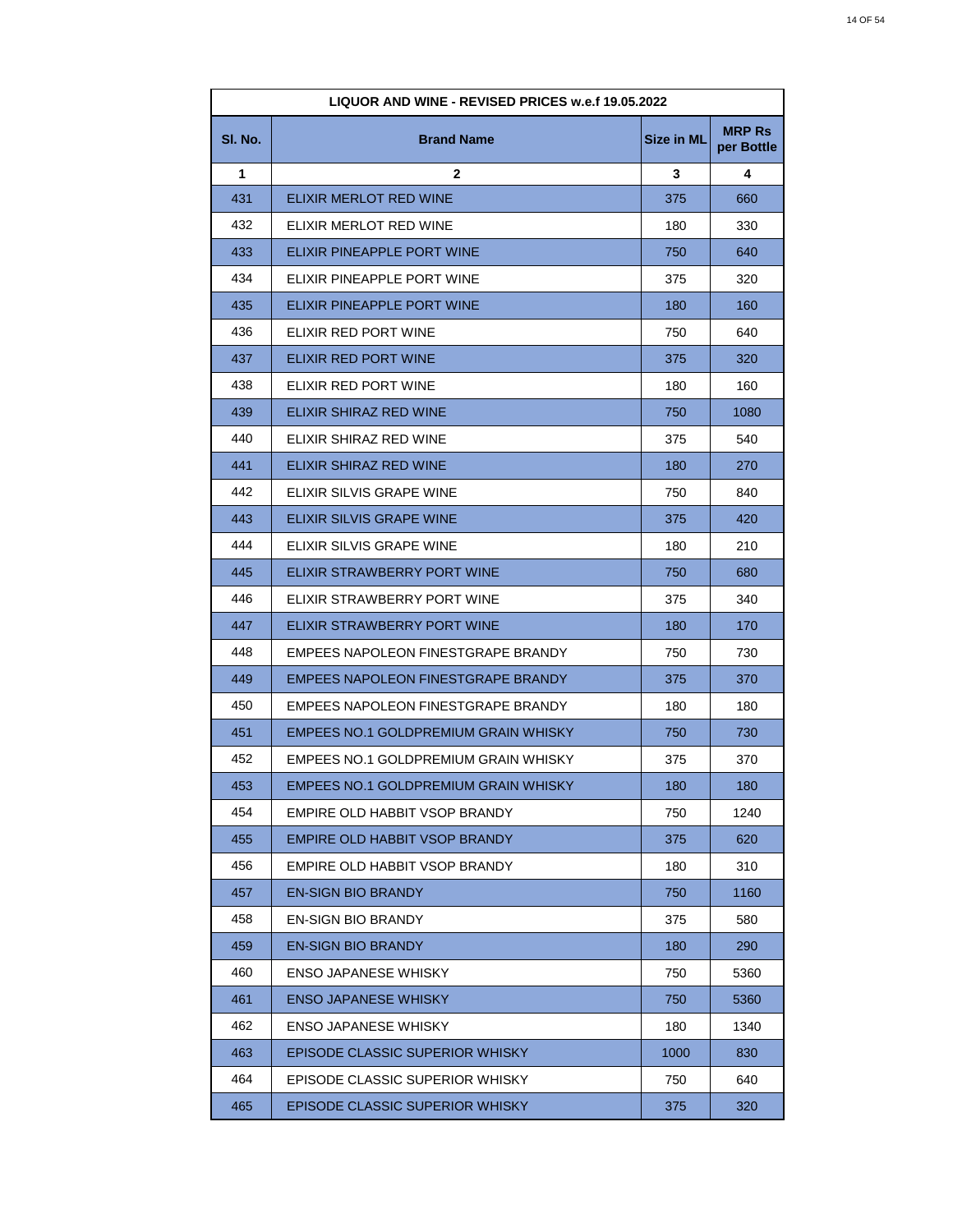| LIQUOR AND WINE - REVISED PRICES w.e.f 19.05.2022 | | | |
|---|---|---|---|
| **Sl. No.** | **Brand Name** | **Size in ML** | **MRP Rs per Bottle** |
| **1** | **2** | **3** | **4** |
| 431 | ELIXIR MERLOT RED WINE | 375 | 660 |
| 432 | ELIXIR MERLOT RED WINE | 180 | 330 |
| 433 | ELIXIR PINEAPPLE PORT WINE | 750 | 640 |
| 434 | ELIXIR PINEAPPLE PORT WINE | 375 | 320 |
| 435 | ELIXIR PINEAPPLE PORT WINE | 180 | 160 |
| 436 | ELIXIR RED PORT WINE | 750 | 640 |
| 437 | ELIXIR RED PORT WINE | 375 | 320 |
| 438 | ELIXIR RED PORT WINE | 180 | 160 |
| 439 | ELIXIR SHIRAZ RED WINE | 750 | 1080 |
| 440 | ELIXIR SHIRAZ RED WINE | 375 | 540 |
| 441 | ELIXIR SHIRAZ RED WINE | 180 | 270 |
| 442 | ELIXIR SILVIS GRAPE WINE | 750 | 840 |
| 443 | ELIXIR SILVIS GRAPE WINE | 375 | 420 |
| 444 | ELIXIR SILVIS GRAPE WINE | 180 | 210 |
| 445 | ELIXIR STRAWBERRY PORT WINE | 750 | 680 |
| 446 | ELIXIR STRAWBERRY PORT WINE | 375 | 340 |
| 447 | ELIXIR STRAWBERRY PORT WINE | 180 | 170 |
| 448 | EMPEES NAPOLEON FINESTGRAPE BRANDY | 750 | 730 |
| 449 | EMPEES NAPOLEON FINESTGRAPE BRANDY | 375 | 370 |
| 450 | EMPEES NAPOLEON FINESTGRAPE BRANDY | 180 | 180 |
| 451 | EMPEES NO.1 GOLDPREMIUM GRAIN WHISKY | 750 | 730 |
| 452 | EMPEES NO.1 GOLDPREMIUM GRAIN WHISKY | 375 | 370 |
| 453 | EMPEES NO.1 GOLDPREMIUM GRAIN WHISKY | 180 | 180 |
| 454 | EMPIRE OLD HABBIT VSOP BRANDY | 750 | 1240 |
| 455 | EMPIRE OLD HABBIT VSOP BRANDY | 375 | 620 |
| 456 | EMPIRE OLD HABBIT VSOP BRANDY | 180 | 310 |
| 457 | EN-SIGN BIO BRANDY | 750 | 1160 |
| 458 | EN-SIGN BIO BRANDY | 375 | 580 |
| 459 | EN-SIGN BIO BRANDY | 180 | 290 |
| 460 | ENSO JAPANESE WHISKY | 750 | 5360 |
| 461 | ENSO JAPANESE WHISKY | 750 | 5360 |
| 462 | ENSO JAPANESE WHISKY | 180 | 1340 |
| 463 | EPISODE CLASSIC SUPERIOR WHISKY | 1000 | 830 |
| 464 | EPISODE CLASSIC SUPERIOR WHISKY | 750 | 640 |
| 465 | EPISODE CLASSIC SUPERIOR WHISKY | 375 | 320 |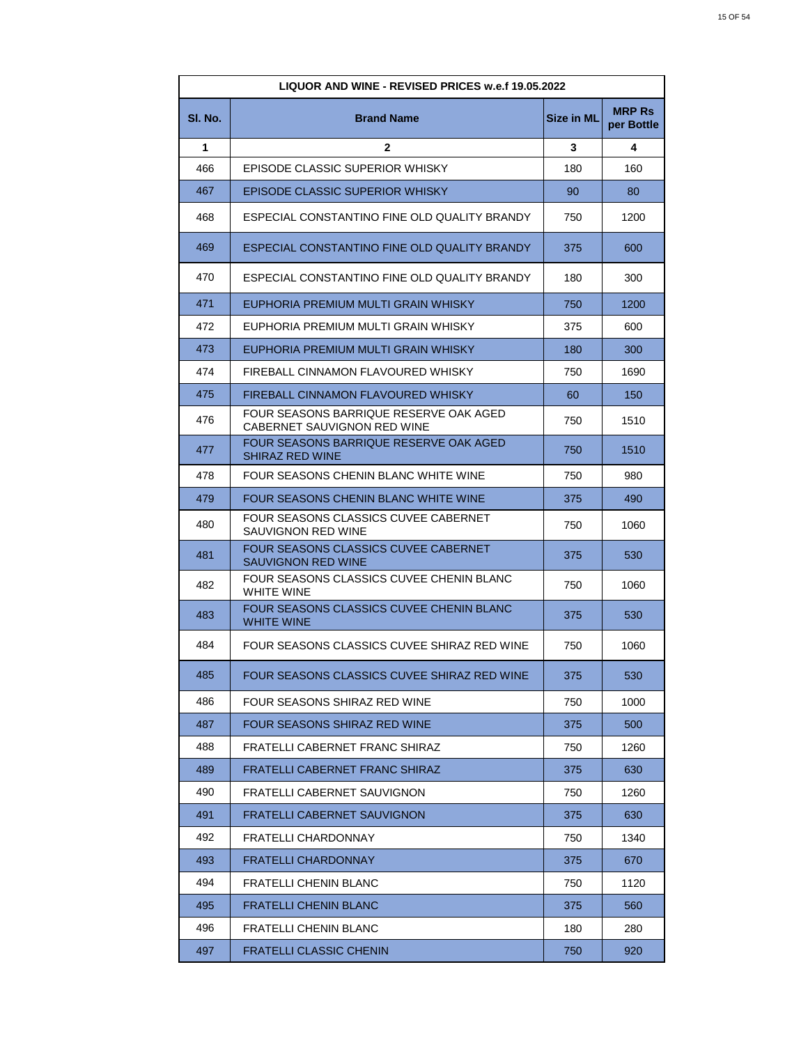| LIQUOR AND WINE - REVISED PRICES w.e.f 19.05.2022 | | | |
|---|---|---|---|
| **Sl. No.** | **Brand Name** | **Size in ML** | **MRP Rs per Bottle** |
| **1** | **2** | **3** | **4** |
| 466 | EPISODE CLASSIC SUPERIOR WHISKY | 180 | 160 |
| 467 | EPISODE CLASSIC SUPERIOR WHISKY | 90 | 80 |
| 468 | ESPECIAL CONSTANTINO FINE OLD QUALITY BRANDY | 750 | 1200 |
| 469 | ESPECIAL CONSTANTINO FINE OLD QUALITY BRANDY | 375 | 600 |
| 470 | ESPECIAL CONSTANTINO FINE OLD QUALITY BRANDY | 180 | 300 |
| 471 | EUPHORIA PREMIUM MULTI GRAIN WHISKY | 750 | 1200 |
| 472 | EUPHORIA PREMIUM MULTI GRAIN WHISKY | 375 | 600 |
| 473 | EUPHORIA PREMIUM MULTI GRAIN WHISKY | 180 | 300 |
| 474 | FIREBALL CINNAMON FLAVOURED WHISKY | 750 | 1690 |
| 475 | FIREBALL CINNAMON FLAVOURED WHISKY | 60 | 150 |
| 476 | FOUR SEASONS BARRIQUE RESERVE OAK AGED CABERNET SAUVIGNON RED WINE | 750 | 1510 |
| 477 | FOUR SEASONS BARRIQUE RESERVE OAK AGED SHIRAZ RED WINE | 750 | 1510 |
| 478 | FOUR SEASONS CHENIN BLANC WHITE WINE | 750 | 980 |
| 479 | FOUR SEASONS CHENIN BLANC WHITE WINE | 375 | 490 |
| 480 | FOUR SEASONS CLASSICS CUVEE CABERNET SAUVIGNON RED WINE | 750 | 1060 |
| 481 | FOUR SEASONS CLASSICS CUVEE CABERNET SAUVIGNON RED WINE | 375 | 530 |
| 482 | FOUR SEASONS CLASSICS CUVEE CHENIN BLANC WHITE WINE | 750 | 1060 |
| 483 | FOUR SEASONS CLASSICS CUVEE CHENIN BLANC WHITE WINE | 375 | 530 |
| 484 | FOUR SEASONS CLASSICS CUVEE SHIRAZ RED WINE | 750 | 1060 |
| 485 | FOUR SEASONS CLASSICS CUVEE SHIRAZ RED WINE | 375 | 530 |
| 486 | FOUR SEASONS SHIRAZ RED WINE | 750 | 1000 |
| 487 | FOUR SEASONS SHIRAZ RED WINE | 375 | 500 |
| 488 | FRATELLI CABERNET FRANC SHIRAZ | 750 | 1260 |
| 489 | FRATELLI CABERNET FRANC SHIRAZ | 375 | 630 |
| 490 | FRATELLI CABERNET SAUVIGNON | 750 | 1260 |
| 491 | FRATELLI CABERNET SAUVIGNON | 375 | 630 |
| 492 | FRATELLI CHARDONNAY | 750 | 1340 |
| 493 | FRATELLI CHARDONNAY | 375 | 670 |
| 494 | FRATELLI CHENIN BLANC | 750 | 1120 |
| 495 | FRATELLI CHENIN BLANC | 375 | 560 |
| 496 | FRATELLI CHENIN BLANC | 180 | 280 |
| 497 | FRATELLI CLASSIC CHENIN | 750 | 920 |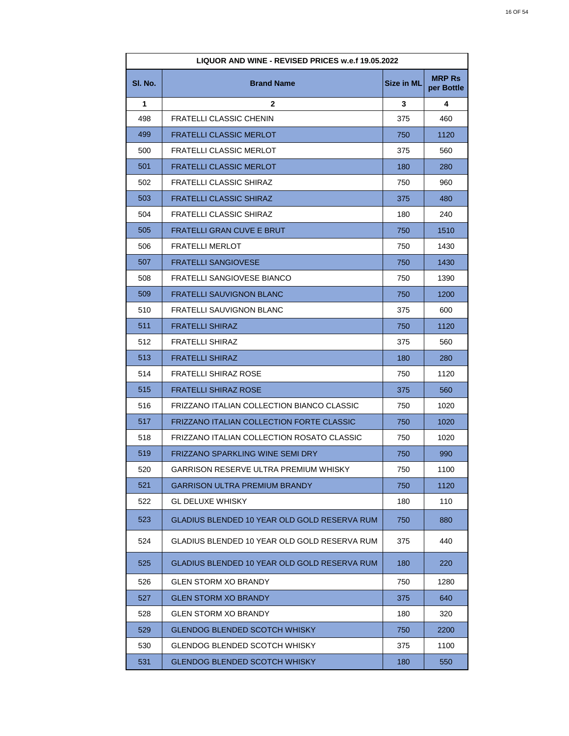| LIQUOR AND WINE - REVISED PRICES w.e.f 19.05.2022 | | | |
|---|---|---|---|
| **Sl. No.** | **Brand Name** | **Size in ML** | **MRP Rs per Bottle** |
| **1** | **2** | **3** | **4** |
| 498 | FRATELLI CLASSIC CHENIN | 375 | 460 |
| 499 | FRATELLI CLASSIC MERLOT | 750 | 1120 |
| 500 | FRATELLI CLASSIC MERLOT | 375 | 560 |
| 501 | FRATELLI CLASSIC MERLOT | 180 | 280 |
| 502 | FRATELLI CLASSIC SHIRAZ | 750 | 960 |
| 503 | FRATELLI CLASSIC SHIRAZ | 375 | 480 |
| 504 | FRATELLI CLASSIC SHIRAZ | 180 | 240 |
| 505 | FRATELLI GRAN CUVE E BRUT | 750 | 1510 |
| 506 | FRATELLI MERLOT | 750 | 1430 |
| 507 | FRATELLI SANGIOVESE | 750 | 1430 |
| 508 | FRATELLI SANGIOVESE BIANCO | 750 | 1390 |
| 509 | FRATELLI SAUVIGNON BLANC | 750 | 1200 |
| 510 | FRATELLI SAUVIGNON BLANC | 375 | 600 |
| 511 | FRATELLI SHIRAZ | 750 | 1120 |
| 512 | FRATELLI SHIRAZ | 375 | 560 |
| 513 | FRATELLI SHIRAZ | 180 | 280 |
| 514 | FRATELLI SHIRAZ ROSE | 750 | 1120 |
| 515 | FRATELLI SHIRAZ ROSE | 375 | 560 |
| 516 | FRIZZANO ITALIAN COLLECTION BIANCO CLASSIC | 750 | 1020 |
| 517 | FRIZZANO ITALIAN COLLECTION FORTE CLASSIC | 750 | 1020 |
| 518 | FRIZZANO ITALIAN COLLECTION ROSATO CLASSIC | 750 | 1020 |
| 519 | FRIZZANO SPARKLING WINE SEMI DRY | 750 | 990 |
| 520 | GARRISON RESERVE ULTRA PREMIUM WHISKY | 750 | 1100 |
| 521 | GARRISON ULTRA PREMIUM BRANDY | 750 | 1120 |
| 522 | GL DELUXE WHISKY | 180 | 110 |
| 523 | GLADIUS BLENDED 10 YEAR OLD GOLD RESERVA RUM | 750 | 880 |
| 524 | GLADIUS BLENDED 10 YEAR OLD GOLD RESERVA RUM | 375 | 440 |
| 525 | GLADIUS BLENDED 10 YEAR OLD GOLD RESERVA RUM | 180 | 220 |
| 526 | GLEN STORM XO BRANDY | 750 | 1280 |
| 527 | GLEN STORM XO BRANDY | 375 | 640 |
| 528 | GLEN STORM XO BRANDY | 180 | 320 |
| 529 | GLENDOG BLENDED SCOTCH WHISKY | 750 | 2200 |
| 530 | GLENDOG BLENDED SCOTCH WHISKY | 375 | 1100 |
| 531 | GLENDOG BLENDED SCOTCH WHISKY | 180 | 550 |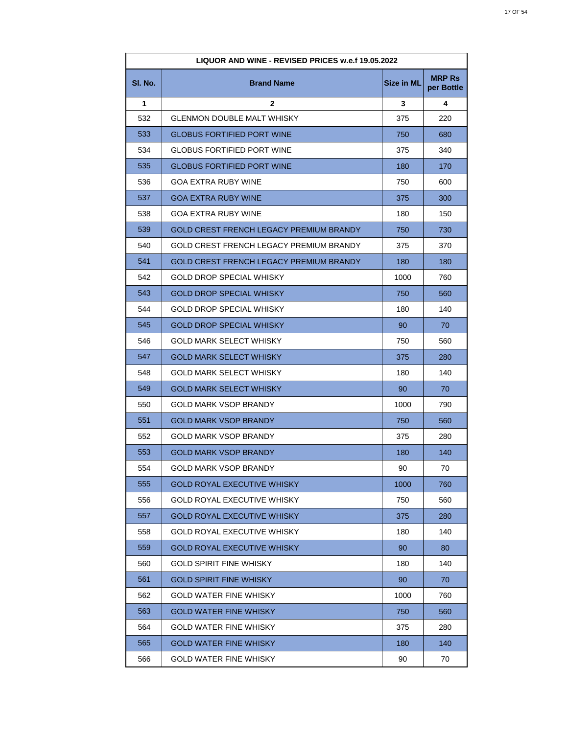| LIQUOR AND WINE - REVISED PRICES w.e.f 19.05.2022 | | | |
|---|---|---|---|
| **Sl. No.** | **Brand Name** | **Size in ML** | **MRP Rs per Bottle** |
| **1** | **2** | **3** | **4** |
| 532 | GLENMON DOUBLE MALT WHISKY | 375 | 220 |
| 533 | GLOBUS FORTIFIED PORT WINE | 750 | 680 |
| 534 | GLOBUS FORTIFIED PORT WINE | 375 | 340 |
| 535 | GLOBUS FORTIFIED PORT WINE | 180 | 170 |
| 536 | GOA EXTRA RUBY WINE | 750 | 600 |
| 537 | GOA EXTRA RUBY WINE | 375 | 300 |
| 538 | GOA EXTRA RUBY WINE | 180 | 150 |
| 539 | GOLD CREST FRENCH LEGACY PREMIUM BRANDY | 750 | 730 |
| 540 | GOLD CREST FRENCH LEGACY PREMIUM BRANDY | 375 | 370 |
| 541 | GOLD CREST FRENCH LEGACY PREMIUM BRANDY | 180 | 180 |
| 542 | GOLD DROP SPECIAL WHISKY | 1000 | 760 |
| 543 | GOLD DROP SPECIAL WHISKY | 750 | 560 |
| 544 | GOLD DROP SPECIAL WHISKY | 180 | 140 |
| 545 | GOLD DROP SPECIAL WHISKY | 90 | 70 |
| 546 | GOLD MARK SELECT WHISKY | 750 | 560 |
| 547 | GOLD MARK SELECT WHISKY | 375 | 280 |
| 548 | GOLD MARK SELECT WHISKY | 180 | 140 |
| 549 | GOLD MARK SELECT WHISKY | 90 | 70 |
| 550 | GOLD MARK VSOP BRANDY | 1000 | 790 |
| 551 | GOLD MARK VSOP BRANDY | 750 | 560 |
| 552 | GOLD MARK VSOP BRANDY | 375 | 280 |
| 553 | GOLD MARK VSOP BRANDY | 180 | 140 |
| 554 | GOLD MARK VSOP BRANDY | 90 | 70 |
| 555 | GOLD ROYAL EXECUTIVE WHISKY | 1000 | 760 |
| 556 | GOLD ROYAL EXECUTIVE WHISKY | 750 | 560 |
| 557 | GOLD ROYAL EXECUTIVE WHISKY | 375 | 280 |
| 558 | GOLD ROYAL EXECUTIVE WHISKY | 180 | 140 |
| 559 | GOLD ROYAL EXECUTIVE WHISKY | 90 | 80 |
| 560 | GOLD SPIRIT FINE WHISKY | 180 | 140 |
| 561 | GOLD SPIRIT FINE WHISKY | 90 | 70 |
| 562 | GOLD WATER FINE WHISKY | 1000 | 760 |
| 563 | GOLD WATER FINE WHISKY | 750 | 560 |
| 564 | GOLD WATER FINE WHISKY | 375 | 280 |
| 565 | GOLD WATER FINE WHISKY | 180 | 140 |
| 566 | GOLD WATER FINE WHISKY | 90 | 70 |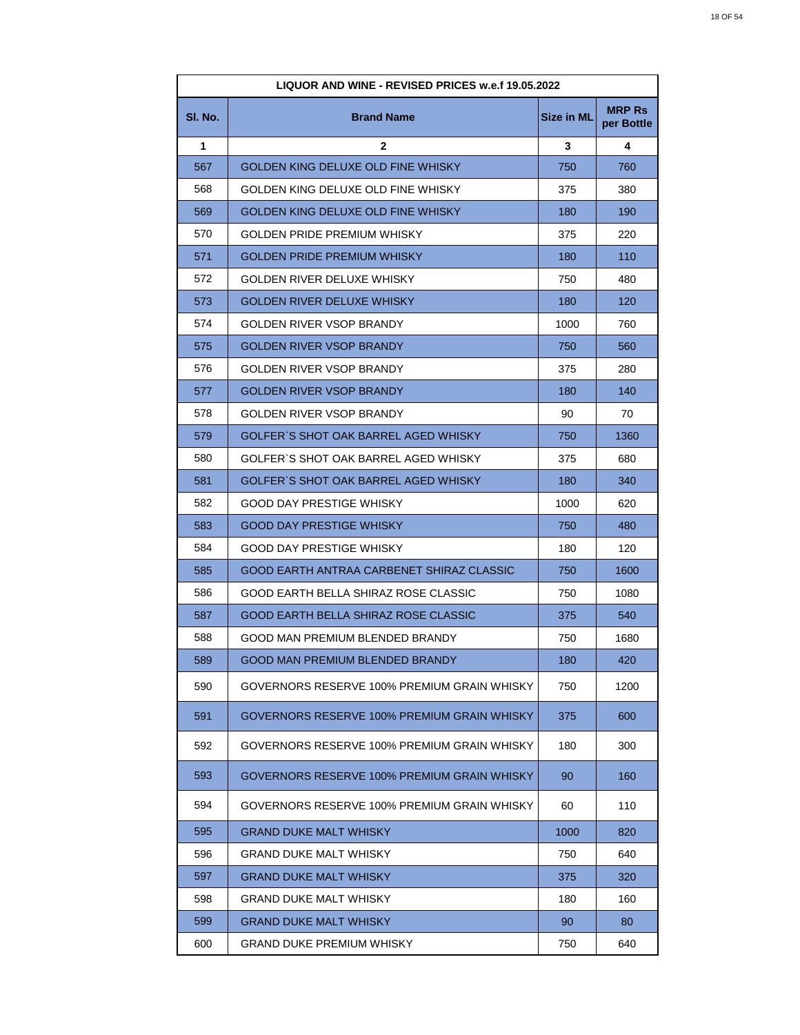| LIQUOR AND WINE - REVISED PRICES w.e.f 19.05.2022 | | | |
|---|---|---|---|
| **Sl. No.** | **Brand Name** | **Size in ML** | **MRP Rs per Bottle** |
| **1** | **2** | **3** | **4** |
| 567 | GOLDEN KING DELUXE OLD FINE WHISKY | 750 | 760 |
| 568 | GOLDEN KING DELUXE OLD FINE WHISKY | 375 | 380 |
| 569 | GOLDEN KING DELUXE OLD FINE WHISKY | 180 | 190 |
| 570 | GOLDEN PRIDE PREMIUM WHISKY | 375 | 220 |
| 571 | GOLDEN PRIDE PREMIUM WHISKY | 180 | 110 |
| 572 | GOLDEN RIVER DELUXE WHISKY | 750 | 480 |
| 573 | GOLDEN RIVER DELUXE WHISKY | 180 | 120 |
| 574 | GOLDEN RIVER VSOP BRANDY | 1000 | 760 |
| 575 | GOLDEN RIVER VSOP BRANDY | 750 | 560 |
| 576 | GOLDEN RIVER VSOP BRANDY | 375 | 280 |
| 577 | GOLDEN RIVER VSOP BRANDY | 180 | 140 |
| 578 | GOLDEN RIVER VSOP BRANDY | 90 | 70 |
| 579 | GOLFER`S SHOT OAK BARREL AGED WHISKY | 750 | 1360 |
| 580 | GOLFER`S SHOT OAK BARREL AGED WHISKY | 375 | 680 |
| 581 | GOLFER`S SHOT OAK BARREL AGED WHISKY | 180 | 340 |
| 582 | GOOD DAY PRESTIGE WHISKY | 1000 | 620 |
| 583 | GOOD DAY PRESTIGE WHISKY | 750 | 480 |
| 584 | GOOD DAY PRESTIGE WHISKY | 180 | 120 |
| 585 | GOOD EARTH ANTRAA CARBENET SHIRAZ CLASSIC | 750 | 1600 |
| 586 | GOOD EARTH BELLA SHIRAZ ROSE CLASSIC | 750 | 1080 |
| 587 | GOOD EARTH BELLA SHIRAZ ROSE CLASSIC | 375 | 540 |
| 588 | GOOD MAN PREMIUM BLENDED BRANDY | 750 | 1680 |
| 589 | GOOD MAN PREMIUM BLENDED BRANDY | 180 | 420 |
| 590 | GOVERNORS RESERVE 100% PREMIUM GRAIN WHISKY | 750 | 1200 |
| 591 | GOVERNORS RESERVE 100% PREMIUM GRAIN WHISKY | 375 | 600 |
| 592 | GOVERNORS RESERVE 100% PREMIUM GRAIN WHISKY | 180 | 300 |
| 593 | GOVERNORS RESERVE 100% PREMIUM GRAIN WHISKY | 90 | 160 |
| 594 | GOVERNORS RESERVE 100% PREMIUM GRAIN WHISKY | 60 | 110 |
| 595 | GRAND DUKE MALT WHISKY | 1000 | 820 |
| 596 | GRAND DUKE MALT WHISKY | 750 | 640 |
| 597 | GRAND DUKE MALT WHISKY | 375 | 320 |
| 598 | GRAND DUKE MALT WHISKY | 180 | 160 |
| 599 | GRAND DUKE MALT WHISKY | 90 | 80 |
| 600 | GRAND DUKE PREMIUM WHISKY | 750 | 640 |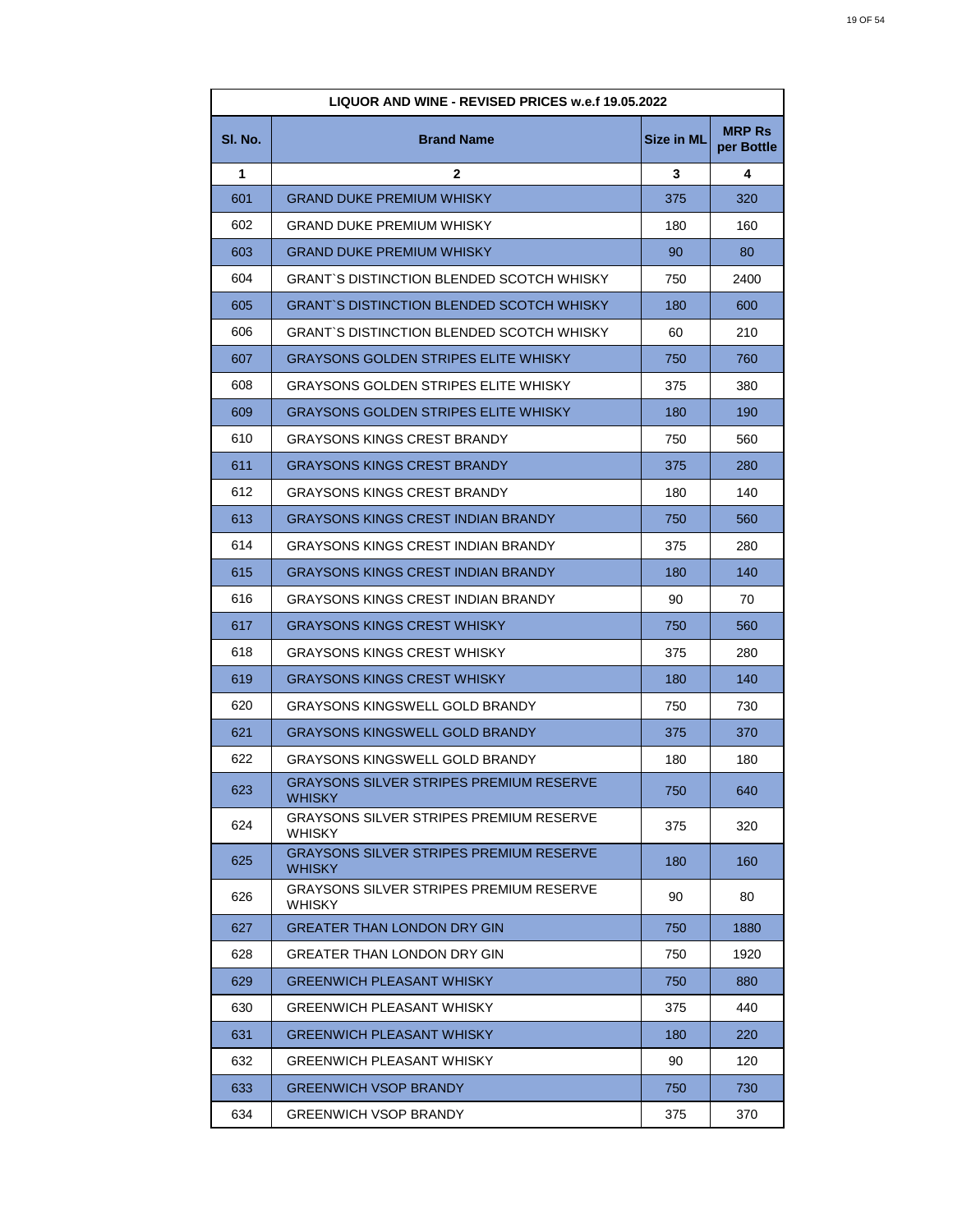| LIQUOR AND WINE - REVISED PRICES w.e.f 19.05.2022 | | | |
|---|---|---|---|
| **Sl. No.** | **Brand Name** | **Size in ML** | **MRP Rs per Bottle** |
| **1** | **2** | **3** | **4** |
| 601 | GRAND DUKE PREMIUM WHISKY | 375 | 320 |
| 602 | GRAND DUKE PREMIUM WHISKY | 180 | 160 |
| 603 | GRAND DUKE PREMIUM WHISKY | 90 | 80 |
| 604 | GRANT`S DISTINCTION BLENDED SCOTCH WHISKY | 750 | 2400 |
| 605 | GRANT`S DISTINCTION BLENDED SCOTCH WHISKY | 180 | 600 |
| 606 | GRANT`S DISTINCTION BLENDED SCOTCH WHISKY | 60 | 210 |
| 607 | GRAYSONS GOLDEN STRIPES ELITE WHISKY | 750 | 760 |
| 608 | GRAYSONS GOLDEN STRIPES ELITE WHISKY | 375 | 380 |
| 609 | GRAYSONS GOLDEN STRIPES ELITE WHISKY | 180 | 190 |
| 610 | GRAYSONS KINGS CREST BRANDY | 750 | 560 |
| 611 | GRAYSONS KINGS CREST BRANDY | 375 | 280 |
| 612 | GRAYSONS KINGS CREST BRANDY | 180 | 140 |
| 613 | GRAYSONS KINGS CREST INDIAN BRANDY | 750 | 560 |
| 614 | GRAYSONS KINGS CREST INDIAN BRANDY | 375 | 280 |
| 615 | GRAYSONS KINGS CREST INDIAN BRANDY | 180 | 140 |
| 616 | GRAYSONS KINGS CREST INDIAN BRANDY | 90 | 70 |
| 617 | GRAYSONS KINGS CREST WHISKY | 750 | 560 |
| 618 | GRAYSONS KINGS CREST WHISKY | 375 | 280 |
| 619 | GRAYSONS KINGS CREST WHISKY | 180 | 140 |
| 620 | GRAYSONS KINGSWELL GOLD BRANDY | 750 | 730 |
| 621 | GRAYSONS KINGSWELL GOLD BRANDY | 375 | 370 |
| 622 | GRAYSONS KINGSWELL GOLD BRANDY | 180 | 180 |
| 623 | GRAYSONS SILVER STRIPES PREMIUM RESERVE WHISKY | 750 | 640 |
| 624 | GRAYSONS SILVER STRIPES PREMIUM RESERVE WHISKY | 375 | 320 |
| 625 | GRAYSONS SILVER STRIPES PREMIUM RESERVE WHISKY | 180 | 160 |
| 626 | GRAYSONS SILVER STRIPES PREMIUM RESERVE WHISKY | 90 | 80 |
| 627 | GREATER THAN LONDON DRY GIN | 750 | 1880 |
| 628 | GREATER THAN LONDON DRY GIN | 750 | 1920 |
| 629 | GREENWICH PLEASANT WHISKY | 750 | 880 |
| 630 | GREENWICH PLEASANT WHISKY | 375 | 440 |
| 631 | GREENWICH PLEASANT WHISKY | 180 | 220 |
| 632 | GREENWICH PLEASANT WHISKY | 90 | 120 |
| 633 | GREENWICH VSOP BRANDY | 750 | 730 |
| 634 | GREENWICH VSOP BRANDY | 375 | 370 |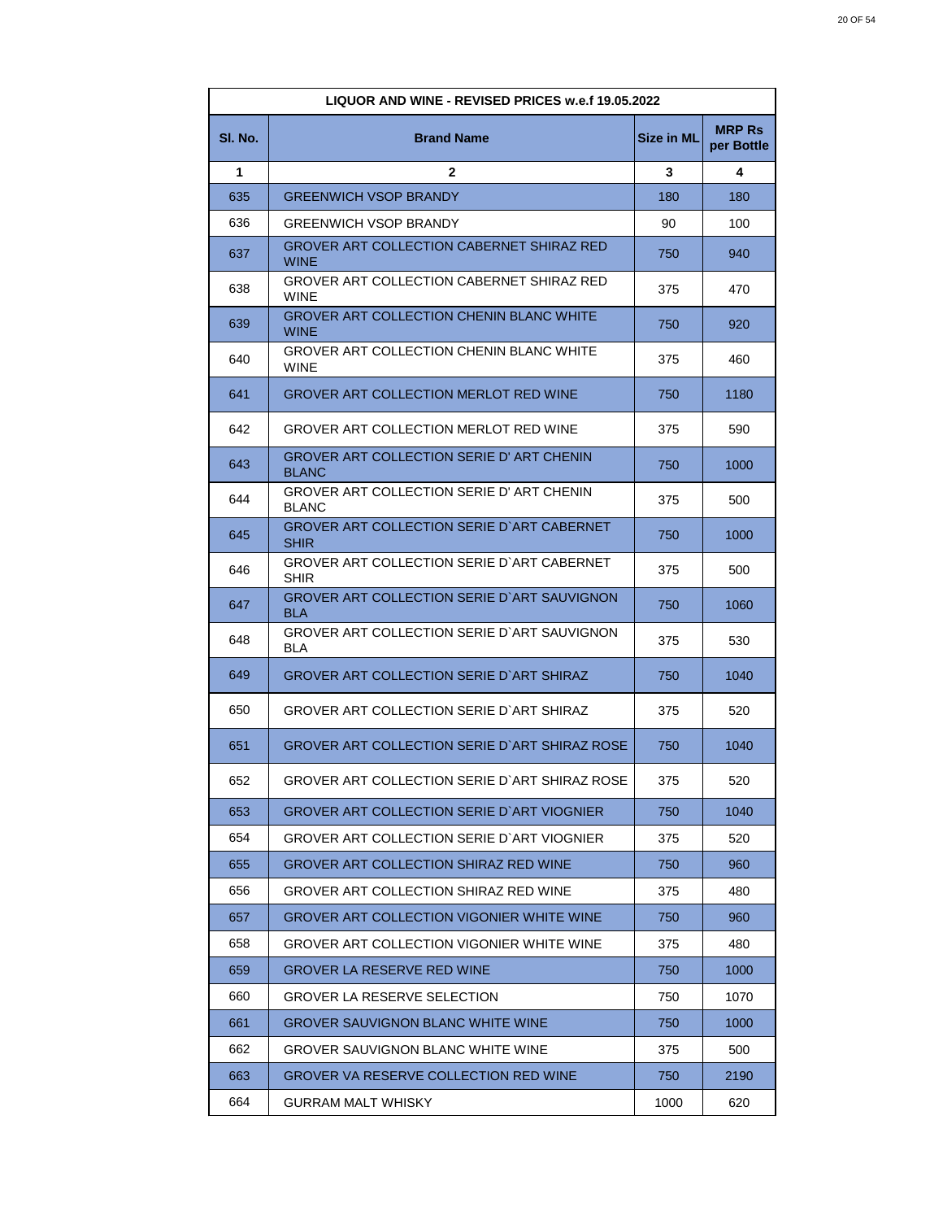| LIQUOR AND WINE - REVISED PRICES w.e.f 19.05.2022 | | | |
|---|---|---|---|
| Sl. No. | Brand Name | Size in ML | MRP Rs per Bottle |
| 1 | 2 | 3 | 4 |
| 635 | GREENWICH VSOP BRANDY | 180 | 180 |
| 636 | GREENWICH VSOP BRANDY | 90 | 100 |
| 637 | GROVER ART COLLECTION CABERNET SHIRAZ RED WINE | 750 | 940 |
| 638 | GROVER ART COLLECTION CABERNET SHIRAZ RED WINE | 375 | 470 |
| 639 | GROVER ART COLLECTION CHENIN BLANC WHITE WINE | 750 | 920 |
| 640 | GROVER ART COLLECTION CHENIN BLANC WHITE WINE | 375 | 460 |
| 641 | GROVER ART COLLECTION MERLOT RED WINE | 750 | 1180 |
| 642 | GROVER ART COLLECTION MERLOT RED WINE | 375 | 590 |
| 643 | GROVER ART COLLECTION SERIE D' ART CHENIN BLANC | 750 | 1000 |
| 644 | GROVER ART COLLECTION SERIE D' ART CHENIN BLANC | 375 | 500 |
| 645 | GROVER ART COLLECTION SERIE D`ART CABERNET SHIR | 750 | 1000 |
| 646 | GROVER ART COLLECTION SERIE D`ART CABERNET SHIR | 375 | 500 |
| 647 | GROVER ART COLLECTION SERIE D`ART SAUVIGNON BLA | 750 | 1060 |
| 648 | GROVER ART COLLECTION SERIE D`ART SAUVIGNON BLA | 375 | 530 |
| 649 | GROVER ART COLLECTION SERIE D`ART SHIRAZ | 750 | 1040 |
| 650 | GROVER ART COLLECTION SERIE D`ART SHIRAZ | 375 | 520 |
| 651 | GROVER ART COLLECTION SERIE D`ART SHIRAZ ROSE | 750 | 1040 |
| 652 | GROVER ART COLLECTION SERIE D`ART SHIRAZ ROSE | 375 | 520 |
| 653 | GROVER ART COLLECTION SERIE D`ART VIOGNIER | 750 | 1040 |
| 654 | GROVER ART COLLECTION SERIE D`ART VIOGNIER | 375 | 520 |
| 655 | GROVER ART COLLECTION SHIRAZ RED WINE | 750 | 960 |
| 656 | GROVER ART COLLECTION SHIRAZ RED WINE | 375 | 480 |
| 657 | GROVER ART COLLECTION VIGONIER WHITE WINE | 750 | 960 |
| 658 | GROVER ART COLLECTION VIGONIER WHITE WINE | 375 | 480 |
| 659 | GROVER LA RESERVE RED WINE | 750 | 1000 |
| 660 | GROVER LA RESERVE SELECTION | 750 | 1070 |
| 661 | GROVER SAUVIGNON BLANC WHITE WINE | 750 | 1000 |
| 662 | GROVER SAUVIGNON BLANC WHITE WINE | 375 | 500 |
| 663 | GROVER VA RESERVE COLLECTION RED WINE | 750 | 2190 |
| 664 | GURRAM MALT WHISKY | 1000 | 620 |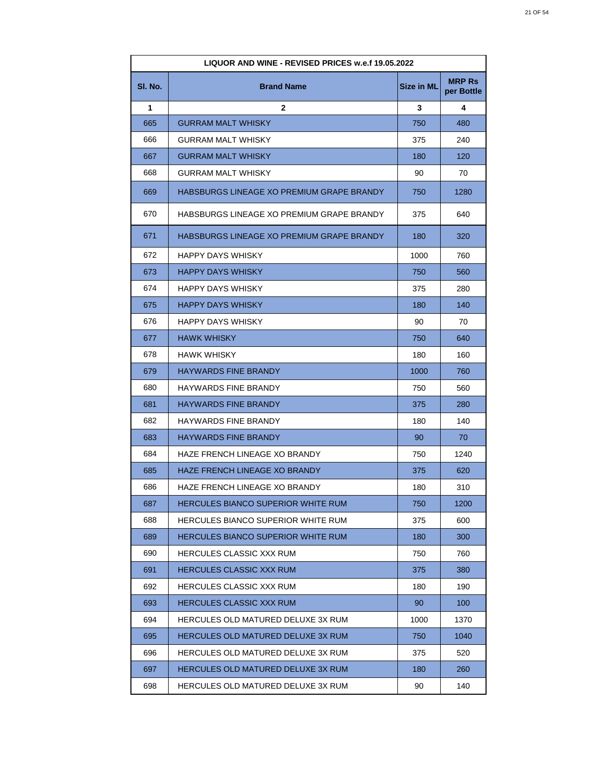| LIQUOR AND WINE - REVISED PRICES w.e.f 19.05.2022 | | | |
|---|---|---|---|
| **Sl. No.** | **Brand Name** | **Size in ML** | **MRP Rs per Bottle** |
| **1** | **2** | **3** | **4** |
| 665 | GURRAM MALT WHISKY | 750 | 480 |
| 666 | GURRAM MALT WHISKY | 375 | 240 |
| 667 | GURRAM MALT WHISKY | 180 | 120 |
| 668 | GURRAM MALT WHISKY | 90 | 70 |
| 669 | HABSBURGS LINEAGE XO PREMIUM GRAPE BRANDY | 750 | 1280 |
| 670 | HABSBURGS LINEAGE XO PREMIUM GRAPE BRANDY | 375 | 640 |
| 671 | HABSBURGS LINEAGE XO PREMIUM GRAPE BRANDY | 180 | 320 |
| 672 | HAPPY DAYS WHISKY | 1000 | 760 |
| 673 | HAPPY DAYS WHISKY | 750 | 560 |
| 674 | HAPPY DAYS WHISKY | 375 | 280 |
| 675 | HAPPY DAYS WHISKY | 180 | 140 |
| 676 | HAPPY DAYS WHISKY | 90 | 70 |
| 677 | HAWK WHISKY | 750 | 640 |
| 678 | HAWK WHISKY | 180 | 160 |
| 679 | HAYWARDS FINE BRANDY | 1000 | 760 |
| 680 | HAYWARDS FINE BRANDY | 750 | 560 |
| 681 | HAYWARDS FINE BRANDY | 375 | 280 |
| 682 | HAYWARDS FINE BRANDY | 180 | 140 |
| 683 | HAYWARDS FINE BRANDY | 90 | 70 |
| 684 | HAZE FRENCH LINEAGE XO BRANDY | 750 | 1240 |
| 685 | HAZE FRENCH LINEAGE XO BRANDY | 375 | 620 |
| 686 | HAZE FRENCH LINEAGE XO BRANDY | 180 | 310 |
| 687 | HERCULES BIANCO SUPERIOR WHITE RUM | 750 | 1200 |
| 688 | HERCULES BIANCO SUPERIOR WHITE RUM | 375 | 600 |
| 689 | HERCULES BIANCO SUPERIOR WHITE RUM | 180 | 300 |
| 690 | HERCULES CLASSIC XXX RUM | 750 | 760 |
| 691 | HERCULES CLASSIC XXX RUM | 375 | 380 |
| 692 | HERCULES CLASSIC XXX RUM | 180 | 190 |
| 693 | HERCULES CLASSIC XXX RUM | 90 | 100 |
| 694 | HERCULES OLD MATURED DELUXE 3X RUM | 1000 | 1370 |
| 695 | HERCULES OLD MATURED DELUXE 3X RUM | 750 | 1040 |
| 696 | HERCULES OLD MATURED DELUXE 3X RUM | 375 | 520 |
| 697 | HERCULES OLD MATURED DELUXE 3X RUM | 180 | 260 |
| 698 | HERCULES OLD MATURED DELUXE 3X RUM | 90 | 140 |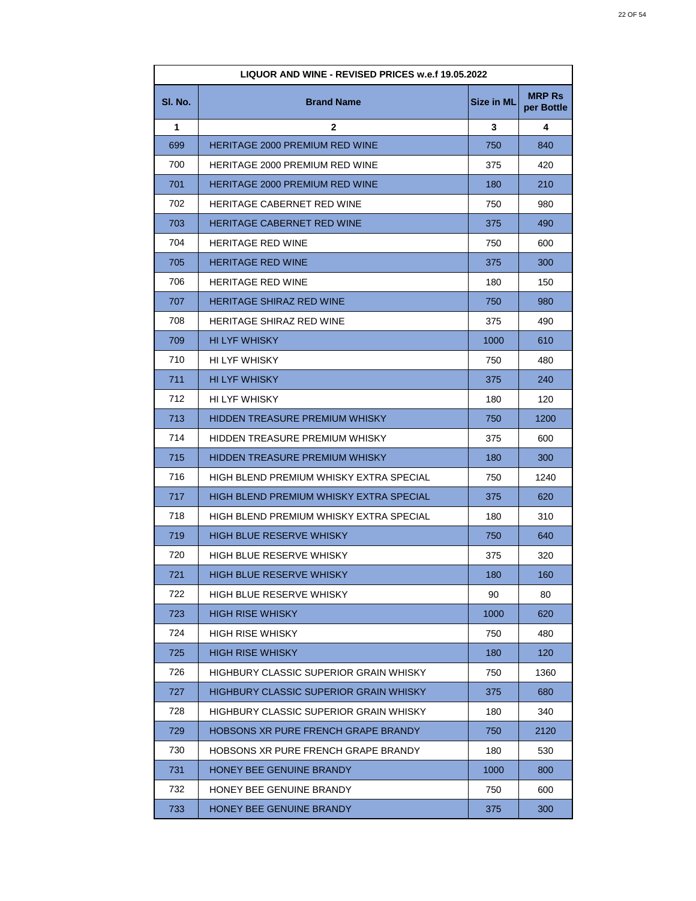| LIQUOR AND WINE - REVISED PRICES w.e.f 19.05.2022 | | | |
|---|---|---|---|
| **Sl. No.** | **Brand Name** | **Size in ML** | **MRP Rs per Bottle** |
| **1** | **2** | **3** | **4** |
| 699 | HERITAGE 2000 PREMIUM RED WINE | 750 | 840 |
| 700 | HERITAGE 2000 PREMIUM RED WINE | 375 | 420 |
| 701 | HERITAGE 2000 PREMIUM RED WINE | 180 | 210 |
| 702 | HERITAGE CABERNET RED WINE | 750 | 980 |
| 703 | HERITAGE CABERNET RED WINE | 375 | 490 |
| 704 | HERITAGE RED WINE | 750 | 600 |
| 705 | HERITAGE RED WINE | 375 | 300 |
| 706 | HERITAGE RED WINE | 180 | 150 |
| 707 | HERITAGE SHIRAZ RED WINE | 750 | 980 |
| 708 | HERITAGE SHIRAZ RED WINE | 375 | 490 |
| 709 | HI LYF WHISKY | 1000 | 610 |
| 710 | HI LYF WHISKY | 750 | 480 |
| 711 | HI LYF WHISKY | 375 | 240 |
| 712 | HI LYF WHISKY | 180 | 120 |
| 713 | HIDDEN TREASURE PREMIUM WHISKY | 750 | 1200 |
| 714 | HIDDEN TREASURE PREMIUM WHISKY | 375 | 600 |
| 715 | HIDDEN TREASURE PREMIUM WHISKY | 180 | 300 |
| 716 | HIGH BLEND PREMIUM WHISKY EXTRA SPECIAL | 750 | 1240 |
| 717 | HIGH BLEND PREMIUM WHISKY EXTRA SPECIAL | 375 | 620 |
| 718 | HIGH BLEND PREMIUM WHISKY EXTRA SPECIAL | 180 | 310 |
| 719 | HIGH BLUE RESERVE WHISKY | 750 | 640 |
| 720 | HIGH BLUE RESERVE WHISKY | 375 | 320 |
| 721 | HIGH BLUE RESERVE WHISKY | 180 | 160 |
| 722 | HIGH BLUE RESERVE WHISKY | 90 | 80 |
| 723 | HIGH RISE WHISKY | 1000 | 620 |
| 724 | HIGH RISE WHISKY | 750 | 480 |
| 725 | HIGH RISE WHISKY | 180 | 120 |
| 726 | HIGHBURY CLASSIC SUPERIOR GRAIN WHISKY | 750 | 1360 |
| 727 | HIGHBURY CLASSIC SUPERIOR GRAIN WHISKY | 375 | 680 |
| 728 | HIGHBURY CLASSIC SUPERIOR GRAIN WHISKY | 180 | 340 |
| 729 | HOBSONS XR PURE FRENCH GRAPE BRANDY | 750 | 2120 |
| 730 | HOBSONS XR PURE FRENCH GRAPE BRANDY | 180 | 530 |
| 731 | HONEY BEE GENUINE BRANDY | 1000 | 800 |
| 732 | HONEY BEE GENUINE BRANDY | 750 | 600 |
| 733 | HONEY BEE GENUINE BRANDY | 375 | 300 |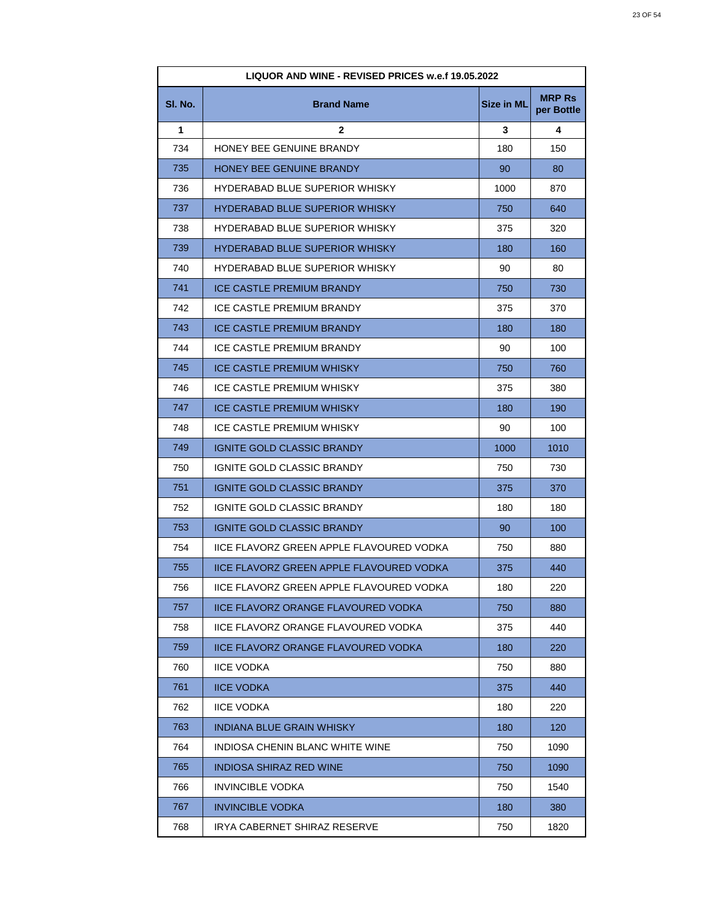| LIQUOR AND WINE - REVISED PRICES w.e.f 19.05.2022 | | | |
|---|---|---|---|
| **Sl. No.** | **Brand Name** | **Size in ML** | **MRP Rs per Bottle** |
| **1** | **2** | **3** | **4** |
| 734 | HONEY BEE GENUINE BRANDY | 180 | 150 |
| 735 | HONEY BEE GENUINE BRANDY | 90 | 80 |
| 736 | HYDERABAD BLUE SUPERIOR WHISKY | 1000 | 870 |
| 737 | HYDERABAD BLUE SUPERIOR WHISKY | 750 | 640 |
| 738 | HYDERABAD BLUE SUPERIOR WHISKY | 375 | 320 |
| 739 | HYDERABAD BLUE SUPERIOR WHISKY | 180 | 160 |
| 740 | HYDERABAD BLUE SUPERIOR WHISKY | 90 | 80 |
| 741 | ICE CASTLE PREMIUM BRANDY | 750 | 730 |
| 742 | ICE CASTLE PREMIUM BRANDY | 375 | 370 |
| 743 | ICE CASTLE PREMIUM BRANDY | 180 | 180 |
| 744 | ICE CASTLE PREMIUM BRANDY | 90 | 100 |
| 745 | ICE CASTLE PREMIUM WHISKY | 750 | 760 |
| 746 | ICE CASTLE PREMIUM WHISKY | 375 | 380 |
| 747 | ICE CASTLE PREMIUM WHISKY | 180 | 190 |
| 748 | ICE CASTLE PREMIUM WHISKY | 90 | 100 |
| 749 | IGNITE GOLD CLASSIC BRANDY | 1000 | 1010 |
| 750 | IGNITE GOLD CLASSIC BRANDY | 750 | 730 |
| 751 | IGNITE GOLD CLASSIC BRANDY | 375 | 370 |
| 752 | IGNITE GOLD CLASSIC BRANDY | 180 | 180 |
| 753 | IGNITE GOLD CLASSIC BRANDY | 90 | 100 |
| 754 | IICE FLAVORZ GREEN APPLE FLAVOURED VODKA | 750 | 880 |
| 755 | IICE FLAVORZ GREEN APPLE FLAVOURED VODKA | 375 | 440 |
| 756 | IICE FLAVORZ GREEN APPLE FLAVOURED VODKA | 180 | 220 |
| 757 | IICE FLAVORZ ORANGE FLAVOURED VODKA | 750 | 880 |
| 758 | IICE FLAVORZ ORANGE FLAVOURED VODKA | 375 | 440 |
| 759 | IICE FLAVORZ ORANGE FLAVOURED VODKA | 180 | 220 |
| 760 | IICE VODKA | 750 | 880 |
| 761 | IICE VODKA | 375 | 440 |
| 762 | IICE VODKA | 180 | 220 |
| 763 | INDIANA BLUE GRAIN WHISKY | 180 | 120 |
| 764 | INDIOSA CHENIN BLANC WHITE WINE | 750 | 1090 |
| 765 | INDIOSA SHIRAZ RED WINE | 750 | 1090 |
| 766 | INVINCIBLE VODKA | 750 | 1540 |
| 767 | INVINCIBLE VODKA | 180 | 380 |
| 768 | IRYA CABERNET SHIRAZ RESERVE | 750 | 1820 |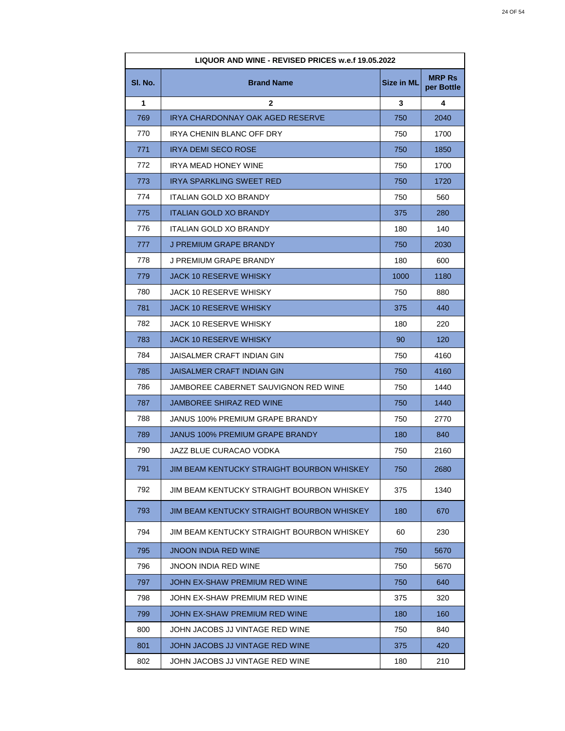| LIQUOR AND WINE - REVISED PRICES w.e.f 19.05.2022 | | | |
|---|---|---|---|
| **Sl. No.** | **Brand Name** | **Size in ML** | **MRP Rs per Bottle** |
| **1** | **2** | **3** | **4** |
| 769 | IRYA CHARDONNAY OAK AGED RESERVE | 750 | 2040 |
| 770 | IRYA CHENIN BLANC OFF DRY | 750 | 1700 |
| 771 | IRYA DEMI SECO ROSE | 750 | 1850 |
| 772 | IRYA MEAD HONEY WINE | 750 | 1700 |
| 773 | IRYA SPARKLING SWEET RED | 750 | 1720 |
| 774 | ITALIAN GOLD XO BRANDY | 750 | 560 |
| 775 | ITALIAN GOLD XO BRANDY | 375 | 280 |
| 776 | ITALIAN GOLD XO BRANDY | 180 | 140 |
| 777 | J PREMIUM GRAPE BRANDY | 750 | 2030 |
| 778 | J PREMIUM GRAPE BRANDY | 180 | 600 |
| 779 | JACK 10 RESERVE WHISKY | 1000 | 1180 |
| 780 | JACK 10 RESERVE WHISKY | 750 | 880 |
| 781 | JACK 10 RESERVE WHISKY | 375 | 440 |
| 782 | JACK 10 RESERVE WHISKY | 180 | 220 |
| 783 | JACK 10 RESERVE WHISKY | 90 | 120 |
| 784 | JAISALMER CRAFT INDIAN GIN | 750 | 4160 |
| 785 | JAISALMER CRAFT INDIAN GIN | 750 | 4160 |
| 786 | JAMBOREE CABERNET SAUVIGNON RED WINE | 750 | 1440 |
| 787 | JAMBOREE SHIRAZ RED WINE | 750 | 1440 |
| 788 | JANUS 100% PREMIUM GRAPE BRANDY | 750 | 2770 |
| 789 | JANUS 100% PREMIUM GRAPE BRANDY | 180 | 840 |
| 790 | JAZZ BLUE CURACAO VODKA | 750 | 2160 |
| 791 | JIM BEAM KENTUCKY STRAIGHT BOURBON WHISKEY | 750 | 2680 |
| 792 | JIM BEAM KENTUCKY STRAIGHT BOURBON WHISKEY | 375 | 1340 |
| 793 | JIM BEAM KENTUCKY STRAIGHT BOURBON WHISKEY | 180 | 670 |
| 794 | JIM BEAM KENTUCKY STRAIGHT BOURBON WHISKEY | 60 | 230 |
| 795 | JNOON INDIA RED WINE | 750 | 5670 |
| 796 | JNOON INDIA RED WINE | 750 | 5670 |
| 797 | JOHN EX-SHAW PREMIUM RED WINE | 750 | 640 |
| 798 | JOHN EX-SHAW PREMIUM RED WINE | 375 | 320 |
| 799 | JOHN EX-SHAW PREMIUM RED WINE | 180 | 160 |
| 800 | JOHN JACOBS JJ VINTAGE RED WINE | 750 | 840 |
| 801 | JOHN JACOBS JJ VINTAGE RED WINE | 375 | 420 |
| 802 | JOHN JACOBS JJ VINTAGE RED WINE | 180 | 210 |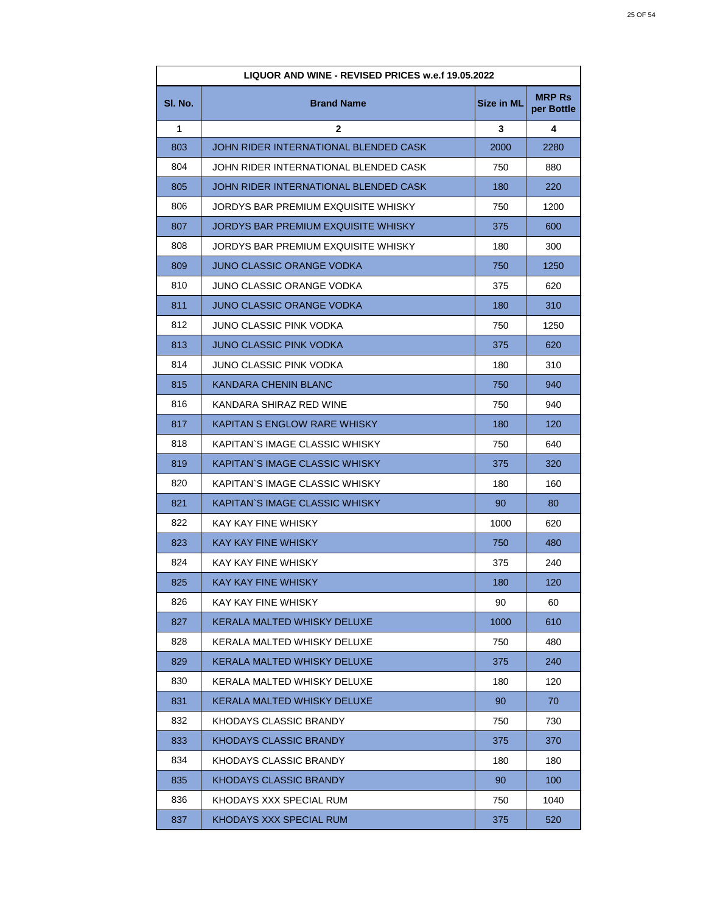| LIQUOR AND WINE - REVISED PRICES w.e.f 19.05.2022 | | | |
|---|---|---|---|
| Sl. No. | Brand Name | Size in ML | MRP Rs per Bottle |
| 1 | 2 | 3 | 4 |
| 803 | JOHN RIDER INTERNATIONAL BLENDED CASK | 2000 | 2280 |
| 804 | JOHN RIDER INTERNATIONAL BLENDED CASK | 750 | 880 |
| 805 | JOHN RIDER INTERNATIONAL BLENDED CASK | 180 | 220 |
| 806 | JORDYS BAR PREMIUM EXQUISITE WHISKY | 750 | 1200 |
| 807 | JORDYS BAR PREMIUM EXQUISITE WHISKY | 375 | 600 |
| 808 | JORDYS BAR PREMIUM EXQUISITE WHISKY | 180 | 300 |
| 809 | JUNO CLASSIC ORANGE VODKA | 750 | 1250 |
| 810 | JUNO CLASSIC ORANGE VODKA | 375 | 620 |
| 811 | JUNO CLASSIC ORANGE VODKA | 180 | 310 |
| 812 | JUNO CLASSIC PINK VODKA | 750 | 1250 |
| 813 | JUNO CLASSIC PINK VODKA | 375 | 620 |
| 814 | JUNO CLASSIC PINK VODKA | 180 | 310 |
| 815 | KANDARA CHENIN BLANC | 750 | 940 |
| 816 | KANDARA SHIRAZ RED WINE | 750 | 940 |
| 817 | KAPITAN S ENGLOW RARE WHISKY | 180 | 120 |
| 818 | KAPITAN`S IMAGE CLASSIC WHISKY | 750 | 640 |
| 819 | KAPITAN`S IMAGE CLASSIC WHISKY | 375 | 320 |
| 820 | KAPITAN`S IMAGE CLASSIC WHISKY | 180 | 160 |
| 821 | KAPITAN`S IMAGE CLASSIC WHISKY | 90 | 80 |
| 822 | KAY KAY FINE WHISKY | 1000 | 620 |
| 823 | KAY KAY FINE WHISKY | 750 | 480 |
| 824 | KAY KAY FINE WHISKY | 375 | 240 |
| 825 | KAY KAY FINE WHISKY | 180 | 120 |
| 826 | KAY KAY FINE WHISKY | 90 | 60 |
| 827 | KERALA MALTED WHISKY DELUXE | 1000 | 610 |
| 828 | KERALA MALTED WHISKY DELUXE | 750 | 480 |
| 829 | KERALA MALTED WHISKY DELUXE | 375 | 240 |
| 830 | KERALA MALTED WHISKY DELUXE | 180 | 120 |
| 831 | KERALA MALTED WHISKY DELUXE | 90 | 70 |
| 832 | KHODAYS CLASSIC BRANDY | 750 | 730 |
| 833 | KHODAYS CLASSIC BRANDY | 375 | 370 |
| 834 | KHODAYS CLASSIC BRANDY | 180 | 180 |
| 835 | KHODAYS CLASSIC BRANDY | 90 | 100 |
| 836 | KHODAYS XXX SPECIAL RUM | 750 | 1040 |
| 837 | KHODAYS XXX SPECIAL RUM | 375 | 520 |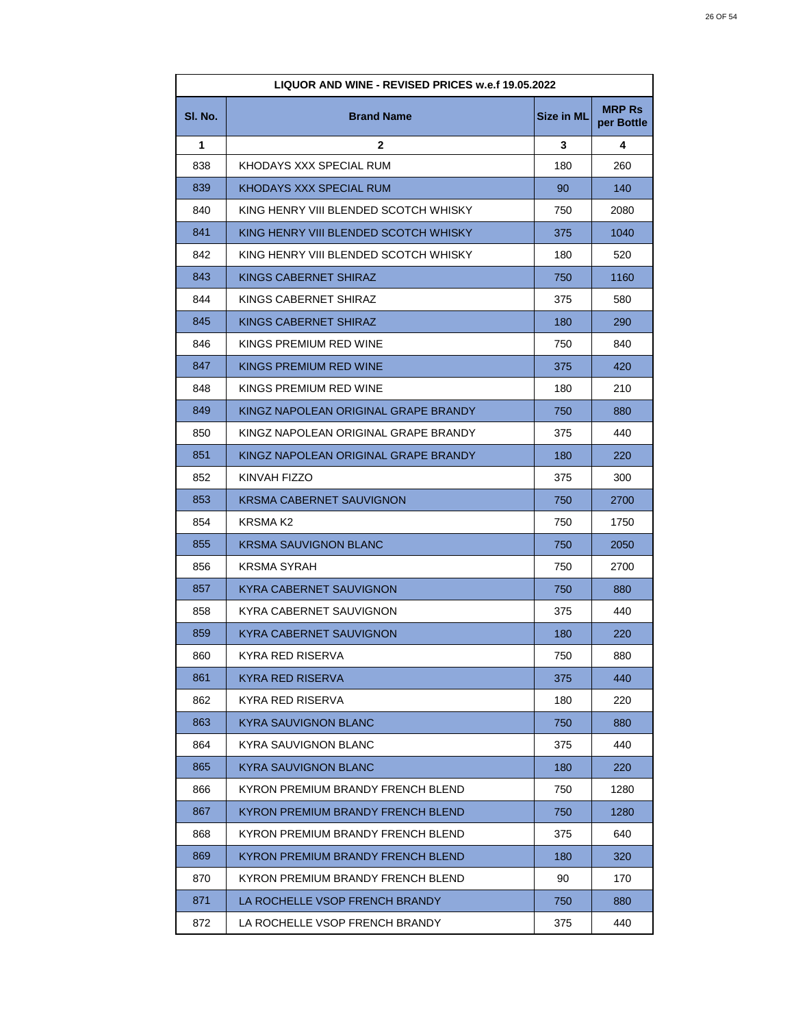| LIQUOR AND WINE - REVISED PRICES w.e.f 19.05.2022 | | | |
|---|---|---|---|
| Sl. No. | Brand Name | Size in ML | MRP Rs per Bottle |
| 1 | 2 | 3 | 4 |
| 838 | KHODAYS XXX SPECIAL RUM | 180 | 260 |
| 839 | KHODAYS XXX SPECIAL RUM | 90 | 140 |
| 840 | KING HENRY VIII BLENDED SCOTCH WHISKY | 750 | 2080 |
| 841 | KING HENRY VIII BLENDED SCOTCH WHISKY | 375 | 1040 |
| 842 | KING HENRY VIII BLENDED SCOTCH WHISKY | 180 | 520 |
| 843 | KINGS CABERNET SHIRAZ | 750 | 1160 |
| 844 | KINGS CABERNET SHIRAZ | 375 | 580 |
| 845 | KINGS CABERNET SHIRAZ | 180 | 290 |
| 846 | KINGS PREMIUM RED WINE | 750 | 840 |
| 847 | KINGS PREMIUM RED WINE | 375 | 420 |
| 848 | KINGS PREMIUM RED WINE | 180 | 210 |
| 849 | KINGZ NAPOLEAN ORIGINAL GRAPE BRANDY | 750 | 880 |
| 850 | KINGZ NAPOLEAN ORIGINAL GRAPE BRANDY | 375 | 440 |
| 851 | KINGZ NAPOLEAN ORIGINAL GRAPE BRANDY | 180 | 220 |
| 852 | KINVAH FIZZO | 375 | 300 |
| 853 | KRSMA CABERNET SAUVIGNON | 750 | 2700 |
| 854 | KRSMA K2 | 750 | 1750 |
| 855 | KRSMA SAUVIGNON BLANC | 750 | 2050 |
| 856 | KRSMA SYRAH | 750 | 2700 |
| 857 | KYRA CABERNET SAUVIGNON | 750 | 880 |
| 858 | KYRA CABERNET SAUVIGNON | 375 | 440 |
| 859 | KYRA CABERNET SAUVIGNON | 180 | 220 |
| 860 | KYRA RED RISERVA | 750 | 880 |
| 861 | KYRA RED RISERVA | 375 | 440 |
| 862 | KYRA RED RISERVA | 180 | 220 |
| 863 | KYRA SAUVIGNON BLANC | 750 | 880 |
| 864 | KYRA SAUVIGNON BLANC | 375 | 440 |
| 865 | KYRA SAUVIGNON BLANC | 180 | 220 |
| 866 | KYRON PREMIUM BRANDY FRENCH BLEND | 750 | 1280 |
| 867 | KYRON PREMIUM BRANDY FRENCH BLEND | 750 | 1280 |
| 868 | KYRON PREMIUM BRANDY FRENCH BLEND | 375 | 640 |
| 869 | KYRON PREMIUM BRANDY FRENCH BLEND | 180 | 320 |
| 870 | KYRON PREMIUM BRANDY FRENCH BLEND | 90 | 170 |
| 871 | LA ROCHELLE VSOP FRENCH BRANDY | 750 | 880 |
| 872 | LA ROCHELLE VSOP FRENCH BRANDY | 375 | 440 |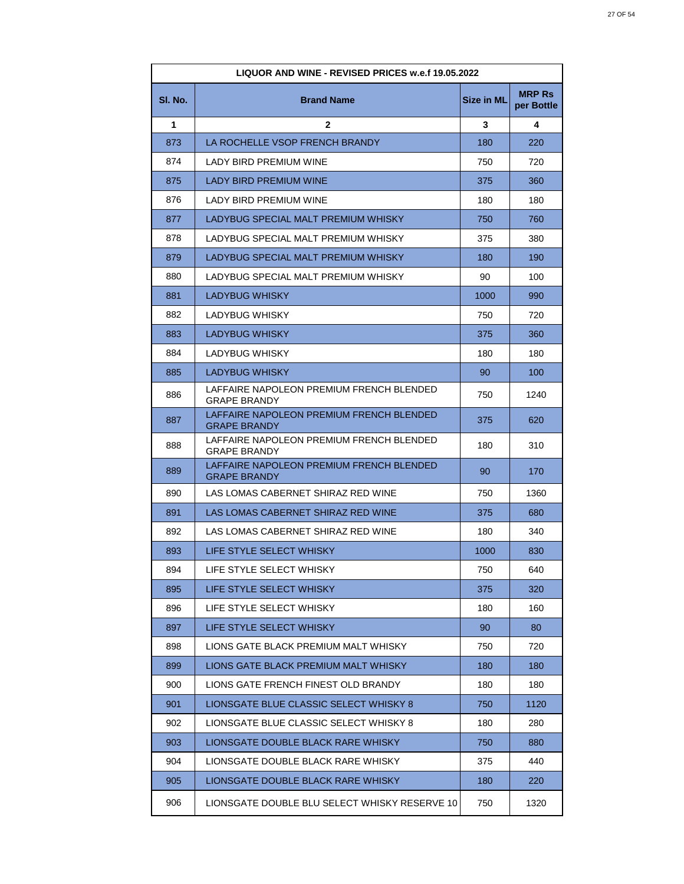| LIQUOR AND WINE - REVISED PRICES w.e.f 19.05.2022 | | | |
|---|---|---|---|
| **Sl. No.** | **Brand Name** | **Size in ML** | **MRP Rs per Bottle** |
| **1** | **2** | **3** | **4** |
| 873 | LA ROCHELLE VSOP FRENCH BRANDY | 180 | 220 |
| 874 | LADY BIRD PREMIUM WINE | 750 | 720 |
| 875 | LADY BIRD PREMIUM WINE | 375 | 360 |
| 876 | LADY BIRD PREMIUM WINE | 180 | 180 |
| 877 | LADYBUG SPECIAL MALT PREMIUM WHISKY | 750 | 760 |
| 878 | LADYBUG SPECIAL MALT PREMIUM WHISKY | 375 | 380 |
| 879 | LADYBUG SPECIAL MALT PREMIUM WHISKY | 180 | 190 |
| 880 | LADYBUG SPECIAL MALT PREMIUM WHISKY | 90 | 100 |
| 881 | LADYBUG WHISKY | 1000 | 990 |
| 882 | LADYBUG WHISKY | 750 | 720 |
| 883 | LADYBUG WHISKY | 375 | 360 |
| 884 | LADYBUG WHISKY | 180 | 180 |
| 885 | LADYBUG WHISKY | 90 | 100 |
| 886 | LAFFAIRE NAPOLEON PREMIUM FRENCH BLENDED GRAPE BRANDY | 750 | 1240 |
| 887 | LAFFAIRE NAPOLEON PREMIUM FRENCH BLENDED GRAPE BRANDY | 375 | 620 |
| 888 | LAFFAIRE NAPOLEON PREMIUM FRENCH BLENDED GRAPE BRANDY | 180 | 310 |
| 889 | LAFFAIRE NAPOLEON PREMIUM FRENCH BLENDED GRAPE BRANDY | 90 | 170 |
| 890 | LAS LOMAS CABERNET SHIRAZ RED WINE | 750 | 1360 |
| 891 | LAS LOMAS CABERNET SHIRAZ RED WINE | 375 | 680 |
| 892 | LAS LOMAS CABERNET SHIRAZ RED WINE | 180 | 340 |
| 893 | LIFE STYLE SELECT WHISKY | 1000 | 830 |
| 894 | LIFE STYLE SELECT WHISKY | 750 | 640 |
| 895 | LIFE STYLE SELECT WHISKY | 375 | 320 |
| 896 | LIFE STYLE SELECT WHISKY | 180 | 160 |
| 897 | LIFE STYLE SELECT WHISKY | 90 | 80 |
| 898 | LIONS GATE BLACK PREMIUM MALT WHISKY | 750 | 720 |
| 899 | LIONS GATE BLACK PREMIUM MALT WHISKY | 180 | 180 |
| 900 | LIONS GATE FRENCH FINEST OLD BRANDY | 180 | 180 |
| 901 | LIONSGATE BLUE CLASSIC SELECT WHISKY 8 | 750 | 1120 |
| 902 | LIONSGATE BLUE CLASSIC SELECT WHISKY 8 | 180 | 280 |
| 903 | LIONSGATE DOUBLE BLACK RARE WHISKY | 750 | 880 |
| 904 | LIONSGATE DOUBLE BLACK RARE WHISKY | 375 | 440 |
| 905 | LIONSGATE DOUBLE BLACK RARE WHISKY | 180 | 220 |
| 906 | LIONSGATE DOUBLE BLU SELECT WHISKY RESERVE 10 | 750 | 1320 |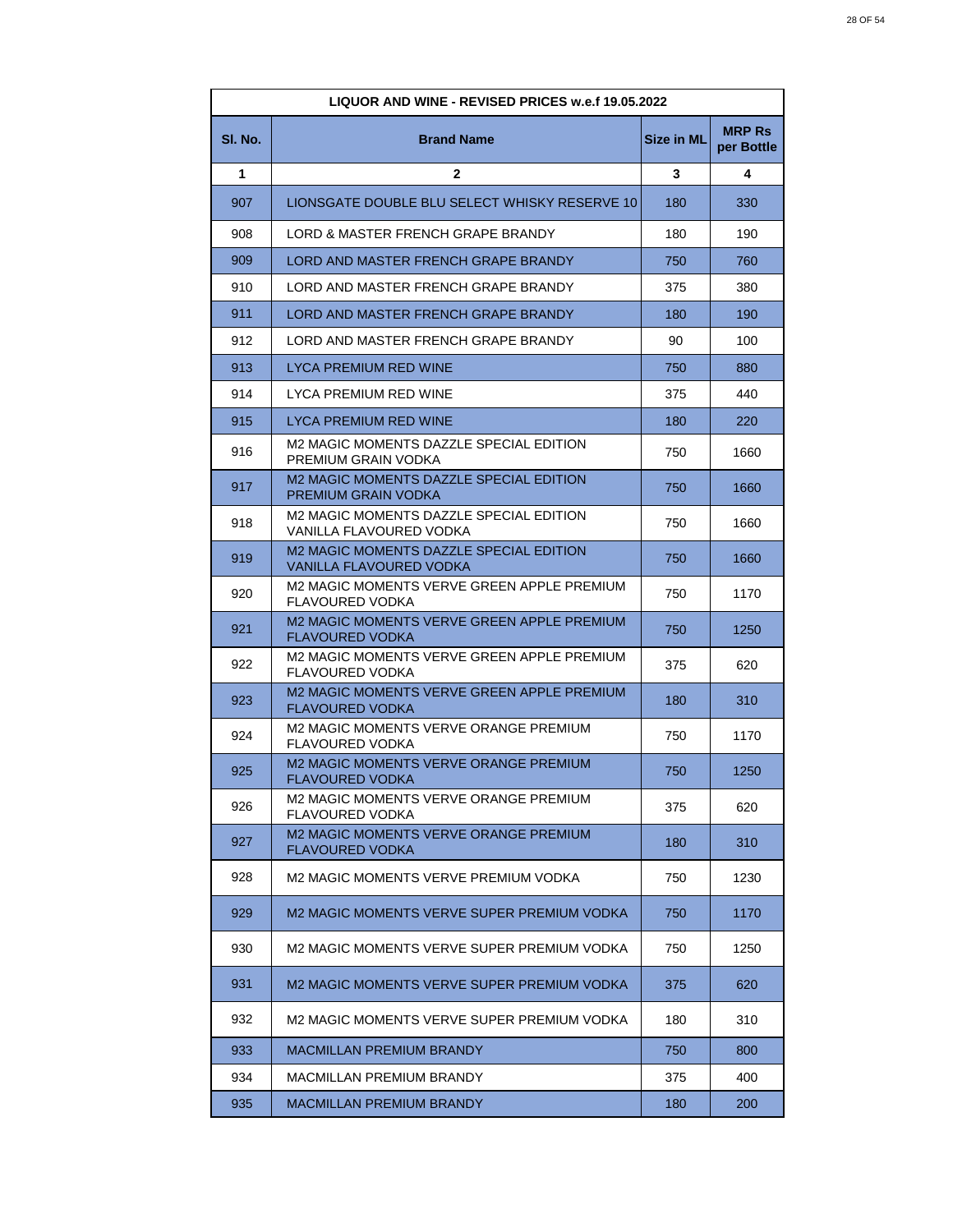| LIQUOR AND WINE - REVISED PRICES w.e.f 19.05.2022 | | | |
|---|---|---|---|
| **Sl. No.** | **Brand Name** | **Size in ML** | **MRP Rs per Bottle** |
| **1** | **2** | **3** | **4** |
| 907 | LIONSGATE DOUBLE BLU SELECT WHISKY RESERVE 10 | 180 | 330 |
| 908 | LORD & MASTER FRENCH GRAPE BRANDY | 180 | 190 |
| 909 | LORD AND MASTER FRENCH GRAPE BRANDY | 750 | 760 |
| 910 | LORD AND MASTER FRENCH GRAPE BRANDY | 375 | 380 |
| 911 | LORD AND MASTER FRENCH GRAPE BRANDY | 180 | 190 |
| 912 | LORD AND MASTER FRENCH GRAPE BRANDY | 90 | 100 |
| 913 | LYCA PREMIUM RED WINE | 750 | 880 |
| 914 | LYCA PREMIUM RED WINE | 375 | 440 |
| 915 | LYCA PREMIUM RED WINE | 180 | 220 |
| 916 | M2 MAGIC MOMENTS DAZZLE SPECIAL EDITION PREMIUM GRAIN VODKA | 750 | 1660 |
| 917 | M2 MAGIC MOMENTS DAZZLE SPECIAL EDITION PREMIUM GRAIN VODKA | 750 | 1660 |
| 918 | M2 MAGIC MOMENTS DAZZLE SPECIAL EDITION VANILLA FLAVOURED VODKA | 750 | 1660 |
| 919 | M2 MAGIC MOMENTS DAZZLE SPECIAL EDITION VANILLA FLAVOURED VODKA | 750 | 1660 |
| 920 | M2 MAGIC MOMENTS VERVE GREEN APPLE PREMIUM FLAVOURED VODKA | 750 | 1170 |
| 921 | M2 MAGIC MOMENTS VERVE GREEN APPLE PREMIUM FLAVOURED VODKA | 750 | 1250 |
| 922 | M2 MAGIC MOMENTS VERVE GREEN APPLE PREMIUM FLAVOURED VODKA | 375 | 620 |
| 923 | M2 MAGIC MOMENTS VERVE GREEN APPLE PREMIUM FLAVOURED VODKA | 180 | 310 |
| 924 | M2 MAGIC MOMENTS VERVE ORANGE PREMIUM FLAVOURED VODKA | 750 | 1170 |
| 925 | M2 MAGIC MOMENTS VERVE ORANGE PREMIUM FLAVOURED VODKA | 750 | 1250 |
| 926 | M2 MAGIC MOMENTS VERVE ORANGE PREMIUM FLAVOURED VODKA | 375 | 620 |
| 927 | M2 MAGIC MOMENTS VERVE ORANGE PREMIUM FLAVOURED VODKA | 180 | 310 |
| 928 | M2 MAGIC MOMENTS VERVE PREMIUM VODKA | 750 | 1230 |
| 929 | M2 MAGIC MOMENTS VERVE SUPER PREMIUM VODKA | 750 | 1170 |
| 930 | M2 MAGIC MOMENTS VERVE SUPER PREMIUM VODKA | 750 | 1250 |
| 931 | M2 MAGIC MOMENTS VERVE SUPER PREMIUM VODKA | 375 | 620 |
| 932 | M2 MAGIC MOMENTS VERVE SUPER PREMIUM VODKA | 180 | 310 |
| 933 | MACMILLAN PREMIUM BRANDY | 750 | 800 |
| 934 | MACMILLAN PREMIUM BRANDY | 375 | 400 |
| 935 | MACMILLAN PREMIUM BRANDY | 180 | 200 |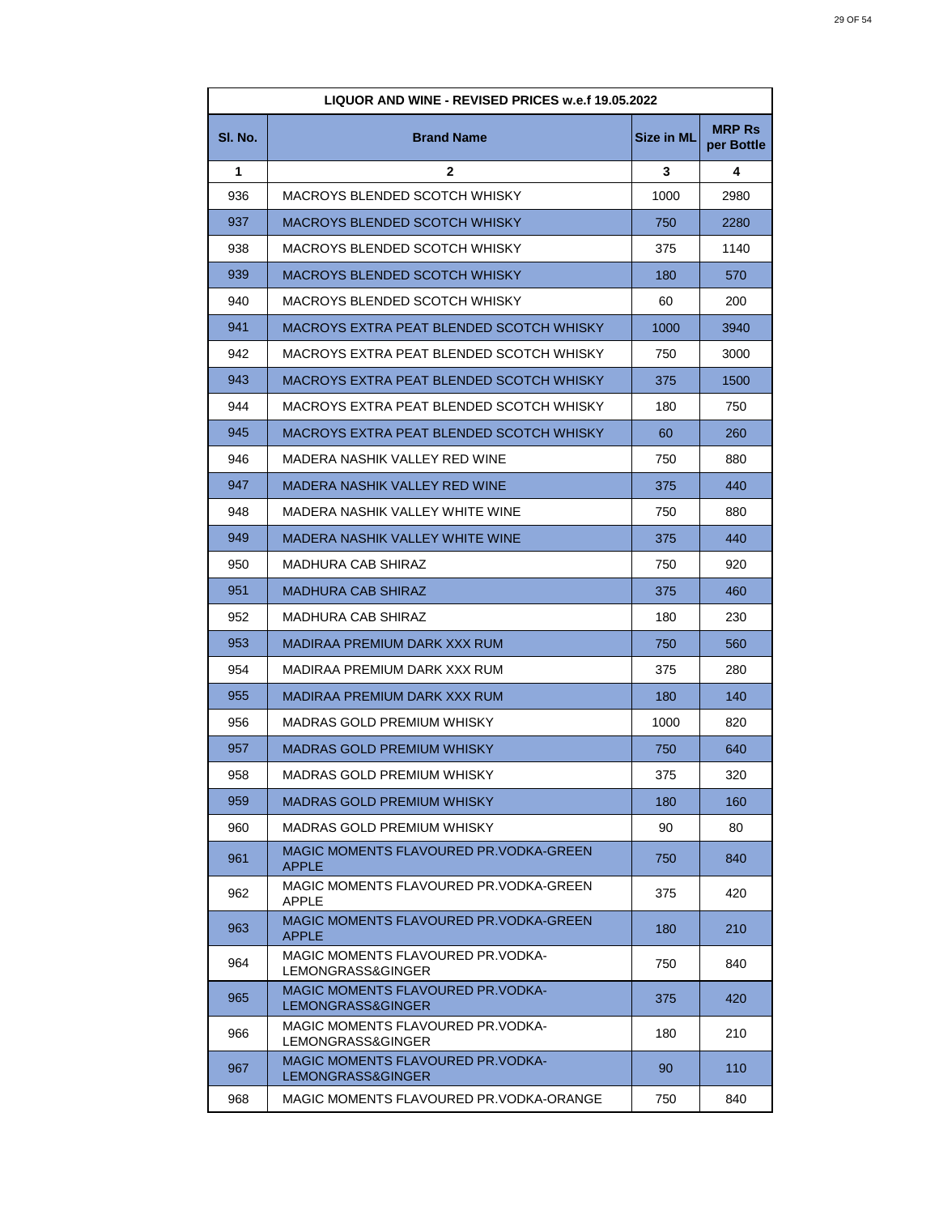| LIQUOR AND WINE - REVISED PRICES w.e.f 19.05.2022 | | | |
|---|---|---|---|
| Sl. No. | Brand Name | Size in ML | MRP Rs per Bottle |
| 1 | 2 | 3 | 4 |
| 936 | MACROYS BLENDED SCOTCH WHISKY | 1000 | 2980 |
| 937 | MACROYS BLENDED SCOTCH WHISKY | 750 | 2280 |
| 938 | MACROYS BLENDED SCOTCH WHISKY | 375 | 1140 |
| 939 | MACROYS BLENDED SCOTCH WHISKY | 180 | 570 |
| 940 | MACROYS BLENDED SCOTCH WHISKY | 60 | 200 |
| 941 | MACROYS EXTRA PEAT BLENDED SCOTCH WHISKY | 1000 | 3940 |
| 942 | MACROYS EXTRA PEAT BLENDED SCOTCH WHISKY | 750 | 3000 |
| 943 | MACROYS EXTRA PEAT BLENDED SCOTCH WHISKY | 375 | 1500 |
| 944 | MACROYS EXTRA PEAT BLENDED SCOTCH WHISKY | 180 | 750 |
| 945 | MACROYS EXTRA PEAT BLENDED SCOTCH WHISKY | 60 | 260 |
| 946 | MADERA NASHIK VALLEY RED WINE | 750 | 880 |
| 947 | MADERA NASHIK VALLEY RED WINE | 375 | 440 |
| 948 | MADERA NASHIK VALLEY WHITE WINE | 750 | 880 |
| 949 | MADERA NASHIK VALLEY WHITE WINE | 375 | 440 |
| 950 | MADHURA CAB SHIRAZ | 750 | 920 |
| 951 | MADHURA CAB SHIRAZ | 375 | 460 |
| 952 | MADHURA CAB SHIRAZ | 180 | 230 |
| 953 | MADIRAA PREMIUM DARK XXX RUM | 750 | 560 |
| 954 | MADIRAA PREMIUM DARK XXX RUM | 375 | 280 |
| 955 | MADIRAA PREMIUM DARK XXX RUM | 180 | 140 |
| 956 | MADRAS GOLD PREMIUM WHISKY | 1000 | 820 |
| 957 | MADRAS GOLD PREMIUM WHISKY | 750 | 640 |
| 958 | MADRAS GOLD PREMIUM WHISKY | 375 | 320 |
| 959 | MADRAS GOLD PREMIUM WHISKY | 180 | 160 |
| 960 | MADRAS GOLD PREMIUM WHISKY | 90 | 80 |
| 961 | MAGIC MOMENTS FLAVOURED PR.VODKA-GREEN APPLE | 750 | 840 |
| 962 | MAGIC MOMENTS FLAVOURED PR.VODKA-GREEN APPLE | 375 | 420 |
| 963 | MAGIC MOMENTS FLAVOURED PR.VODKA-GREEN APPLE | 180 | 210 |
| 964 | MAGIC MOMENTS FLAVOURED PR.VODKA-LEMONGRASS&GINGER | 750 | 840 |
| 965 | MAGIC MOMENTS FLAVOURED PR.VODKA-LEMONGRASS&GINGER | 375 | 420 |
| 966 | MAGIC MOMENTS FLAVOURED PR.VODKA-LEMONGRASS&GINGER | 180 | 210 |
| 967 | MAGIC MOMENTS FLAVOURED PR.VODKA-LEMONGRASS&GINGER | 90 | 110 |
| 968 | MAGIC MOMENTS FLAVOURED PR.VODKA-ORANGE | 750 | 840 |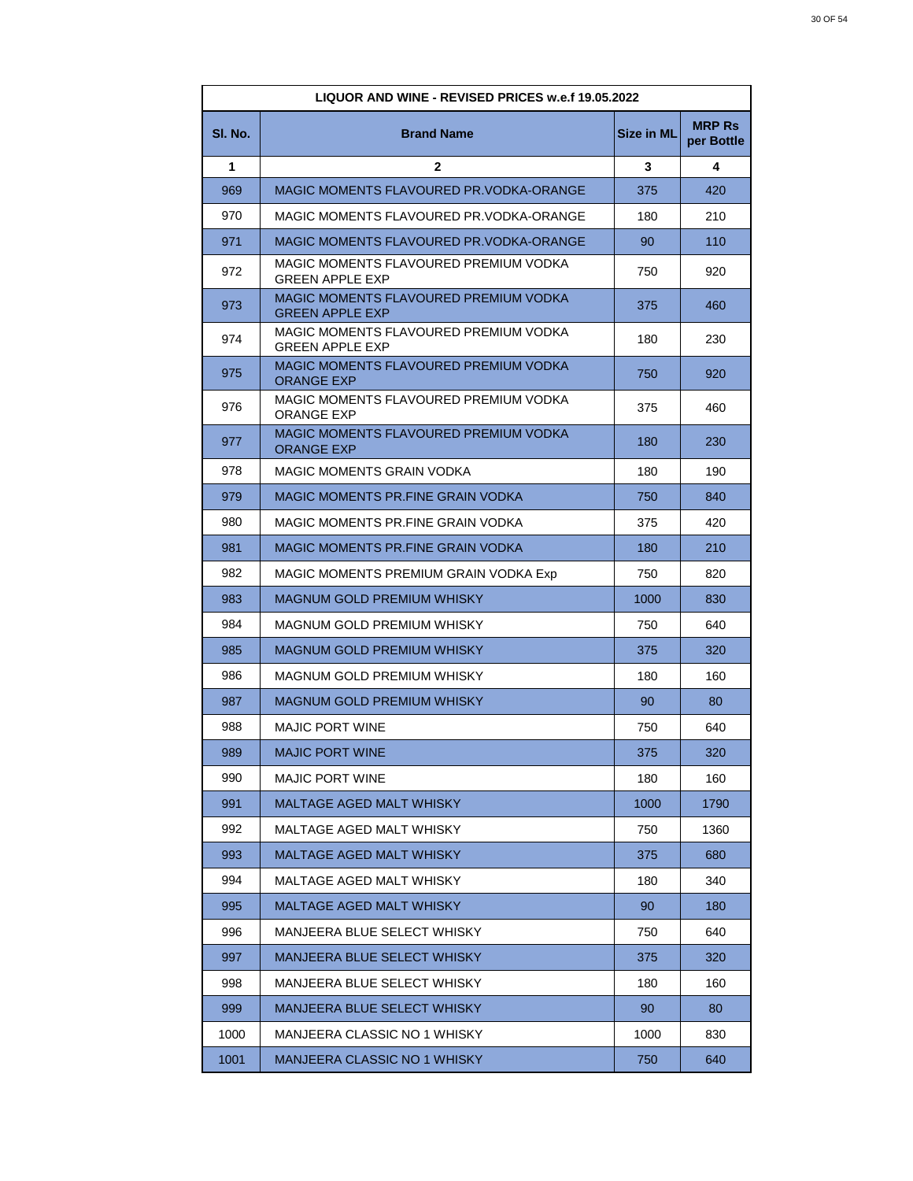| LIQUOR AND WINE - REVISED PRICES w.e.f 19.05.2022 | | | |
|---|---|---|---|
| **Sl. No.** | **Brand Name** | **Size in ML** | **MRP Rs per Bottle** |
| **1** | **2** | **3** | **4** |
| 969 | MAGIC MOMENTS FLAVOURED PR.VODKA-ORANGE | 375 | 420 |
| 970 | MAGIC MOMENTS FLAVOURED PR.VODKA-ORANGE | 180 | 210 |
| 971 | MAGIC MOMENTS FLAVOURED PR.VODKA-ORANGE | 90 | 110 |
| 972 | MAGIC MOMENTS FLAVOURED PREMIUM VODKA GREEN APPLE EXP | 750 | 920 |
| 973 | MAGIC MOMENTS FLAVOURED PREMIUM VODKA GREEN APPLE EXP | 375 | 460 |
| 974 | MAGIC MOMENTS FLAVOURED PREMIUM VODKA GREEN APPLE EXP | 180 | 230 |
| 975 | MAGIC MOMENTS FLAVOURED PREMIUM VODKA ORANGE EXP | 750 | 920 |
| 976 | MAGIC MOMENTS FLAVOURED PREMIUM VODKA ORANGE EXP | 375 | 460 |
| 977 | MAGIC MOMENTS FLAVOURED PREMIUM VODKA ORANGE EXP | 180 | 230 |
| 978 | MAGIC MOMENTS GRAIN VODKA | 180 | 190 |
| 979 | MAGIC MOMENTS PR.FINE GRAIN VODKA | 750 | 840 |
| 980 | MAGIC MOMENTS PR.FINE GRAIN VODKA | 375 | 420 |
| 981 | MAGIC MOMENTS PR.FINE GRAIN VODKA | 180 | 210 |
| 982 | MAGIC MOMENTS PREMIUM GRAIN VODKA Exp | 750 | 820 |
| 983 | MAGNUM GOLD PREMIUM WHISKY | 1000 | 830 |
| 984 | MAGNUM GOLD PREMIUM WHISKY | 750 | 640 |
| 985 | MAGNUM GOLD PREMIUM WHISKY | 375 | 320 |
| 986 | MAGNUM GOLD PREMIUM WHISKY | 180 | 160 |
| 987 | MAGNUM GOLD PREMIUM WHISKY | 90 | 80 |
| 988 | MAJIC PORT WINE | 750 | 640 |
| 989 | MAJIC PORT WINE | 375 | 320 |
| 990 | MAJIC PORT WINE | 180 | 160 |
| 991 | MALTAGE AGED MALT WHISKY | 1000 | 1790 |
| 992 | MALTAGE AGED MALT WHISKY | 750 | 1360 |
| 993 | MALTAGE AGED MALT WHISKY | 375 | 680 |
| 994 | MALTAGE AGED MALT WHISKY | 180 | 340 |
| 995 | MALTAGE AGED MALT WHISKY | 90 | 180 |
| 996 | MANJEERA BLUE SELECT WHISKY | 750 | 640 |
| 997 | MANJEERA BLUE SELECT WHISKY | 375 | 320 |
| 998 | MANJEERA BLUE SELECT WHISKY | 180 | 160 |
| 999 | MANJEERA BLUE SELECT WHISKY | 90 | 80 |
| 1000 | MANJEERA CLASSIC NO 1 WHISKY | 1000 | 830 |
| 1001 | MANJEERA CLASSIC NO 1 WHISKY | 750 | 640 |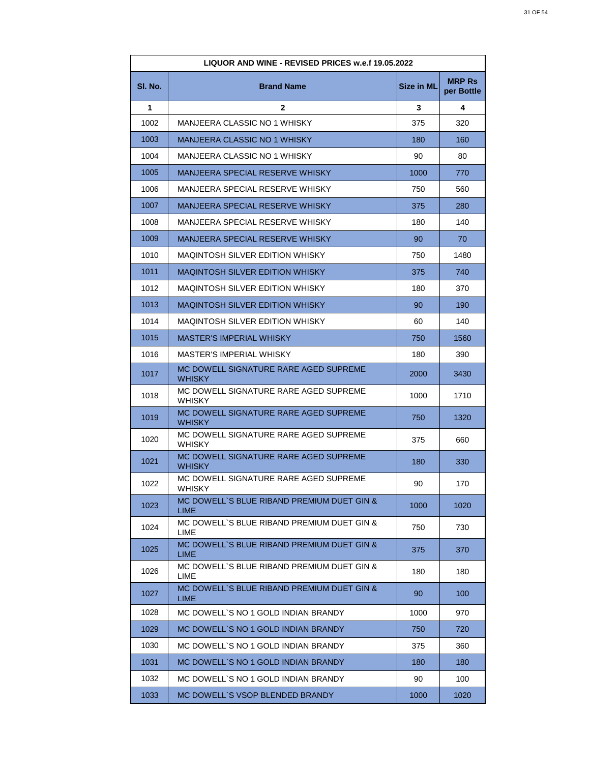| LIQUOR AND WINE - REVISED PRICES w.e.f 19.05.2022 | | | |
|---|---|---|---|
| **Sl. No.** | **Brand Name** | **Size in ML** | **MRP Rs per Bottle** |
| **1** | **2** | **3** | **4** |
| 1002 | MANJEERA CLASSIC NO 1 WHISKY | 375 | 320 |
| 1003 | MANJEERA CLASSIC NO 1 WHISKY | 180 | 160 |
| 1004 | MANJEERA CLASSIC NO 1 WHISKY | 90 | 80 |
| 1005 | MANJEERA SPECIAL RESERVE WHISKY | 1000 | 770 |
| 1006 | MANJEERA SPECIAL RESERVE WHISKY | 750 | 560 |
| 1007 | MANJEERA SPECIAL RESERVE WHISKY | 375 | 280 |
| 1008 | MANJEERA SPECIAL RESERVE WHISKY | 180 | 140 |
| 1009 | MANJEERA SPECIAL RESERVE WHISKY | 90 | 70 |
| 1010 | MAQINTOSH SILVER EDITION WHISKY | 750 | 1480 |
| 1011 | MAQINTOSH SILVER EDITION WHISKY | 375 | 740 |
| 1012 | MAQINTOSH SILVER EDITION WHISKY | 180 | 370 |
| 1013 | MAQINTOSH SILVER EDITION WHISKY | 90 | 190 |
| 1014 | MAQINTOSH SILVER EDITION WHISKY | 60 | 140 |
| 1015 | MASTER'S IMPERIAL WHISKY | 750 | 1560 |
| 1016 | MASTER'S IMPERIAL WHISKY | 180 | 390 |
| 1017 | MC DOWELL SIGNATURE RARE AGED SUPREME WHISKY | 2000 | 3430 |
| 1018 | MC DOWELL SIGNATURE RARE AGED SUPREME WHISKY | 1000 | 1710 |
| 1019 | MC DOWELL SIGNATURE RARE AGED SUPREME WHISKY | 750 | 1320 |
| 1020 | MC DOWELL SIGNATURE RARE AGED SUPREME WHISKY | 375 | 660 |
| 1021 | MC DOWELL SIGNATURE RARE AGED SUPREME WHISKY | 180 | 330 |
| 1022 | MC DOWELL SIGNATURE RARE AGED SUPREME WHISKY | 90 | 170 |
| 1023 | MC DOWELL`S BLUE RIBAND PREMIUM DUET GIN & LIME | 1000 | 1020 |
| 1024 | MC DOWELL`S BLUE RIBAND PREMIUM DUET GIN & LIME | 750 | 730 |
| 1025 | MC DOWELL`S BLUE RIBAND PREMIUM DUET GIN & LIME | 375 | 370 |
| 1026 | MC DOWELL`S BLUE RIBAND PREMIUM DUET GIN & LIME | 180 | 180 |
| 1027 | MC DOWELL`S BLUE RIBAND PREMIUM DUET GIN & LIME | 90 | 100 |
| 1028 | MC DOWELL`S NO 1 GOLD INDIAN BRANDY | 1000 | 970 |
| 1029 | MC DOWELL`S NO 1 GOLD INDIAN BRANDY | 750 | 720 |
| 1030 | MC DOWELL`S NO 1 GOLD INDIAN BRANDY | 375 | 360 |
| 1031 | MC DOWELL`S NO 1 GOLD INDIAN BRANDY | 180 | 180 |
| 1032 | MC DOWELL`S NO 1 GOLD INDIAN BRANDY | 90 | 100 |
| 1033 | MC DOWELL`S VSOP BLENDED BRANDY | 1000 | 1020 |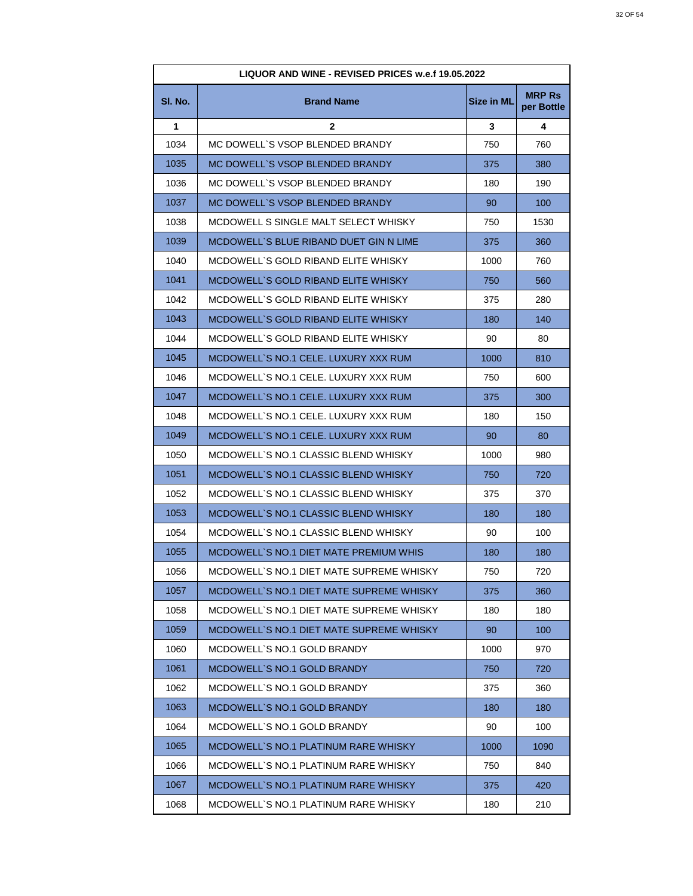| LIQUOR AND WINE - REVISED PRICES w.e.f 19.05.2022 | | | |
|---|---|---|---|
| Sl. No. | Brand Name | Size in ML | MRP Rs per Bottle |
| 1 | 2 | 3 | 4 |
| 1034 | MC DOWELL`S VSOP BLENDED BRANDY | 750 | 760 |
| 1035 | MC DOWELL`S VSOP BLENDED BRANDY | 375 | 380 |
| 1036 | MC DOWELL`S VSOP BLENDED BRANDY | 180 | 190 |
| 1037 | MC DOWELL`S VSOP BLENDED BRANDY | 90 | 100 |
| 1038 | MCDOWELL S SINGLE MALT SELECT WHISKY | 750 | 1530 |
| 1039 | MCDOWELL`S BLUE RIBAND DUET GIN N LIME | 375 | 360 |
| 1040 | MCDOWELL`S GOLD RIBAND ELITE WHISKY | 1000 | 760 |
| 1041 | MCDOWELL`S GOLD RIBAND ELITE WHISKY | 750 | 560 |
| 1042 | MCDOWELL`S GOLD RIBAND ELITE WHISKY | 375 | 280 |
| 1043 | MCDOWELL`S GOLD RIBAND ELITE WHISKY | 180 | 140 |
| 1044 | MCDOWELL`S GOLD RIBAND ELITE WHISKY | 90 | 80 |
| 1045 | MCDOWELL`S NO.1 CELE. LUXURY XXX RUM | 1000 | 810 |
| 1046 | MCDOWELL`S NO.1 CELE. LUXURY XXX RUM | 750 | 600 |
| 1047 | MCDOWELL`S NO.1 CELE. LUXURY XXX RUM | 375 | 300 |
| 1048 | MCDOWELL`S NO.1 CELE. LUXURY XXX RUM | 180 | 150 |
| 1049 | MCDOWELL`S NO.1 CELE. LUXURY XXX RUM | 90 | 80 |
| 1050 | MCDOWELL`S NO.1 CLASSIC BLEND WHISKY | 1000 | 980 |
| 1051 | MCDOWELL`S NO.1 CLASSIC BLEND WHISKY | 750 | 720 |
| 1052 | MCDOWELL`S NO.1 CLASSIC BLEND WHISKY | 375 | 370 |
| 1053 | MCDOWELL`S NO.1 CLASSIC BLEND WHISKY | 180 | 180 |
| 1054 | MCDOWELL`S NO.1 CLASSIC BLEND WHISKY | 90 | 100 |
| 1055 | MCDOWELL`S NO.1 DIET MATE PREMIUM WHIS | 180 | 180 |
| 1056 | MCDOWELL`S NO.1 DIET MATE SUPREME WHISKY | 750 | 720 |
| 1057 | MCDOWELL`S NO.1 DIET MATE SUPREME WHISKY | 375 | 360 |
| 1058 | MCDOWELL`S NO.1 DIET MATE SUPREME WHISKY | 180 | 180 |
| 1059 | MCDOWELL`S NO.1 DIET MATE SUPREME WHISKY | 90 | 100 |
| 1060 | MCDOWELL`S NO.1 GOLD BRANDY | 1000 | 970 |
| 1061 | MCDOWELL`S NO.1 GOLD BRANDY | 750 | 720 |
| 1062 | MCDOWELL`S NO.1 GOLD BRANDY | 375 | 360 |
| 1063 | MCDOWELL`S NO.1 GOLD BRANDY | 180 | 180 |
| 1064 | MCDOWELL`S NO.1 GOLD BRANDY | 90 | 100 |
| 1065 | MCDOWELL`S NO.1 PLATINUM RARE WHISKY | 1000 | 1090 |
| 1066 | MCDOWELL`S NO.1 PLATINUM RARE WHISKY | 750 | 840 |
| 1067 | MCDOWELL`S NO.1 PLATINUM RARE WHISKY | 375 | 420 |
| 1068 | MCDOWELL`S NO.1 PLATINUM RARE WHISKY | 180 | 210 |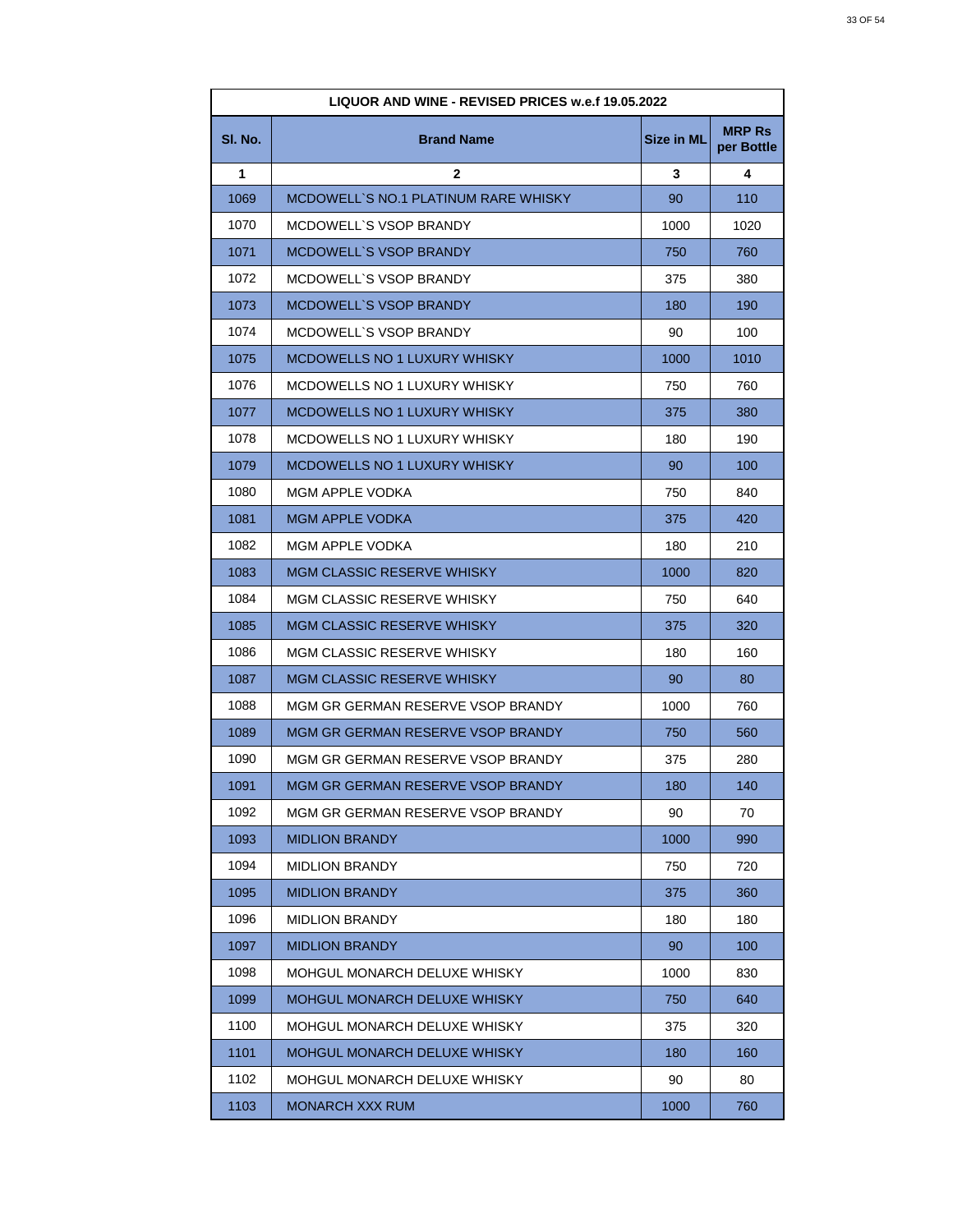| LIQUOR AND WINE - REVISED PRICES w.e.f 19.05.2022 | | | |
|---|---|---|---|
| **Sl. No.** | **Brand Name** | **Size in ML** | **MRP Rs per Bottle** |
| **1** | **2** | **3** | **4** |
| 1069 | MCDOWELL`S NO.1 PLATINUM RARE WHISKY | 90 | 110 |
| 1070 | MCDOWELL`S VSOP BRANDY | 1000 | 1020 |
| 1071 | MCDOWELL`S VSOP BRANDY | 750 | 760 |
| 1072 | MCDOWELL`S VSOP BRANDY | 375 | 380 |
| 1073 | MCDOWELL`S VSOP BRANDY | 180 | 190 |
| 1074 | MCDOWELL`S VSOP BRANDY | 90 | 100 |
| 1075 | MCDOWELLS NO 1 LUXURY WHISKY | 1000 | 1010 |
| 1076 | MCDOWELLS NO 1 LUXURY WHISKY | 750 | 760 |
| 1077 | MCDOWELLS NO 1 LUXURY WHISKY | 375 | 380 |
| 1078 | MCDOWELLS NO 1 LUXURY WHISKY | 180 | 190 |
| 1079 | MCDOWELLS NO 1 LUXURY WHISKY | 90 | 100 |
| 1080 | MGM APPLE VODKA | 750 | 840 |
| 1081 | MGM APPLE VODKA | 375 | 420 |
| 1082 | MGM APPLE VODKA | 180 | 210 |
| 1083 | MGM CLASSIC RESERVE WHISKY | 1000 | 820 |
| 1084 | MGM CLASSIC RESERVE WHISKY | 750 | 640 |
| 1085 | MGM CLASSIC RESERVE WHISKY | 375 | 320 |
| 1086 | MGM CLASSIC RESERVE WHISKY | 180 | 160 |
| 1087 | MGM CLASSIC RESERVE WHISKY | 90 | 80 |
| 1088 | MGM GR GERMAN RESERVE VSOP BRANDY | 1000 | 760 |
| 1089 | MGM GR GERMAN RESERVE VSOP BRANDY | 750 | 560 |
| 1090 | MGM GR GERMAN RESERVE VSOP BRANDY | 375 | 280 |
| 1091 | MGM GR GERMAN RESERVE VSOP BRANDY | 180 | 140 |
| 1092 | MGM GR GERMAN RESERVE VSOP BRANDY | 90 | 70 |
| 1093 | MIDLION BRANDY | 1000 | 990 |
| 1094 | MIDLION BRANDY | 750 | 720 |
| 1095 | MIDLION BRANDY | 375 | 360 |
| 1096 | MIDLION BRANDY | 180 | 180 |
| 1097 | MIDLION BRANDY | 90 | 100 |
| 1098 | MOHGUL MONARCH DELUXE WHISKY | 1000 | 830 |
| 1099 | MOHGUL MONARCH DELUXE WHISKY | 750 | 640 |
| 1100 | MOHGUL MONARCH DELUXE WHISKY | 375 | 320 |
| 1101 | MOHGUL MONARCH DELUXE WHISKY | 180 | 160 |
| 1102 | MOHGUL MONARCH DELUXE WHISKY | 90 | 80 |
| 1103 | MONARCH XXX RUM | 1000 | 760 |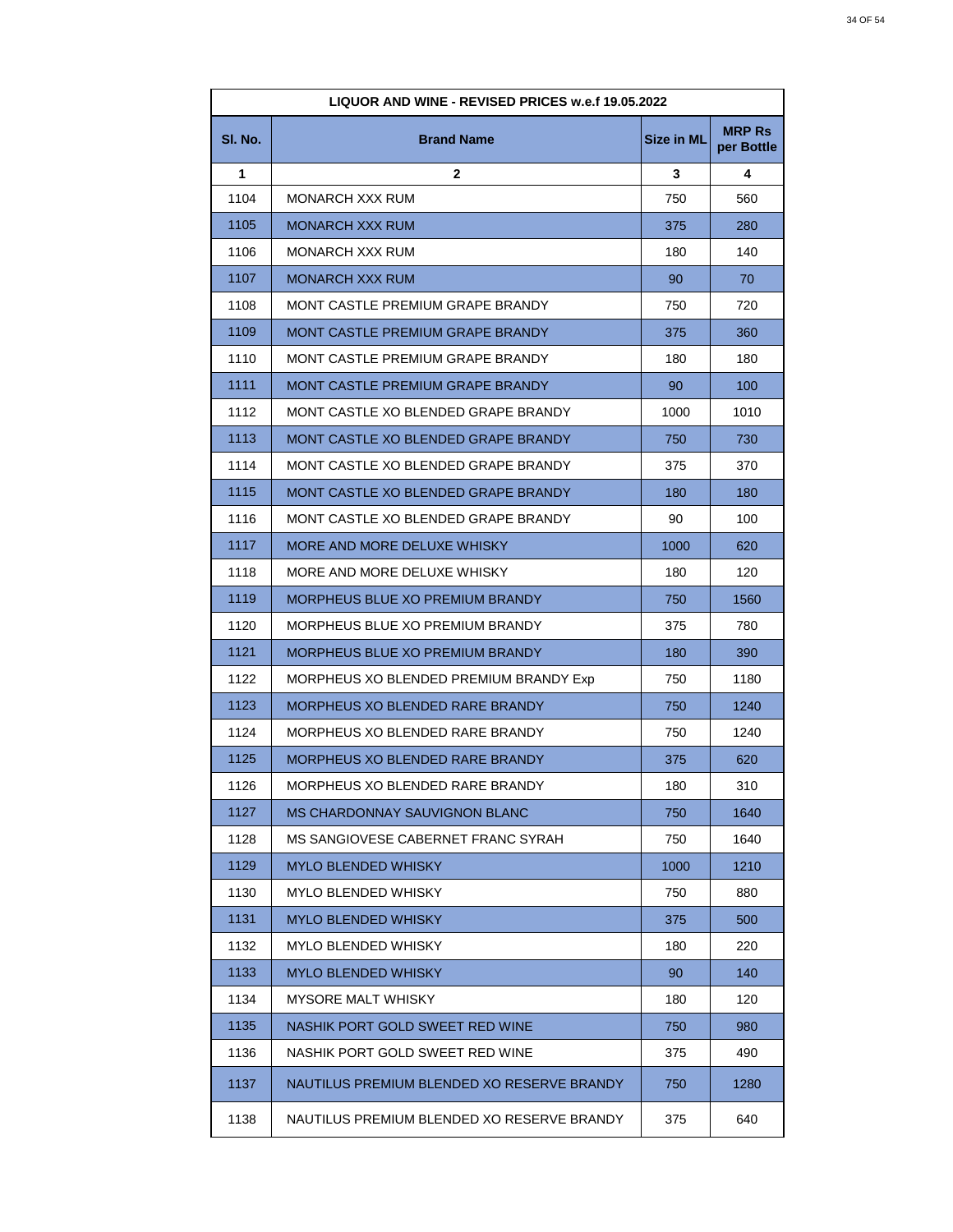| LIQUOR AND WINE - REVISED PRICES w.e.f 19.05.2022 | | | |
|---|---|---|---|
| **Sl. No.** | **Brand Name** | **Size in ML** | **MRP Rs per Bottle** |
| **1** | **2** | **3** | **4** |
| 1104 | MONARCH XXX RUM | 750 | 560 |
| 1105 | MONARCH XXX RUM | 375 | 280 |
| 1106 | MONARCH XXX RUM | 180 | 140 |
| 1107 | MONARCH XXX RUM | 90 | 70 |
| 1108 | MONT CASTLE PREMIUM GRAPE BRANDY | 750 | 720 |
| 1109 | MONT CASTLE PREMIUM GRAPE BRANDY | 375 | 360 |
| 1110 | MONT CASTLE PREMIUM GRAPE BRANDY | 180 | 180 |
| 1111 | MONT CASTLE PREMIUM GRAPE BRANDY | 90 | 100 |
| 1112 | MONT CASTLE XO BLENDED GRAPE BRANDY | 1000 | 1010 |
| 1113 | MONT CASTLE XO BLENDED GRAPE BRANDY | 750 | 730 |
| 1114 | MONT CASTLE XO BLENDED GRAPE BRANDY | 375 | 370 |
| 1115 | MONT CASTLE XO BLENDED GRAPE BRANDY | 180 | 180 |
| 1116 | MONT CASTLE XO BLENDED GRAPE BRANDY | 90 | 100 |
| 1117 | MORE AND MORE DELUXE WHISKY | 1000 | 620 |
| 1118 | MORE AND MORE DELUXE WHISKY | 180 | 120 |
| 1119 | MORPHEUS BLUE XO PREMIUM BRANDY | 750 | 1560 |
| 1120 | MORPHEUS BLUE XO PREMIUM BRANDY | 375 | 780 |
| 1121 | MORPHEUS BLUE XO PREMIUM BRANDY | 180 | 390 |
| 1122 | MORPHEUS XO BLENDED PREMIUM BRANDY Exp | 750 | 1180 |
| 1123 | MORPHEUS XO BLENDED RARE BRANDY | 750 | 1240 |
| 1124 | MORPHEUS XO BLENDED RARE BRANDY | 750 | 1240 |
| 1125 | MORPHEUS XO BLENDED RARE BRANDY | 375 | 620 |
| 1126 | MORPHEUS XO BLENDED RARE BRANDY | 180 | 310 |
| 1127 | MS CHARDONNAY SAUVIGNON BLANC | 750 | 1640 |
| 1128 | MS SANGIOVESE CABERNET FRANC SYRAH | 750 | 1640 |
| 1129 | MYLO BLENDED WHISKY | 1000 | 1210 |
| 1130 | MYLO BLENDED WHISKY | 750 | 880 |
| 1131 | MYLO BLENDED WHISKY | 375 | 500 |
| 1132 | MYLO BLENDED WHISKY | 180 | 220 |
| 1133 | MYLO BLENDED WHISKY | 90 | 140 |
| 1134 | MYSORE MALT WHISKY | 180 | 120 |
| 1135 | NASHIK PORT GOLD SWEET RED WINE | 750 | 980 |
| 1136 | NASHIK PORT GOLD SWEET RED WINE | 375 | 490 |
| 1137 | NAUTILUS PREMIUM BLENDED XO RESERVE BRANDY | 750 | 1280 |
| 1138 | NAUTILUS PREMIUM BLENDED XO RESERVE BRANDY | 375 | 640 |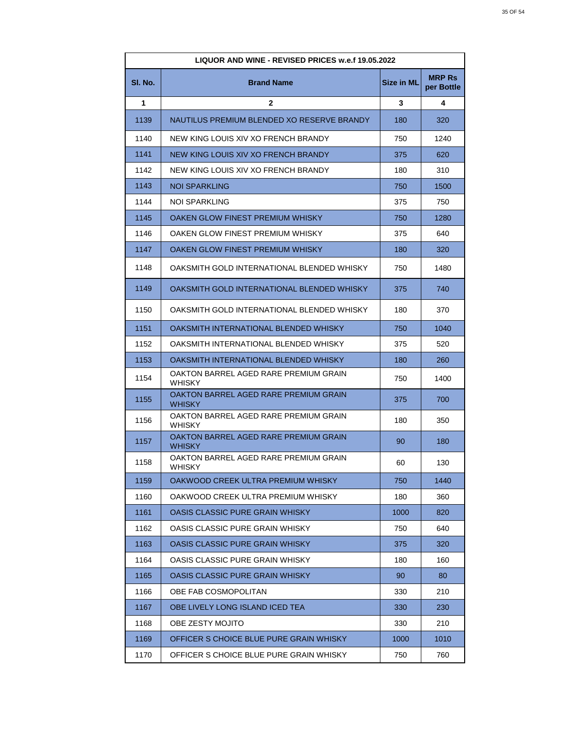| LIQUOR AND WINE - REVISED PRICES w.e.f 19.05.2022 | | | |
|---|---|---|---|
| **Sl. No.** | **Brand Name** | **Size in ML** | **MRP Rs per Bottle** |
| **1** | **2** | **3** | **4** |
| 1139 | NAUTILUS PREMIUM BLENDED XO RESERVE BRANDY | 180 | 320 |
| 1140 | NEW KING LOUIS XIV XO FRENCH BRANDY | 750 | 1240 |
| 1141 | NEW KING LOUIS XIV XO FRENCH BRANDY | 375 | 620 |
| 1142 | NEW KING LOUIS XIV XO FRENCH BRANDY | 180 | 310 |
| 1143 | NOI SPARKLING | 750 | 1500 |
| 1144 | NOI SPARKLING | 375 | 750 |
| 1145 | OAKEN GLOW FINEST PREMIUM WHISKY | 750 | 1280 |
| 1146 | OAKEN GLOW FINEST PREMIUM WHISKY | 375 | 640 |
| 1147 | OAKEN GLOW FINEST PREMIUM WHISKY | 180 | 320 |
| 1148 | OAKSMITH GOLD INTERNATIONAL BLENDED WHISKY | 750 | 1480 |
| 1149 | OAKSMITH GOLD INTERNATIONAL BLENDED WHISKY | 375 | 740 |
| 1150 | OAKSMITH GOLD INTERNATIONAL BLENDED WHISKY | 180 | 370 |
| 1151 | OAKSMITH INTERNATIONAL BLENDED WHISKY | 750 | 1040 |
| 1152 | OAKSMITH INTERNATIONAL BLENDED WHISKY | 375 | 520 |
| 1153 | OAKSMITH INTERNATIONAL BLENDED WHISKY | 180 | 260 |
| 1154 | OAKTON BARREL AGED RARE PREMIUM GRAIN WHISKY | 750 | 1400 |
| 1155 | OAKTON BARREL AGED RARE PREMIUM GRAIN WHISKY | 375 | 700 |
| 1156 | OAKTON BARREL AGED RARE PREMIUM GRAIN WHISKY | 180 | 350 |
| 1157 | OAKTON BARREL AGED RARE PREMIUM GRAIN WHISKY | 90 | 180 |
| 1158 | OAKTON BARREL AGED RARE PREMIUM GRAIN WHISKY | 60 | 130 |
| 1159 | OAKWOOD CREEK ULTRA PREMIUM WHISKY | 750 | 1440 |
| 1160 | OAKWOOD CREEK ULTRA PREMIUM WHISKY | 180 | 360 |
| 1161 | OASIS CLASSIC PURE GRAIN WHISKY | 1000 | 820 |
| 1162 | OASIS CLASSIC PURE GRAIN WHISKY | 750 | 640 |
| 1163 | OASIS CLASSIC PURE GRAIN WHISKY | 375 | 320 |
| 1164 | OASIS CLASSIC PURE GRAIN WHISKY | 180 | 160 |
| 1165 | OASIS CLASSIC PURE GRAIN WHISKY | 90 | 80 |
| 1166 | OBE FAB COSMOPOLITAN | 330 | 210 |
| 1167 | OBE LIVELY LONG ISLAND ICED TEA | 330 | 230 |
| 1168 | OBE ZESTY MOJITO | 330 | 210 |
| 1169 | OFFICER S CHOICE BLUE PURE GRAIN WHISKY | 1000 | 1010 |
| 1170 | OFFICER S CHOICE BLUE PURE GRAIN WHISKY | 750 | 760 |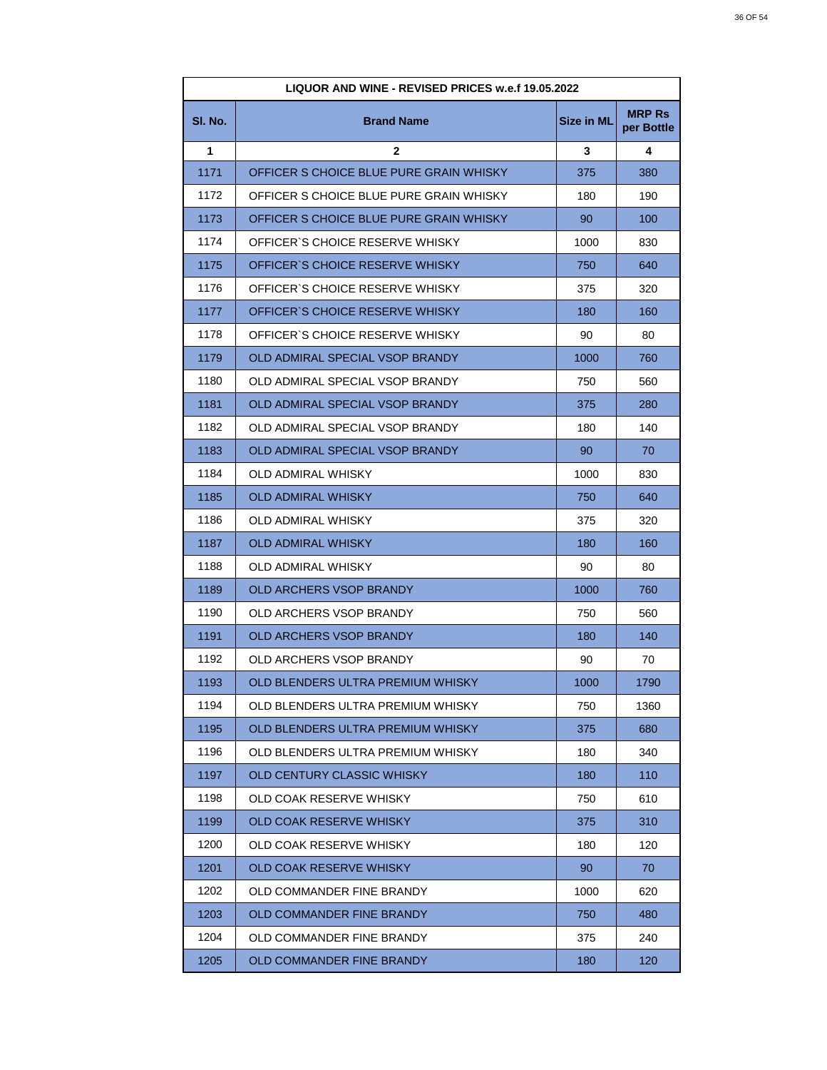| LIQUOR AND WINE - REVISED PRICES w.e.f 19.05.2022 | | | |
|---|---|---|---|
| Sl. No. | Brand Name | Size in ML | MRP Rs per Bottle |
| 1 | 2 | 3 | 4 |
| 1171 | OFFICER S CHOICE BLUE PURE GRAIN WHISKY | 375 | 380 |
| 1172 | OFFICER S CHOICE BLUE PURE GRAIN WHISKY | 180 | 190 |
| 1173 | OFFICER S CHOICE BLUE PURE GRAIN WHISKY | 90 | 100 |
| 1174 | OFFICER`S CHOICE RESERVE WHISKY | 1000 | 830 |
| 1175 | OFFICER`S CHOICE RESERVE WHISKY | 750 | 640 |
| 1176 | OFFICER`S CHOICE RESERVE WHISKY | 375 | 320 |
| 1177 | OFFICER`S CHOICE RESERVE WHISKY | 180 | 160 |
| 1178 | OFFICER`S CHOICE RESERVE WHISKY | 90 | 80 |
| 1179 | OLD ADMIRAL SPECIAL VSOP BRANDY | 1000 | 760 |
| 1180 | OLD ADMIRAL SPECIAL VSOP BRANDY | 750 | 560 |
| 1181 | OLD ADMIRAL SPECIAL VSOP BRANDY | 375 | 280 |
| 1182 | OLD ADMIRAL SPECIAL VSOP BRANDY | 180 | 140 |
| 1183 | OLD ADMIRAL SPECIAL VSOP BRANDY | 90 | 70 |
| 1184 | OLD ADMIRAL WHISKY | 1000 | 830 |
| 1185 | OLD ADMIRAL WHISKY | 750 | 640 |
| 1186 | OLD ADMIRAL WHISKY | 375 | 320 |
| 1187 | OLD ADMIRAL WHISKY | 180 | 160 |
| 1188 | OLD ADMIRAL WHISKY | 90 | 80 |
| 1189 | OLD ARCHERS VSOP BRANDY | 1000 | 760 |
| 1190 | OLD ARCHERS VSOP BRANDY | 750 | 560 |
| 1191 | OLD ARCHERS VSOP BRANDY | 180 | 140 |
| 1192 | OLD ARCHERS VSOP BRANDY | 90 | 70 |
| 1193 | OLD BLENDERS ULTRA PREMIUM WHISKY | 1000 | 1790 |
| 1194 | OLD BLENDERS ULTRA PREMIUM WHISKY | 750 | 1360 |
| 1195 | OLD BLENDERS ULTRA PREMIUM WHISKY | 375 | 680 |
| 1196 | OLD BLENDERS ULTRA PREMIUM WHISKY | 180 | 340 |
| 1197 | OLD CENTURY CLASSIC WHISKY | 180 | 110 |
| 1198 | OLD COAK RESERVE WHISKY | 750 | 610 |
| 1199 | OLD COAK RESERVE WHISKY | 375 | 310 |
| 1200 | OLD COAK RESERVE WHISKY | 180 | 120 |
| 1201 | OLD COAK RESERVE WHISKY | 90 | 70 |
| 1202 | OLD COMMANDER FINE BRANDY | 1000 | 620 |
| 1203 | OLD COMMANDER FINE BRANDY | 750 | 480 |
| 1204 | OLD COMMANDER FINE BRANDY | 375 | 240 |
| 1205 | OLD COMMANDER FINE BRANDY | 180 | 120 |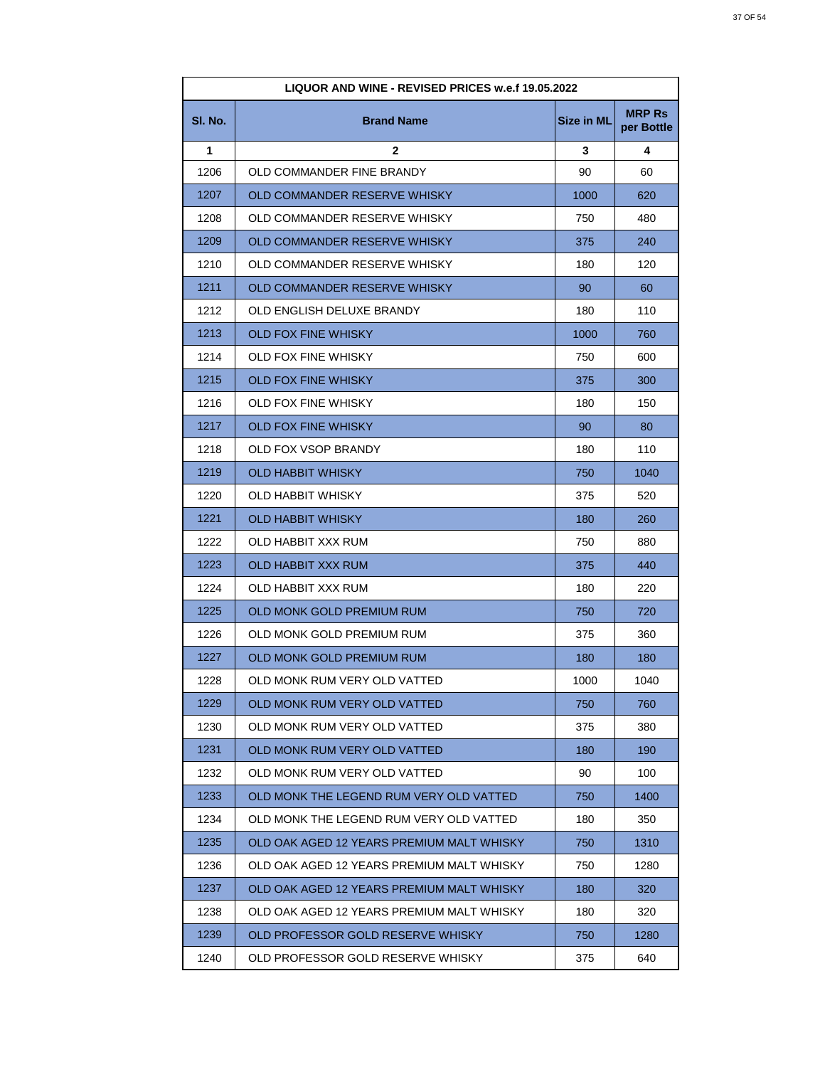| LIQUOR AND WINE - REVISED PRICES w.e.f 19.05.2022 | | | |
|---|---|---|---|
| **Sl. No.** | **Brand Name** | **Size in ML** | **MRP Rs per Bottle** |
| **1** | **2** | **3** | **4** |
| 1206 | OLD COMMANDER FINE BRANDY | 90 | 60 |
| 1207 | OLD COMMANDER RESERVE WHISKY | 1000 | 620 |
| 1208 | OLD COMMANDER RESERVE WHISKY | 750 | 480 |
| 1209 | OLD COMMANDER RESERVE WHISKY | 375 | 240 |
| 1210 | OLD COMMANDER RESERVE WHISKY | 180 | 120 |
| 1211 | OLD COMMANDER RESERVE WHISKY | 90 | 60 |
| 1212 | OLD ENGLISH DELUXE BRANDY | 180 | 110 |
| 1213 | OLD FOX FINE WHISKY | 1000 | 760 |
| 1214 | OLD FOX FINE WHISKY | 750 | 600 |
| 1215 | OLD FOX FINE WHISKY | 375 | 300 |
| 1216 | OLD FOX FINE WHISKY | 180 | 150 |
| 1217 | OLD FOX FINE WHISKY | 90 | 80 |
| 1218 | OLD FOX VSOP BRANDY | 180 | 110 |
| 1219 | OLD HABBIT WHISKY | 750 | 1040 |
| 1220 | OLD HABBIT WHISKY | 375 | 520 |
| 1221 | OLD HABBIT WHISKY | 180 | 260 |
| 1222 | OLD HABBIT XXX RUM | 750 | 880 |
| 1223 | OLD HABBIT XXX RUM | 375 | 440 |
| 1224 | OLD HABBIT XXX RUM | 180 | 220 |
| 1225 | OLD MONK GOLD PREMIUM RUM | 750 | 720 |
| 1226 | OLD MONK GOLD PREMIUM RUM | 375 | 360 |
| 1227 | OLD MONK GOLD PREMIUM RUM | 180 | 180 |
| 1228 | OLD MONK RUM VERY OLD VATTED | 1000 | 1040 |
| 1229 | OLD MONK RUM VERY OLD VATTED | 750 | 760 |
| 1230 | OLD MONK RUM VERY OLD VATTED | 375 | 380 |
| 1231 | OLD MONK RUM VERY OLD VATTED | 180 | 190 |
| 1232 | OLD MONK RUM VERY OLD VATTED | 90 | 100 |
| 1233 | OLD MONK THE LEGEND RUM VERY OLD VATTED | 750 | 1400 |
| 1234 | OLD MONK THE LEGEND RUM VERY OLD VATTED | 180 | 350 |
| 1235 | OLD OAK AGED 12 YEARS PREMIUM MALT WHISKY | 750 | 1310 |
| 1236 | OLD OAK AGED 12 YEARS PREMIUM MALT WHISKY | 750 | 1280 |
| 1237 | OLD OAK AGED 12 YEARS PREMIUM MALT WHISKY | 180 | 320 |
| 1238 | OLD OAK AGED 12 YEARS PREMIUM MALT WHISKY | 180 | 320 |
| 1239 | OLD PROFESSOR GOLD RESERVE WHISKY | 750 | 1280 |
| 1240 | OLD PROFESSOR GOLD RESERVE WHISKY | 375 | 640 |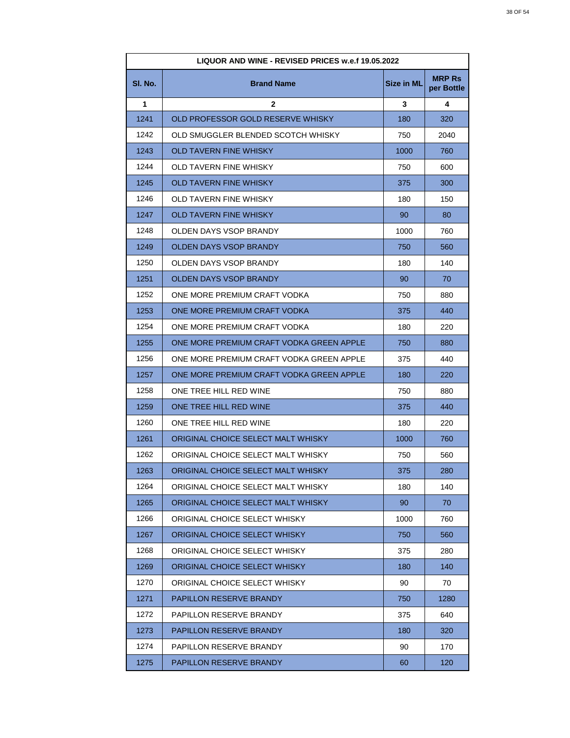| LIQUOR AND WINE - REVISED PRICES w.e.f 19.05.2022 | | | |
|---|---|---|---|
| **Sl. No.** | **Brand Name** | **Size in ML** | **MRP Rs per Bottle** |
| **1** | **2** | **3** | **4** |
| 1241 | OLD PROFESSOR GOLD RESERVE WHISKY | 180 | 320 |
| 1242 | OLD SMUGGLER BLENDED SCOTCH WHISKY | 750 | 2040 |
| 1243 | OLD TAVERN FINE WHISKY | 1000 | 760 |
| 1244 | OLD TAVERN FINE WHISKY | 750 | 600 |
| 1245 | OLD TAVERN FINE WHISKY | 375 | 300 |
| 1246 | OLD TAVERN FINE WHISKY | 180 | 150 |
| 1247 | OLD TAVERN FINE WHISKY | 90 | 80 |
| 1248 | OLDEN DAYS VSOP BRANDY | 1000 | 760 |
| 1249 | OLDEN DAYS VSOP BRANDY | 750 | 560 |
| 1250 | OLDEN DAYS VSOP BRANDY | 180 | 140 |
| 1251 | OLDEN DAYS VSOP BRANDY | 90 | 70 |
| 1252 | ONE MORE PREMIUM CRAFT VODKA | 750 | 880 |
| 1253 | ONE MORE PREMIUM CRAFT VODKA | 375 | 440 |
| 1254 | ONE MORE PREMIUM CRAFT VODKA | 180 | 220 |
| 1255 | ONE MORE PREMIUM CRAFT VODKA GREEN APPLE | 750 | 880 |
| 1256 | ONE MORE PREMIUM CRAFT VODKA GREEN APPLE | 375 | 440 |
| 1257 | ONE MORE PREMIUM CRAFT VODKA GREEN APPLE | 180 | 220 |
| 1258 | ONE TREE HILL RED WINE | 750 | 880 |
| 1259 | ONE TREE HILL RED WINE | 375 | 440 |
| 1260 | ONE TREE HILL RED WINE | 180 | 220 |
| 1261 | ORIGINAL CHOICE SELECT MALT WHISKY | 1000 | 760 |
| 1262 | ORIGINAL CHOICE SELECT MALT WHISKY | 750 | 560 |
| 1263 | ORIGINAL CHOICE SELECT MALT WHISKY | 375 | 280 |
| 1264 | ORIGINAL CHOICE SELECT MALT WHISKY | 180 | 140 |
| 1265 | ORIGINAL CHOICE SELECT MALT WHISKY | 90 | 70 |
| 1266 | ORIGINAL CHOICE SELECT WHISKY | 1000 | 760 |
| 1267 | ORIGINAL CHOICE SELECT WHISKY | 750 | 560 |
| 1268 | ORIGINAL CHOICE SELECT WHISKY | 375 | 280 |
| 1269 | ORIGINAL CHOICE SELECT WHISKY | 180 | 140 |
| 1270 | ORIGINAL CHOICE SELECT WHISKY | 90 | 70 |
| 1271 | PAPILLON RESERVE BRANDY | 750 | 1280 |
| 1272 | PAPILLON RESERVE BRANDY | 375 | 640 |
| 1273 | PAPILLON RESERVE BRANDY | 180 | 320 |
| 1274 | PAPILLON RESERVE BRANDY | 90 | 170 |
| 1275 | PAPILLON RESERVE BRANDY | 60 | 120 |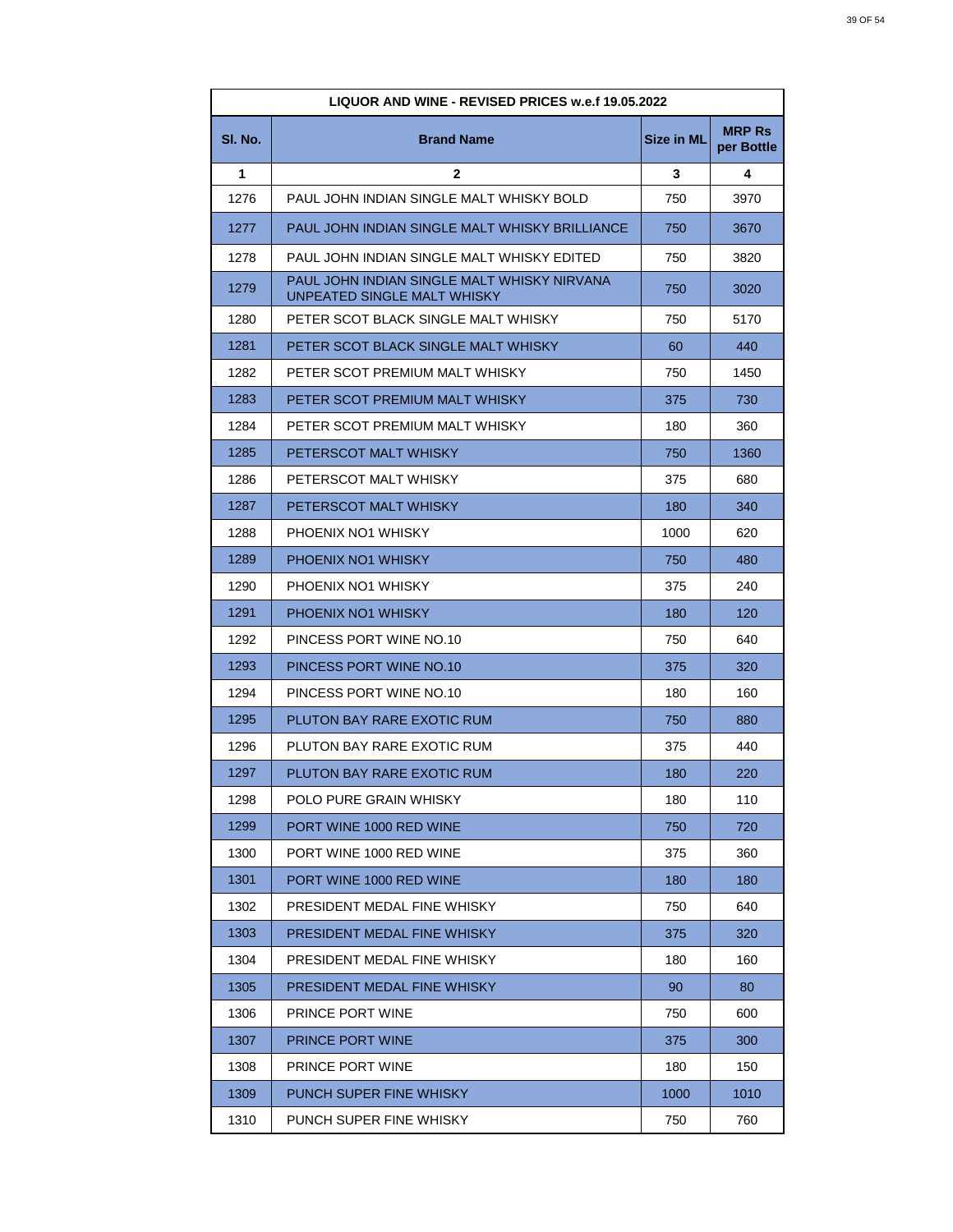| LIQUOR AND WINE - REVISED PRICES w.e.f 19.05.2022 | | | |
|---|---|---|---|
| **Sl. No.** | **Brand Name** | **Size in ML** | **MRP Rs per Bottle** |
| **1** | **2** | **3** | **4** |
| 1276 | PAUL JOHN INDIAN SINGLE MALT WHISKY BOLD | 750 | 3970 |
| 1277 | PAUL JOHN INDIAN SINGLE MALT WHISKY BRILLIANCE | 750 | 3670 |
| 1278 | PAUL JOHN INDIAN SINGLE MALT WHISKY EDITED | 750 | 3820 |
| 1279 | PAUL JOHN INDIAN SINGLE MALT WHISKY NIRVANA UNPEATED SINGLE MALT WHISKY | 750 | 3020 |
| 1280 | PETER SCOT BLACK SINGLE MALT WHISKY | 750 | 5170 |
| 1281 | PETER SCOT BLACK SINGLE MALT WHISKY | 60 | 440 |
| 1282 | PETER SCOT PREMIUM MALT WHISKY | 750 | 1450 |
| 1283 | PETER SCOT PREMIUM MALT WHISKY | 375 | 730 |
| 1284 | PETER SCOT PREMIUM MALT WHISKY | 180 | 360 |
| 1285 | PETERSCOT MALT WHISKY | 750 | 1360 |
| 1286 | PETERSCOT MALT WHISKY | 375 | 680 |
| 1287 | PETERSCOT MALT WHISKY | 180 | 340 |
| 1288 | PHOENIX NO1 WHISKY | 1000 | 620 |
| 1289 | PHOENIX NO1 WHISKY | 750 | 480 |
| 1290 | PHOENIX NO1 WHISKY | 375 | 240 |
| 1291 | PHOENIX NO1 WHISKY | 180 | 120 |
| 1292 | PINCESS PORT WINE NO.10 | 750 | 640 |
| 1293 | PINCESS PORT WINE NO.10 | 375 | 320 |
| 1294 | PINCESS PORT WINE NO.10 | 180 | 160 |
| 1295 | PLUTON BAY RARE EXOTIC RUM | 750 | 880 |
| 1296 | PLUTON BAY RARE EXOTIC RUM | 375 | 440 |
| 1297 | PLUTON BAY RARE EXOTIC RUM | 180 | 220 |
| 1298 | POLO PURE GRAIN WHISKY | 180 | 110 |
| 1299 | PORT WINE 1000 RED WINE | 750 | 720 |
| 1300 | PORT WINE 1000 RED WINE | 375 | 360 |
| 1301 | PORT WINE 1000 RED WINE | 180 | 180 |
| 1302 | PRESIDENT MEDAL FINE WHISKY | 750 | 640 |
| 1303 | PRESIDENT MEDAL FINE WHISKY | 375 | 320 |
| 1304 | PRESIDENT MEDAL FINE WHISKY | 180 | 160 |
| 1305 | PRESIDENT MEDAL FINE WHISKY | 90 | 80 |
| 1306 | PRINCE PORT WINE | 750 | 600 |
| 1307 | PRINCE PORT WINE | 375 | 300 |
| 1308 | PRINCE PORT WINE | 180 | 150 |
| 1309 | PUNCH SUPER FINE WHISKY | 1000 | 1010 |
| 1310 | PUNCH SUPER FINE WHISKY | 750 | 760 |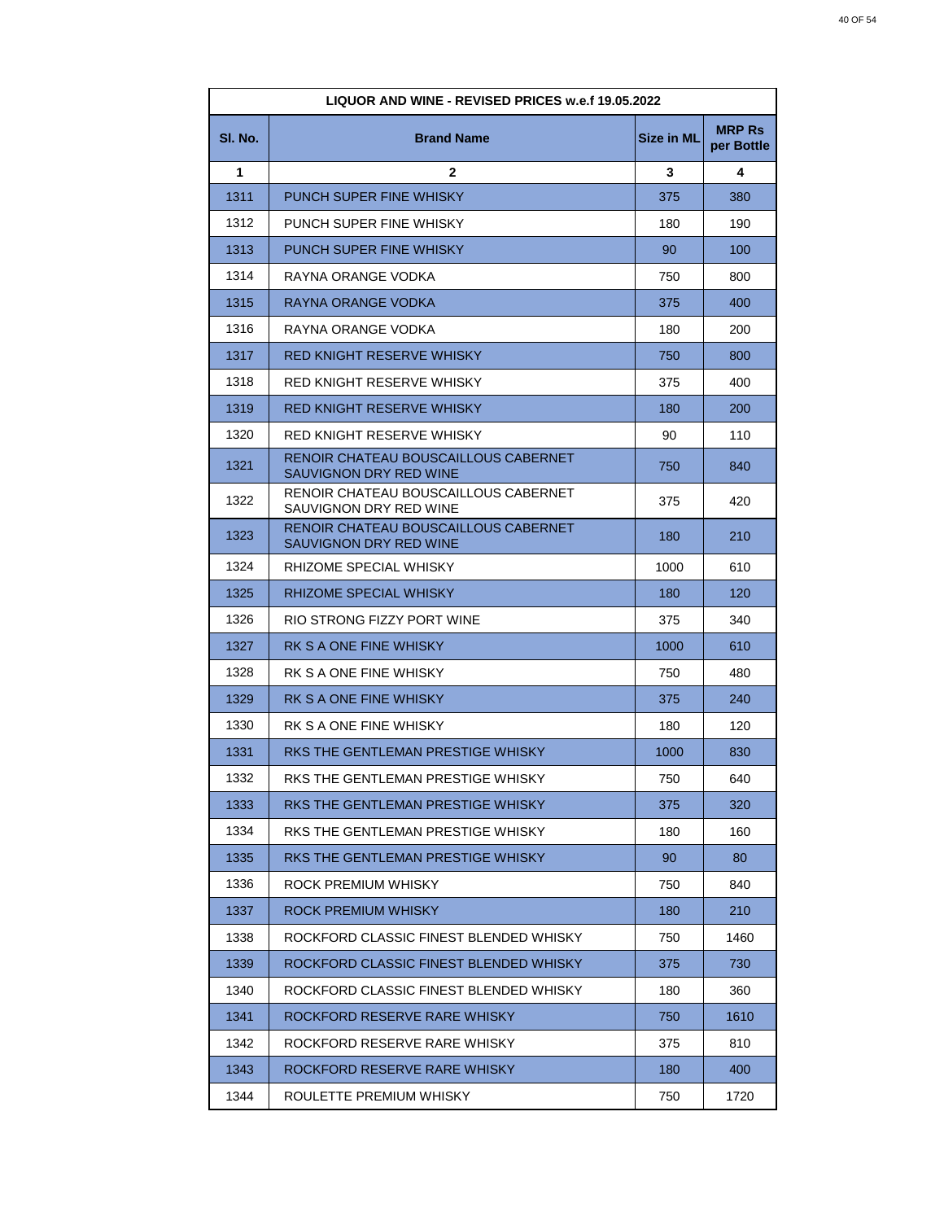| LIQUOR AND WINE - REVISED PRICES w.e.f 19.05.2022 | | | |
|---|---|---|---|
| **Sl. No.** | **Brand Name** | **Size in ML** | **MRP Rs per Bottle** |
| **1** | **2** | **3** | **4** |
| 1311 | PUNCH SUPER FINE WHISKY | 375 | 380 |
| 1312 | PUNCH SUPER FINE WHISKY | 180 | 190 |
| 1313 | PUNCH SUPER FINE WHISKY | 90 | 100 |
| 1314 | RAYNA ORANGE VODKA | 750 | 800 |
| 1315 | RAYNA ORANGE VODKA | 375 | 400 |
| 1316 | RAYNA ORANGE VODKA | 180 | 200 |
| 1317 | RED KNIGHT RESERVE WHISKY | 750 | 800 |
| 1318 | RED KNIGHT RESERVE WHISKY | 375 | 400 |
| 1319 | RED KNIGHT RESERVE WHISKY | 180 | 200 |
| 1320 | RED KNIGHT RESERVE WHISKY | 90 | 110 |
| 1321 | RENOIR CHATEAU BOUSCAILLOUS CABERNET SAUVIGNON DRY RED WINE | 750 | 840 |
| 1322 | RENOIR CHATEAU BOUSCAILLOUS CABERNET SAUVIGNON DRY RED WINE | 375 | 420 |
| 1323 | RENOIR CHATEAU BOUSCAILLOUS CABERNET SAUVIGNON DRY RED WINE | 180 | 210 |
| 1324 | RHIZOME SPECIAL WHISKY | 1000 | 610 |
| 1325 | RHIZOME SPECIAL WHISKY | 180 | 120 |
| 1326 | RIO STRONG FIZZY PORT WINE | 375 | 340 |
| 1327 | RK S A ONE FINE WHISKY | 1000 | 610 |
| 1328 | RK S A ONE FINE WHISKY | 750 | 480 |
| 1329 | RK S A ONE FINE WHISKY | 375 | 240 |
| 1330 | RK S A ONE FINE WHISKY | 180 | 120 |
| 1331 | RKS THE GENTLEMAN PRESTIGE WHISKY | 1000 | 830 |
| 1332 | RKS THE GENTLEMAN PRESTIGE WHISKY | 750 | 640 |
| 1333 | RKS THE GENTLEMAN PRESTIGE WHISKY | 375 | 320 |
| 1334 | RKS THE GENTLEMAN PRESTIGE WHISKY | 180 | 160 |
| 1335 | RKS THE GENTLEMAN PRESTIGE WHISKY | 90 | 80 |
| 1336 | ROCK PREMIUM WHISKY | 750 | 840 |
| 1337 | ROCK PREMIUM WHISKY | 180 | 210 |
| 1338 | ROCKFORD CLASSIC FINEST BLENDED WHISKY | 750 | 1460 |
| 1339 | ROCKFORD CLASSIC FINEST BLENDED WHISKY | 375 | 730 |
| 1340 | ROCKFORD CLASSIC FINEST BLENDED WHISKY | 180 | 360 |
| 1341 | ROCKFORD RESERVE RARE WHISKY | 750 | 1610 |
| 1342 | ROCKFORD RESERVE RARE WHISKY | 375 | 810 |
| 1343 | ROCKFORD RESERVE RARE WHISKY | 180 | 400 |
| 1344 | ROULETTE PREMIUM WHISKY | 750 | 1720 |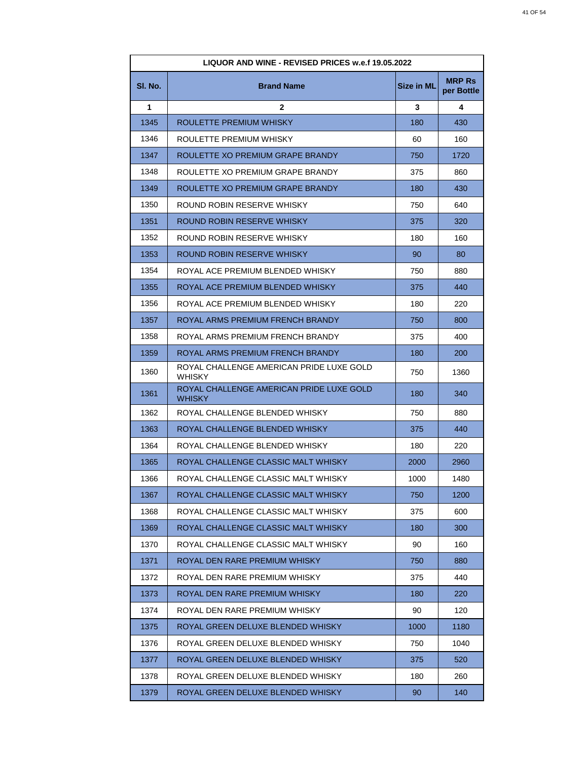| LIQUOR AND WINE - REVISED PRICES w.e.f 19.05.2022 | | | |
|---|---|---|---|
| **Sl. No.** | **Brand Name** | **Size in ML** | **MRP Rs per Bottle** |
| **1** | **2** | **3** | **4** |
| 1345 | ROULETTE PREMIUM WHISKY | 180 | 430 |
| 1346 | ROULETTE PREMIUM WHISKY | 60 | 160 |
| 1347 | ROULETTE XO PREMIUM GRAPE BRANDY | 750 | 1720 |
| 1348 | ROULETTE XO PREMIUM GRAPE BRANDY | 375 | 860 |
| 1349 | ROULETTE XO PREMIUM GRAPE BRANDY | 180 | 430 |
| 1350 | ROUND ROBIN RESERVE WHISKY | 750 | 640 |
| 1351 | ROUND ROBIN RESERVE WHISKY | 375 | 320 |
| 1352 | ROUND ROBIN RESERVE WHISKY | 180 | 160 |
| 1353 | ROUND ROBIN RESERVE WHISKY | 90 | 80 |
| 1354 | ROYAL ACE PREMIUM BLENDED WHISKY | 750 | 880 |
| 1355 | ROYAL ACE PREMIUM BLENDED WHISKY | 375 | 440 |
| 1356 | ROYAL ACE PREMIUM BLENDED WHISKY | 180 | 220 |
| 1357 | ROYAL ARMS PREMIUM FRENCH BRANDY | 750 | 800 |
| 1358 | ROYAL ARMS PREMIUM FRENCH BRANDY | 375 | 400 |
| 1359 | ROYAL ARMS PREMIUM FRENCH BRANDY | 180 | 200 |
| 1360 | ROYAL CHALLENGE AMERICAN PRIDE LUXE GOLD WHISKY | 750 | 1360 |
| 1361 | ROYAL CHALLENGE AMERICAN PRIDE LUXE GOLD WHISKY | 180 | 340 |
| 1362 | ROYAL CHALLENGE BLENDED WHISKY | 750 | 880 |
| 1363 | ROYAL CHALLENGE BLENDED WHISKY | 375 | 440 |
| 1364 | ROYAL CHALLENGE BLENDED WHISKY | 180 | 220 |
| 1365 | ROYAL CHALLENGE CLASSIC MALT WHISKY | 2000 | 2960 |
| 1366 | ROYAL CHALLENGE CLASSIC MALT WHISKY | 1000 | 1480 |
| 1367 | ROYAL CHALLENGE CLASSIC MALT WHISKY | 750 | 1200 |
| 1368 | ROYAL CHALLENGE CLASSIC MALT WHISKY | 375 | 600 |
| 1369 | ROYAL CHALLENGE CLASSIC MALT WHISKY | 180 | 300 |
| 1370 | ROYAL CHALLENGE CLASSIC MALT WHISKY | 90 | 160 |
| 1371 | ROYAL DEN RARE PREMIUM WHISKY | 750 | 880 |
| 1372 | ROYAL DEN RARE PREMIUM WHISKY | 375 | 440 |
| 1373 | ROYAL DEN RARE PREMIUM WHISKY | 180 | 220 |
| 1374 | ROYAL DEN RARE PREMIUM WHISKY | 90 | 120 |
| 1375 | ROYAL GREEN DELUXE BLENDED WHISKY | 1000 | 1180 |
| 1376 | ROYAL GREEN DELUXE BLENDED WHISKY | 750 | 1040 |
| 1377 | ROYAL GREEN DELUXE BLENDED WHISKY | 375 | 520 |
| 1378 | ROYAL GREEN DELUXE BLENDED WHISKY | 180 | 260 |
| 1379 | ROYAL GREEN DELUXE BLENDED WHISKY | 90 | 140 |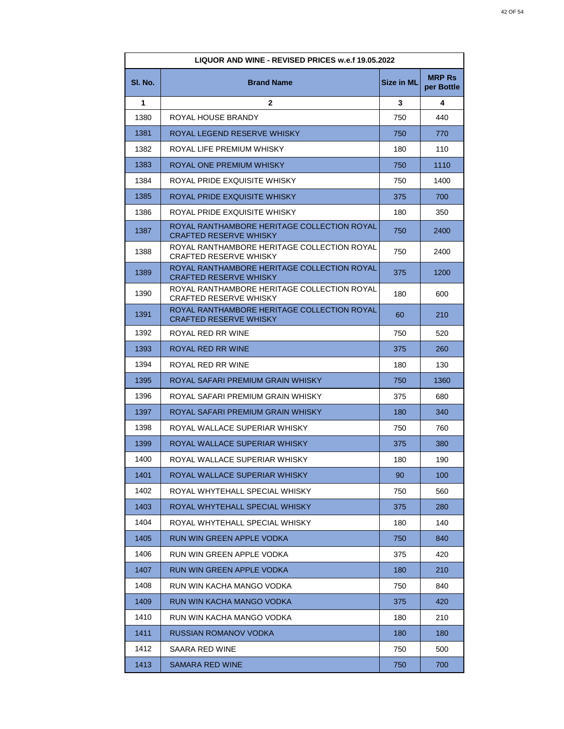| LIQUOR AND WINE - REVISED PRICES w.e.f 19.05.2022 | | | |
|---|---|---|---|
| **Sl. No.** | **Brand Name** | **Size in ML** | **MRP Rs per Bottle** |
| **1** | **2** | **3** | **4** |
| 1380 | ROYAL HOUSE BRANDY | 750 | 440 |
| 1381 | ROYAL LEGEND RESERVE WHISKY | 750 | 770 |
| 1382 | ROYAL LIFE PREMIUM WHISKY | 180 | 110 |
| 1383 | ROYAL ONE PREMIUM WHISKY | 750 | 1110 |
| 1384 | ROYAL PRIDE EXQUISITE WHISKY | 750 | 1400 |
| 1385 | ROYAL PRIDE EXQUISITE WHISKY | 375 | 700 |
| 1386 | ROYAL PRIDE EXQUISITE WHISKY | 180 | 350 |
| 1387 | ROYAL RANTHAMBORE HERITAGE COLLECTION ROYAL CRAFTED RESERVE WHISKY | 750 | 2400 |
| 1388 | ROYAL RANTHAMBORE HERITAGE COLLECTION ROYAL CRAFTED RESERVE WHISKY | 750 | 2400 |
| 1389 | ROYAL RANTHAMBORE HERITAGE COLLECTION ROYAL CRAFTED RESERVE WHISKY | 375 | 1200 |
| 1390 | ROYAL RANTHAMBORE HERITAGE COLLECTION ROYAL CRAFTED RESERVE WHISKY | 180 | 600 |
| 1391 | ROYAL RANTHAMBORE HERITAGE COLLECTION ROYAL CRAFTED RESERVE WHISKY | 60 | 210 |
| 1392 | ROYAL RED RR WINE | 750 | 520 |
| 1393 | ROYAL RED RR WINE | 375 | 260 |
| 1394 | ROYAL RED RR WINE | 180 | 130 |
| 1395 | ROYAL SAFARI PREMIUM GRAIN WHISKY | 750 | 1360 |
| 1396 | ROYAL SAFARI PREMIUM GRAIN WHISKY | 375 | 680 |
| 1397 | ROYAL SAFARI PREMIUM GRAIN WHISKY | 180 | 340 |
| 1398 | ROYAL WALLACE SUPERIAR WHISKY | 750 | 760 |
| 1399 | ROYAL WALLACE SUPERIAR WHISKY | 375 | 380 |
| 1400 | ROYAL WALLACE SUPERIAR WHISKY | 180 | 190 |
| 1401 | ROYAL WALLACE SUPERIAR WHISKY | 90 | 100 |
| 1402 | ROYAL WHYTEHALL SPECIAL WHISKY | 750 | 560 |
| 1403 | ROYAL WHYTEHALL SPECIAL WHISKY | 375 | 280 |
| 1404 | ROYAL WHYTEHALL SPECIAL WHISKY | 180 | 140 |
| 1405 | RUN WIN GREEN APPLE VODKA | 750 | 840 |
| 1406 | RUN WIN GREEN APPLE VODKA | 375 | 420 |
| 1407 | RUN WIN GREEN APPLE VODKA | 180 | 210 |
| 1408 | RUN WIN KACHA MANGO VODKA | 750 | 840 |
| 1409 | RUN WIN KACHA MANGO VODKA | 375 | 420 |
| 1410 | RUN WIN KACHA MANGO VODKA | 180 | 210 |
| 1411 | RUSSIAN ROMANOV VODKA | 180 | 180 |
| 1412 | SAARA RED WINE | 750 | 500 |
| 1413 | SAMARA RED WINE | 750 | 700 |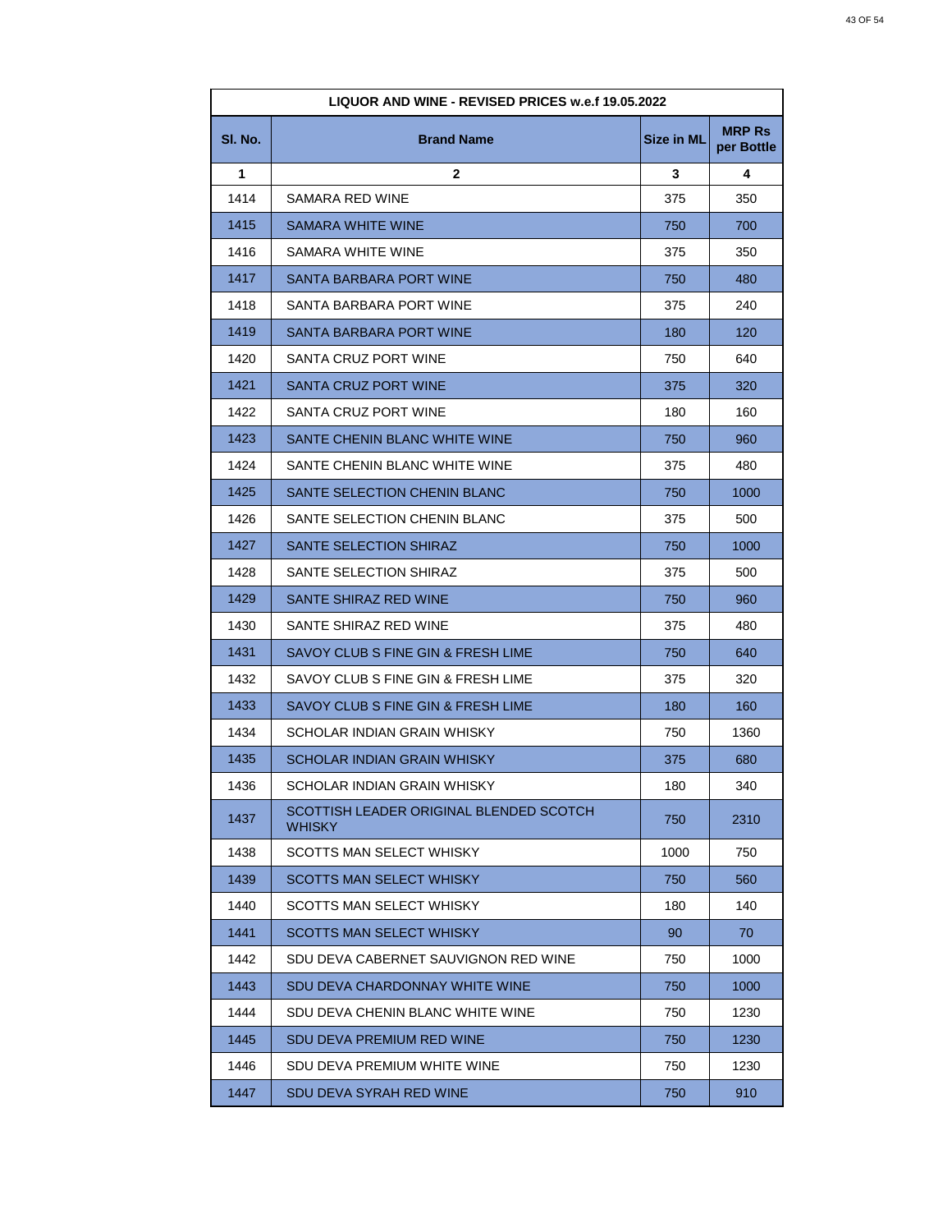| LIQUOR AND WINE - REVISED PRICES w.e.f 19.05.2022 | | | |
|---|---|---|---|
| **Sl. No.** | **Brand Name** | **Size in ML** | **MRP Rs per Bottle** |
| **1** | **2** | **3** | **4** |
| 1414 | SAMARA RED WINE | 375 | 350 |
| 1415 | SAMARA WHITE WINE | 750 | 700 |
| 1416 | SAMARA WHITE WINE | 375 | 350 |
| 1417 | SANTA BARBARA PORT WINE | 750 | 480 |
| 1418 | SANTA BARBARA PORT WINE | 375 | 240 |
| 1419 | SANTA BARBARA PORT WINE | 180 | 120 |
| 1420 | SANTA CRUZ PORT WINE | 750 | 640 |
| 1421 | SANTA CRUZ PORT WINE | 375 | 320 |
| 1422 | SANTA CRUZ PORT WINE | 180 | 160 |
| 1423 | SANTE CHENIN BLANC WHITE WINE | 750 | 960 |
| 1424 | SANTE CHENIN BLANC WHITE WINE | 375 | 480 |
| 1425 | SANTE SELECTION CHENIN BLANC | 750 | 1000 |
| 1426 | SANTE SELECTION CHENIN BLANC | 375 | 500 |
| 1427 | SANTE SELECTION SHIRAZ | 750 | 1000 |
| 1428 | SANTE SELECTION SHIRAZ | 375 | 500 |
| 1429 | SANTE SHIRAZ RED WINE | 750 | 960 |
| 1430 | SANTE SHIRAZ RED WINE | 375 | 480 |
| 1431 | SAVOY CLUB S FINE GIN & FRESH LIME | 750 | 640 |
| 1432 | SAVOY CLUB S FINE GIN & FRESH LIME | 375 | 320 |
| 1433 | SAVOY CLUB S FINE GIN & FRESH LIME | 180 | 160 |
| 1434 | SCHOLAR INDIAN GRAIN WHISKY | 750 | 1360 |
| 1435 | SCHOLAR INDIAN GRAIN WHISKY | 375 | 680 |
| 1436 | SCHOLAR INDIAN GRAIN WHISKY | 180 | 340 |
| 1437 | SCOTTISH LEADER ORIGINAL BLENDED SCOTCH WHISKY | 750 | 2310 |
| 1438 | SCOTTS MAN SELECT WHISKY | 1000 | 750 |
| 1439 | SCOTTS MAN SELECT WHISKY | 750 | 560 |
| 1440 | SCOTTS MAN SELECT WHISKY | 180 | 140 |
| 1441 | SCOTTS MAN SELECT WHISKY | 90 | 70 |
| 1442 | SDU DEVA CABERNET SAUVIGNON RED WINE | 750 | 1000 |
| 1443 | SDU DEVA CHARDONNAY WHITE WINE | 750 | 1000 |
| 1444 | SDU DEVA CHENIN BLANC WHITE WINE | 750 | 1230 |
| 1445 | SDU DEVA PREMIUM RED WINE | 750 | 1230 |
| 1446 | SDU DEVA PREMIUM WHITE WINE | 750 | 1230 |
| 1447 | SDU DEVA SYRAH RED WINE | 750 | 910 |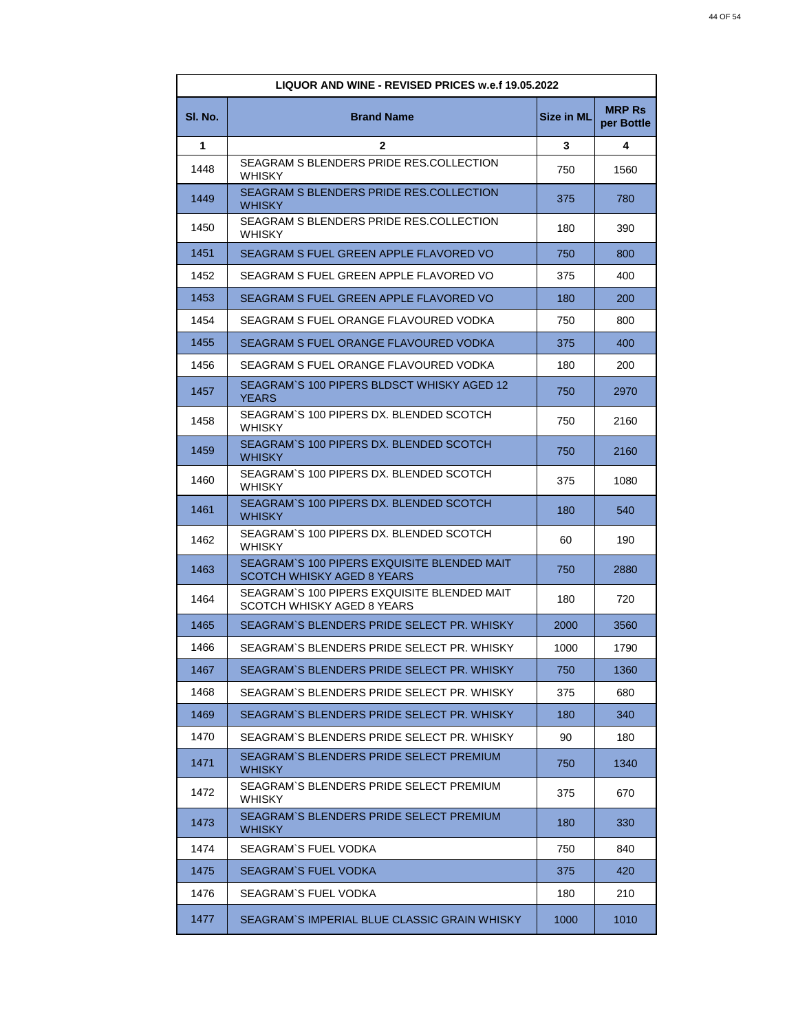| LIQUOR AND WINE - REVISED PRICES w.e.f 19.05.2022 | | | |
|---|---|---|---|
| **Sl. No.** | **Brand Name** | **Size in ML** | **MRP Rs per Bottle** |
| **1** | **2** | **3** | **4** |
| 1448 | SEAGRAM S BLENDERS PRIDE RES.COLLECTION WHISKY | 750 | 1560 |
| 1449 | SEAGRAM S BLENDERS PRIDE RES.COLLECTION WHISKY | 375 | 780 |
| 1450 | SEAGRAM S BLENDERS PRIDE RES.COLLECTION WHISKY | 180 | 390 |
| 1451 | SEAGRAM S FUEL GREEN APPLE FLAVORED VO | 750 | 800 |
| 1452 | SEAGRAM S FUEL GREEN APPLE FLAVORED VO | 375 | 400 |
| 1453 | SEAGRAM S FUEL GREEN APPLE FLAVORED VO | 180 | 200 |
| 1454 | SEAGRAM S FUEL ORANGE FLAVOURED VODKA | 750 | 800 |
| 1455 | SEAGRAM S FUEL ORANGE FLAVOURED VODKA | 375 | 400 |
| 1456 | SEAGRAM S FUEL ORANGE FLAVOURED VODKA | 180 | 200 |
| 1457 | SEAGRAM`S 100 PIPERS BLDSCT WHISKY AGED 12 YEARS | 750 | 2970 |
| 1458 | SEAGRAM`S 100 PIPERS DX. BLENDED SCOTCH WHISKY | 750 | 2160 |
| 1459 | SEAGRAM`S 100 PIPERS DX. BLENDED SCOTCH WHISKY | 750 | 2160 |
| 1460 | SEAGRAM`S 100 PIPERS DX. BLENDED SCOTCH WHISKY | 375 | 1080 |
| 1461 | SEAGRAM`S 100 PIPERS DX. BLENDED SCOTCH WHISKY | 180 | 540 |
| 1462 | SEAGRAM`S 100 PIPERS DX. BLENDED SCOTCH WHISKY | 60 | 190 |
| 1463 | SEAGRAM`S 100 PIPERS EXQUISITE BLENDED MAIT SCOTCH WHISKY AGED 8 YEARS | 750 | 2880 |
| 1464 | SEAGRAM`S 100 PIPERS EXQUISITE BLENDED MAIT SCOTCH WHISKY AGED 8 YEARS | 180 | 720 |
| 1465 | SEAGRAM`S BLENDERS PRIDE SELECT PR. WHISKY | 2000 | 3560 |
| 1466 | SEAGRAM`S BLENDERS PRIDE SELECT PR. WHISKY | 1000 | 1790 |
| 1467 | SEAGRAM`S BLENDERS PRIDE SELECT PR. WHISKY | 750 | 1360 |
| 1468 | SEAGRAM`S BLENDERS PRIDE SELECT PR. WHISKY | 375 | 680 |
| 1469 | SEAGRAM`S BLENDERS PRIDE SELECT PR. WHISKY | 180 | 340 |
| 1470 | SEAGRAM`S BLENDERS PRIDE SELECT PR. WHISKY | 90 | 180 |
| 1471 | SEAGRAM`S BLENDERS PRIDE SELECT PREMIUM WHISKY | 750 | 1340 |
| 1472 | SEAGRAM`S BLENDERS PRIDE SELECT PREMIUM WHISKY | 375 | 670 |
| 1473 | SEAGRAM`S BLENDERS PRIDE SELECT PREMIUM WHISKY | 180 | 330 |
| 1474 | SEAGRAM`S FUEL VODKA | 750 | 840 |
| 1475 | SEAGRAM`S FUEL VODKA | 375 | 420 |
| 1476 | SEAGRAM`S FUEL VODKA | 180 | 210 |
| 1477 | SEAGRAM`S IMPERIAL BLUE CLASSIC GRAIN WHISKY | 1000 | 1010 |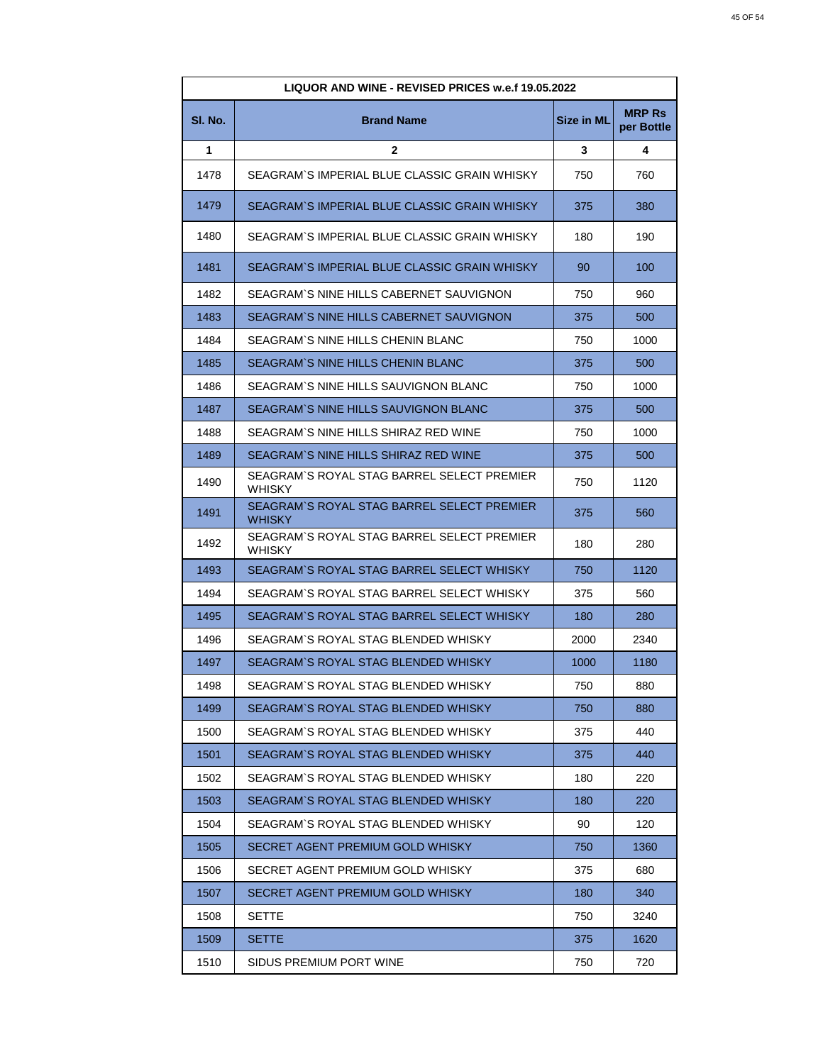| LIQUOR AND WINE - REVISED PRICES w.e.f 19.05.2022 | | | |
|---|---|---|---|
| **Sl. No.** | **Brand Name** | **Size in ML** | **MRP Rs per Bottle** |
| **1** | **2** | **3** | **4** |
| 1478 | SEAGRAM`S IMPERIAL BLUE CLASSIC GRAIN WHISKY | 750 | 760 |
| 1479 | SEAGRAM`S IMPERIAL BLUE CLASSIC GRAIN WHISKY | 375 | 380 |
| 1480 | SEAGRAM`S IMPERIAL BLUE CLASSIC GRAIN WHISKY | 180 | 190 |
| 1481 | SEAGRAM`S IMPERIAL BLUE CLASSIC GRAIN WHISKY | 90 | 100 |
| 1482 | SEAGRAM`S NINE HILLS CABERNET SAUVIGNON | 750 | 960 |
| 1483 | SEAGRAM`S NINE HILLS CABERNET SAUVIGNON | 375 | 500 |
| 1484 | SEAGRAM`S NINE HILLS CHENIN BLANC | 750 | 1000 |
| 1485 | SEAGRAM`S NINE HILLS CHENIN BLANC | 375 | 500 |
| 1486 | SEAGRAM`S NINE HILLS SAUVIGNON BLANC | 750 | 1000 |
| 1487 | SEAGRAM`S NINE HILLS SAUVIGNON BLANC | 375 | 500 |
| 1488 | SEAGRAM`S NINE HILLS SHIRAZ RED WINE | 750 | 1000 |
| 1489 | SEAGRAM`S NINE HILLS SHIRAZ RED WINE | 375 | 500 |
| 1490 | SEAGRAM`S ROYAL STAG BARREL SELECT PREMIER WHISKY | 750 | 1120 |
| 1491 | SEAGRAM`S ROYAL STAG BARREL SELECT PREMIER WHISKY | 375 | 560 |
| 1492 | SEAGRAM`S ROYAL STAG BARREL SELECT PREMIER WHISKY | 180 | 280 |
| 1493 | SEAGRAM`S ROYAL STAG BARREL SELECT WHISKY | 750 | 1120 |
| 1494 | SEAGRAM`S ROYAL STAG BARREL SELECT WHISKY | 375 | 560 |
| 1495 | SEAGRAM`S ROYAL STAG BARREL SELECT WHISKY | 180 | 280 |
| 1496 | SEAGRAM`S ROYAL STAG BLENDED WHISKY | 2000 | 2340 |
| 1497 | SEAGRAM`S ROYAL STAG BLENDED WHISKY | 1000 | 1180 |
| 1498 | SEAGRAM`S ROYAL STAG BLENDED WHISKY | 750 | 880 |
| 1499 | SEAGRAM`S ROYAL STAG BLENDED WHISKY | 750 | 880 |
| 1500 | SEAGRAM`S ROYAL STAG BLENDED WHISKY | 375 | 440 |
| 1501 | SEAGRAM`S ROYAL STAG BLENDED WHISKY | 375 | 440 |
| 1502 | SEAGRAM`S ROYAL STAG BLENDED WHISKY | 180 | 220 |
| 1503 | SEAGRAM`S ROYAL STAG BLENDED WHISKY | 180 | 220 |
| 1504 | SEAGRAM`S ROYAL STAG BLENDED WHISKY | 90 | 120 |
| 1505 | SECRET AGENT PREMIUM GOLD WHISKY | 750 | 1360 |
| 1506 | SECRET AGENT PREMIUM GOLD WHISKY | 375 | 680 |
| 1507 | SECRET AGENT PREMIUM GOLD WHISKY | 180 | 340 |
| 1508 | SETTE | 750 | 3240 |
| 1509 | SETTE | 375 | 1620 |
| 1510 | SIDUS PREMIUM PORT WINE | 750 | 720 |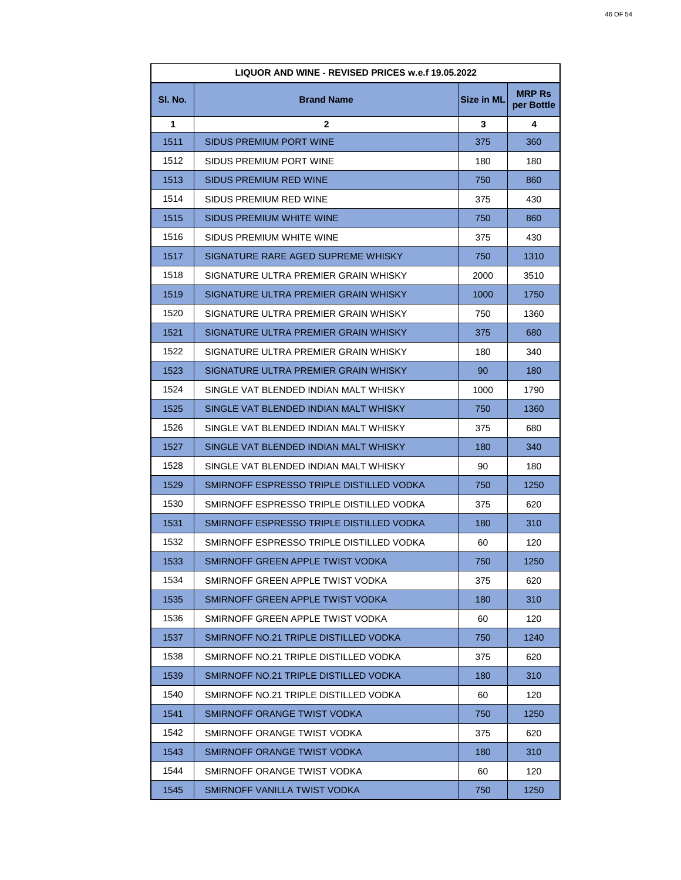| LIQUOR AND WINE - REVISED PRICES w.e.f 19.05.2022 | | | |
|---|---|---|---|
| **Sl. No.** | **Brand Name** | **Size in ML** | **MRP Rs per Bottle** |
| **1** | **2** | **3** | **4** |
| 1511 | SIDUS PREMIUM PORT WINE | 375 | 360 |
| 1512 | SIDUS PREMIUM PORT WINE | 180 | 180 |
| 1513 | SIDUS PREMIUM RED WINE | 750 | 860 |
| 1514 | SIDUS PREMIUM RED WINE | 375 | 430 |
| 1515 | SIDUS PREMIUM WHITE WINE | 750 | 860 |
| 1516 | SIDUS PREMIUM WHITE WINE | 375 | 430 |
| 1517 | SIGNATURE RARE AGED SUPREME WHISKY | 750 | 1310 |
| 1518 | SIGNATURE ULTRA PREMIER GRAIN WHISKY | 2000 | 3510 |
| 1519 | SIGNATURE ULTRA PREMIER GRAIN WHISKY | 1000 | 1750 |
| 1520 | SIGNATURE ULTRA PREMIER GRAIN WHISKY | 750 | 1360 |
| 1521 | SIGNATURE ULTRA PREMIER GRAIN WHISKY | 375 | 680 |
| 1522 | SIGNATURE ULTRA PREMIER GRAIN WHISKY | 180 | 340 |
| 1523 | SIGNATURE ULTRA PREMIER GRAIN WHISKY | 90 | 180 |
| 1524 | SINGLE VAT BLENDED INDIAN MALT WHISKY | 1000 | 1790 |
| 1525 | SINGLE VAT BLENDED INDIAN MALT WHISKY | 750 | 1360 |
| 1526 | SINGLE VAT BLENDED INDIAN MALT WHISKY | 375 | 680 |
| 1527 | SINGLE VAT BLENDED INDIAN MALT WHISKY | 180 | 340 |
| 1528 | SINGLE VAT BLENDED INDIAN MALT WHISKY | 90 | 180 |
| 1529 | SMIRNOFF ESPRESSO TRIPLE DISTILLED VODKA | 750 | 1250 |
| 1530 | SMIRNOFF ESPRESSO TRIPLE DISTILLED VODKA | 375 | 620 |
| 1531 | SMIRNOFF ESPRESSO TRIPLE DISTILLED VODKA | 180 | 310 |
| 1532 | SMIRNOFF ESPRESSO TRIPLE DISTILLED VODKA | 60 | 120 |
| 1533 | SMIRNOFF GREEN APPLE TWIST VODKA | 750 | 1250 |
| 1534 | SMIRNOFF GREEN APPLE TWIST VODKA | 375 | 620 |
| 1535 | SMIRNOFF GREEN APPLE TWIST VODKA | 180 | 310 |
| 1536 | SMIRNOFF GREEN APPLE TWIST VODKA | 60 | 120 |
| 1537 | SMIRNOFF NO.21 TRIPLE DISTILLED VODKA | 750 | 1240 |
| 1538 | SMIRNOFF NO.21 TRIPLE DISTILLED VODKA | 375 | 620 |
| 1539 | SMIRNOFF NO.21 TRIPLE DISTILLED VODKA | 180 | 310 |
| 1540 | SMIRNOFF NO.21 TRIPLE DISTILLED VODKA | 60 | 120 |
| 1541 | SMIRNOFF ORANGE TWIST VODKA | 750 | 1250 |
| 1542 | SMIRNOFF ORANGE TWIST VODKA | 375 | 620 |
| 1543 | SMIRNOFF ORANGE TWIST VODKA | 180 | 310 |
| 1544 | SMIRNOFF ORANGE TWIST VODKA | 60 | 120 |
| 1545 | SMIRNOFF VANILLA TWIST VODKA | 750 | 1250 |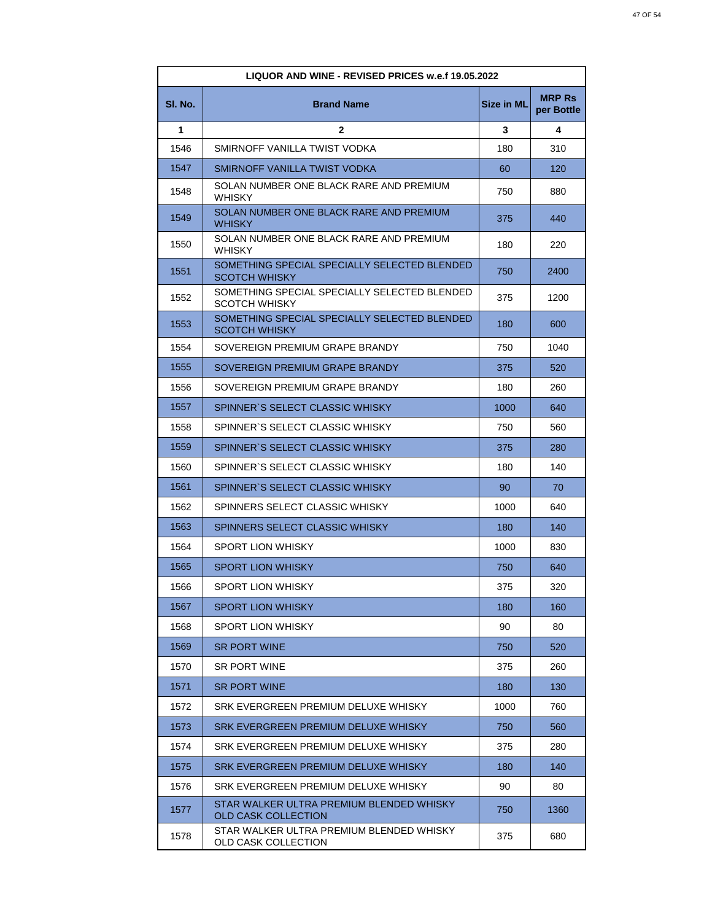| LIQUOR AND WINE - REVISED PRICES w.e.f 19.05.2022 | | | |
|---|---|---|---|
| **Sl. No.** | **Brand Name** | **Size in ML** | **MRP Rs per Bottle** |
| **1** | **2** | **3** | **4** |
| 1546 | SMIRNOFF VANILLA TWIST VODKA | 180 | 310 |
| 1547 | SMIRNOFF VANILLA TWIST VODKA | 60 | 120 |
| 1548 | SOLAN NUMBER ONE BLACK RARE AND PREMIUM WHISKY | 750 | 880 |
| 1549 | SOLAN NUMBER ONE BLACK RARE AND PREMIUM WHISKY | 375 | 440 |
| 1550 | SOLAN NUMBER ONE BLACK RARE AND PREMIUM WHISKY | 180 | 220 |
| 1551 | SOMETHING SPECIAL SPECIALLY SELECTED BLENDED SCOTCH WHISKY | 750 | 2400 |
| 1552 | SOMETHING SPECIAL SPECIALLY SELECTED BLENDED SCOTCH WHISKY | 375 | 1200 |
| 1553 | SOMETHING SPECIAL SPECIALLY SELECTED BLENDED SCOTCH WHISKY | 180 | 600 |
| 1554 | SOVEREIGN PREMIUM GRAPE BRANDY | 750 | 1040 |
| 1555 | SOVEREIGN PREMIUM GRAPE BRANDY | 375 | 520 |
| 1556 | SOVEREIGN PREMIUM GRAPE BRANDY | 180 | 260 |
| 1557 | SPINNER`S SELECT CLASSIC WHISKY | 1000 | 640 |
| 1558 | SPINNER`S SELECT CLASSIC WHISKY | 750 | 560 |
| 1559 | SPINNER`S SELECT CLASSIC WHISKY | 375 | 280 |
| 1560 | SPINNER`S SELECT CLASSIC WHISKY | 180 | 140 |
| 1561 | SPINNER`S SELECT CLASSIC WHISKY | 90 | 70 |
| 1562 | SPINNERS SELECT CLASSIC WHISKY | 1000 | 640 |
| 1563 | SPINNERS SELECT CLASSIC WHISKY | 180 | 140 |
| 1564 | SPORT LION WHISKY | 1000 | 830 |
| 1565 | SPORT LION WHISKY | 750 | 640 |
| 1566 | SPORT LION WHISKY | 375 | 320 |
| 1567 | SPORT LION WHISKY | 180 | 160 |
| 1568 | SPORT LION WHISKY | 90 | 80 |
| 1569 | SR PORT WINE | 750 | 520 |
| 1570 | SR PORT WINE | 375 | 260 |
| 1571 | SR PORT WINE | 180 | 130 |
| 1572 | SRK EVERGREEN PREMIUM DELUXE WHISKY | 1000 | 760 |
| 1573 | SRK EVERGREEN PREMIUM DELUXE WHISKY | 750 | 560 |
| 1574 | SRK EVERGREEN PREMIUM DELUXE WHISKY | 375 | 280 |
| 1575 | SRK EVERGREEN PREMIUM DELUXE WHISKY | 180 | 140 |
| 1576 | SRK EVERGREEN PREMIUM DELUXE WHISKY | 90 | 80 |
| 1577 | STAR WALKER ULTRA PREMIUM BLENDED WHISKY OLD CASK COLLECTION | 750 | 1360 |
| 1578 | STAR WALKER ULTRA PREMIUM BLENDED WHISKY OLD CASK COLLECTION | 375 | 680 |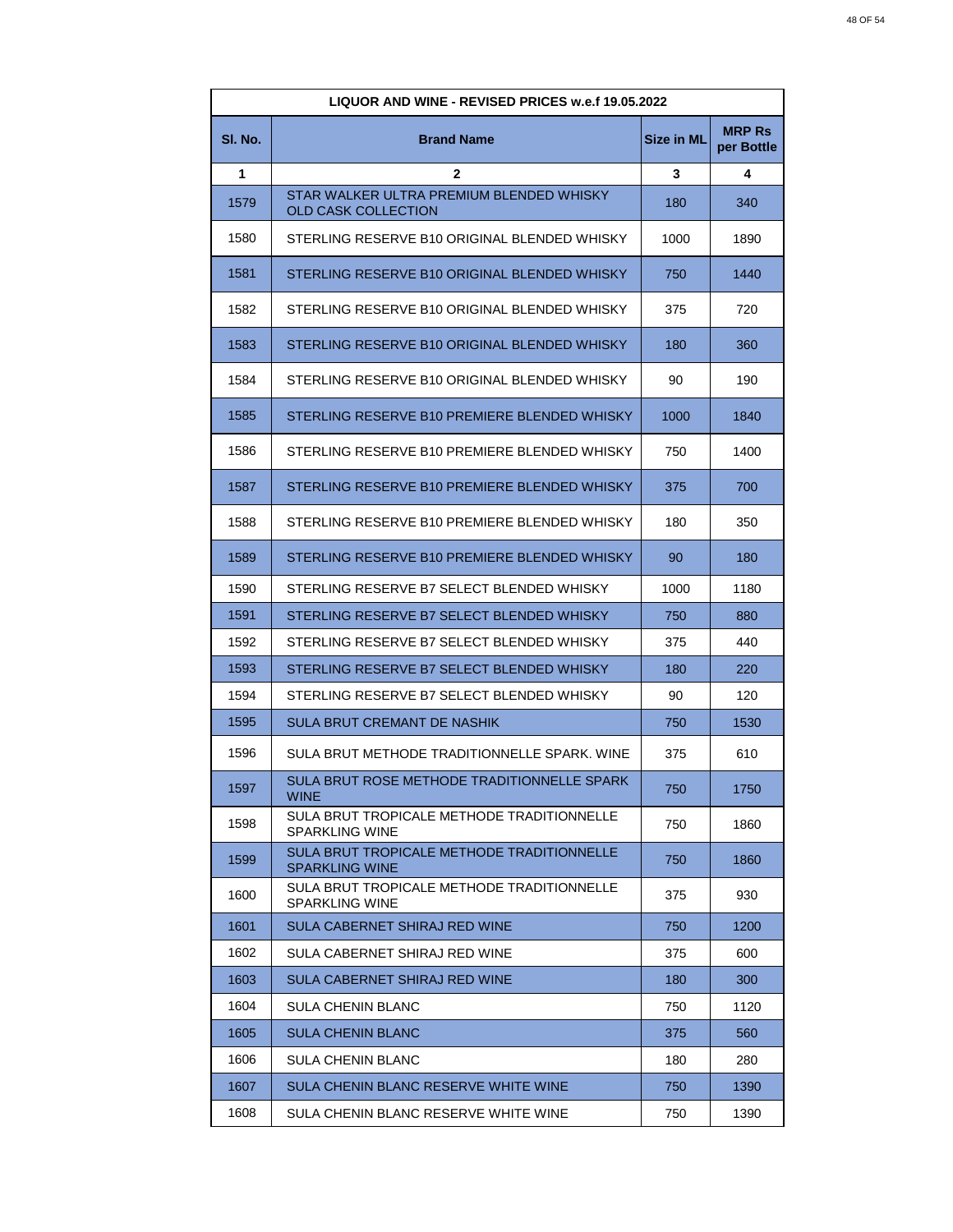| LIQUOR AND WINE - REVISED PRICES w.e.f 19.05.2022 | | | |
|---|---|---|---|
| Sl. No. | Brand Name | Size in ML | MRP Rs per Bottle |
| 1 | 2 | 3 | 4 |
| 1579 | STAR WALKER ULTRA PREMIUM BLENDED WHISKY OLD CASK COLLECTION | 180 | 340 |
| 1580 | STERLING RESERVE B10 ORIGINAL BLENDED WHISKY | 1000 | 1890 |
| 1581 | STERLING RESERVE B10 ORIGINAL BLENDED WHISKY | 750 | 1440 |
| 1582 | STERLING RESERVE B10 ORIGINAL BLENDED WHISKY | 375 | 720 |
| 1583 | STERLING RESERVE B10 ORIGINAL BLENDED WHISKY | 180 | 360 |
| 1584 | STERLING RESERVE B10 ORIGINAL BLENDED WHISKY | 90 | 190 |
| 1585 | STERLING RESERVE B10 PREMIERE BLENDED WHISKY | 1000 | 1840 |
| 1586 | STERLING RESERVE B10 PREMIERE BLENDED WHISKY | 750 | 1400 |
| 1587 | STERLING RESERVE B10 PREMIERE BLENDED WHISKY | 375 | 700 |
| 1588 | STERLING RESERVE B10 PREMIERE BLENDED WHISKY | 180 | 350 |
| 1589 | STERLING RESERVE B10 PREMIERE BLENDED WHISKY | 90 | 180 |
| 1590 | STERLING RESERVE B7 SELECT BLENDED WHISKY | 1000 | 1180 |
| 1591 | STERLING RESERVE B7 SELECT BLENDED WHISKY | 750 | 880 |
| 1592 | STERLING RESERVE B7 SELECT BLENDED WHISKY | 375 | 440 |
| 1593 | STERLING RESERVE B7 SELECT BLENDED WHISKY | 180 | 220 |
| 1594 | STERLING RESERVE B7 SELECT BLENDED WHISKY | 90 | 120 |
| 1595 | SULA BRUT CREMANT DE NASHIK | 750 | 1530 |
| 1596 | SULA BRUT METHODE TRADITIONNELLE SPARK. WINE | 375 | 610 |
| 1597 | SULA BRUT ROSE METHODE TRADITIONNELLE SPARK WINE | 750 | 1750 |
| 1598 | SULA BRUT TROPICALE METHODE TRADITIONNELLE SPARKLING WINE | 750 | 1860 |
| 1599 | SULA BRUT TROPICALE METHODE TRADITIONNELLE SPARKLING WINE | 750 | 1860 |
| 1600 | SULA BRUT TROPICALE METHODE TRADITIONNELLE SPARKLING WINE | 375 | 930 |
| 1601 | SULA CABERNET SHIRAJ RED WINE | 750 | 1200 |
| 1602 | SULA CABERNET SHIRAJ RED WINE | 375 | 600 |
| 1603 | SULA CABERNET SHIRAJ RED WINE | 180 | 300 |
| 1604 | SULA CHENIN BLANC | 750 | 1120 |
| 1605 | SULA CHENIN BLANC | 375 | 560 |
| 1606 | SULA CHENIN BLANC | 180 | 280 |
| 1607 | SULA CHENIN BLANC RESERVE WHITE WINE | 750 | 1390 |
| 1608 | SULA CHENIN BLANC RESERVE WHITE WINE | 750 | 1390 |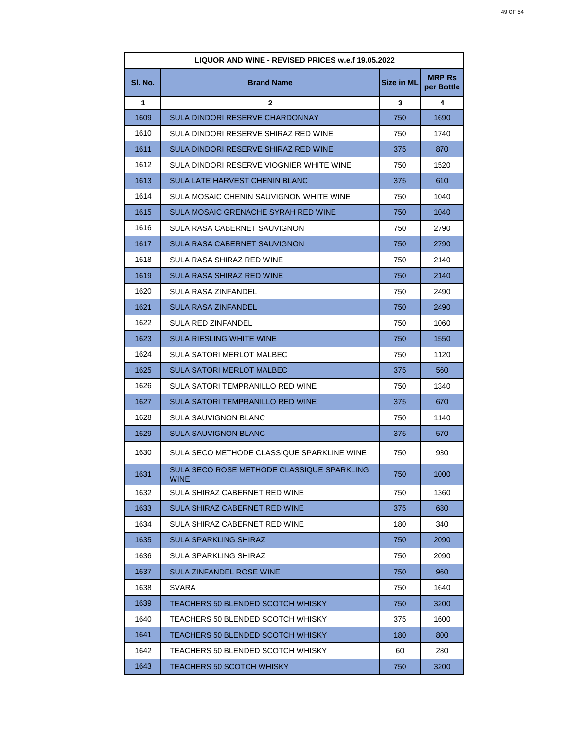| LIQUOR AND WINE - REVISED PRICES w.e.f 19.05.2022 | | | |
|---|---|---|---|
| **Sl. No.** | **Brand Name** | **Size in ML** | **MRP Rs per Bottle** |
| **1** | **2** | **3** | **4** |
| 1609 | SULA DINDORI RESERVE CHARDONNAY | 750 | 1690 |
| 1610 | SULA DINDORI RESERVE SHIRAZ RED WINE | 750 | 1740 |
| 1611 | SULA DINDORI RESERVE SHIRAZ RED WINE | 375 | 870 |
| 1612 | SULA DINDORI RESERVE VIOGNIER WHITE WINE | 750 | 1520 |
| 1613 | SULA LATE HARVEST CHENIN BLANC | 375 | 610 |
| 1614 | SULA MOSAIC CHENIN SAUVIGNON WHITE WINE | 750 | 1040 |
| 1615 | SULA MOSAIC GRENACHE SYRAH RED WINE | 750 | 1040 |
| 1616 | SULA RASA CABERNET SAUVIGNON | 750 | 2790 |
| 1617 | SULA RASA CABERNET SAUVIGNON | 750 | 2790 |
| 1618 | SULA RASA SHIRAZ RED WINE | 750 | 2140 |
| 1619 | SULA RASA SHIRAZ RED WINE | 750 | 2140 |
| 1620 | SULA RASA ZINFANDEL | 750 | 2490 |
| 1621 | SULA RASA ZINFANDEL | 750 | 2490 |
| 1622 | SULA RED ZINFANDEL | 750 | 1060 |
| 1623 | SULA RIESLING WHITE WINE | 750 | 1550 |
| 1624 | SULA SATORI MERLOT MALBEC | 750 | 1120 |
| 1625 | SULA SATORI MERLOT MALBEC | 375 | 560 |
| 1626 | SULA SATORI TEMPRANILLO RED WINE | 750 | 1340 |
| 1627 | SULA SATORI TEMPRANILLO RED WINE | 375 | 670 |
| 1628 | SULA SAUVIGNON BLANC | 750 | 1140 |
| 1629 | SULA SAUVIGNON BLANC | 375 | 570 |
| 1630 | SULA SECO METHODE CLASSIQUE SPARKLINE WINE | 750 | 930 |
| 1631 | SULA SECO ROSE METHODE CLASSIQUE SPARKLING WINE | 750 | 1000 |
| 1632 | SULA SHIRAZ CABERNET RED WINE | 750 | 1360 |
| 1633 | SULA SHIRAZ CABERNET RED WINE | 375 | 680 |
| 1634 | SULA SHIRAZ CABERNET RED WINE | 180 | 340 |
| 1635 | SULA SPARKLING SHIRAZ | 750 | 2090 |
| 1636 | SULA SPARKLING SHIRAZ | 750 | 2090 |
| 1637 | SULA ZINFANDEL ROSE WINE | 750 | 960 |
| 1638 | SVARA | 750 | 1640 |
| 1639 | TEACHERS 50 BLENDED SCOTCH WHISKY | 750 | 3200 |
| 1640 | TEACHERS 50 BLENDED SCOTCH WHISKY | 375 | 1600 |
| 1641 | TEACHERS 50 BLENDED SCOTCH WHISKY | 180 | 800 |
| 1642 | TEACHERS 50 BLENDED SCOTCH WHISKY | 60 | 280 |
| 1643 | TEACHERS 50 SCOTCH WHISKY | 750 | 3200 |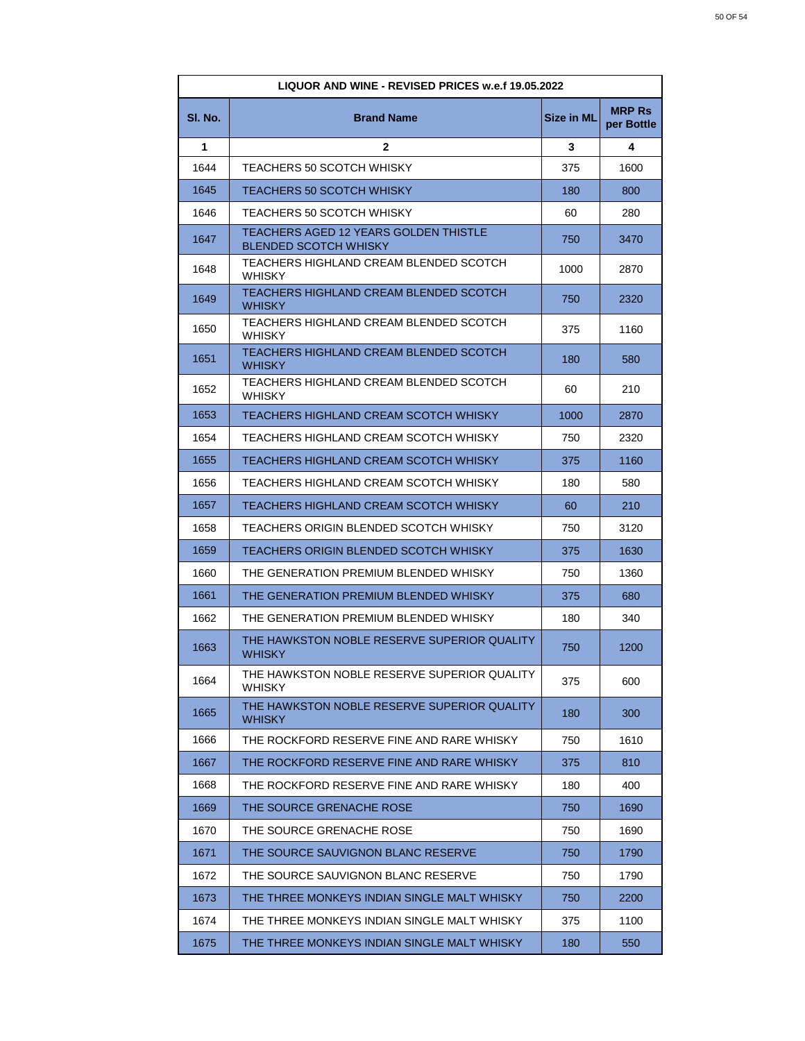| LIQUOR AND WINE - REVISED PRICES w.e.f 19.05.2022 | | | |
|---|---|---|---|
| **Sl. No.** | **Brand Name** | **Size in ML** | **MRP Rs per Bottle** |
| **1** | **2** | **3** | **4** |
| 1644 | TEACHERS 50 SCOTCH WHISKY | 375 | 1600 |
| 1645 | TEACHERS 50 SCOTCH WHISKY | 180 | 800 |
| 1646 | TEACHERS 50 SCOTCH WHISKY | 60 | 280 |
| 1647 | TEACHERS AGED 12 YEARS GOLDEN THISTLE BLENDED SCOTCH WHISKY | 750 | 3470 |
| 1648 | TEACHERS HIGHLAND CREAM BLENDED SCOTCH WHISKY | 1000 | 2870 |
| 1649 | TEACHERS HIGHLAND CREAM BLENDED SCOTCH WHISKY | 750 | 2320 |
| 1650 | TEACHERS HIGHLAND CREAM BLENDED SCOTCH WHISKY | 375 | 1160 |
| 1651 | TEACHERS HIGHLAND CREAM BLENDED SCOTCH WHISKY | 180 | 580 |
| 1652 | TEACHERS HIGHLAND CREAM BLENDED SCOTCH WHISKY | 60 | 210 |
| 1653 | TEACHERS HIGHLAND CREAM SCOTCH WHISKY | 1000 | 2870 |
| 1654 | TEACHERS HIGHLAND CREAM SCOTCH WHISKY | 750 | 2320 |
| 1655 | TEACHERS HIGHLAND CREAM SCOTCH WHISKY | 375 | 1160 |
| 1656 | TEACHERS HIGHLAND CREAM SCOTCH WHISKY | 180 | 580 |
| 1657 | TEACHERS HIGHLAND CREAM SCOTCH WHISKY | 60 | 210 |
| 1658 | TEACHERS ORIGIN BLENDED SCOTCH WHISKY | 750 | 3120 |
| 1659 | TEACHERS ORIGIN BLENDED SCOTCH WHISKY | 375 | 1630 |
| 1660 | THE GENERATION PREMIUM BLENDED WHISKY | 750 | 1360 |
| 1661 | THE GENERATION PREMIUM BLENDED WHISKY | 375 | 680 |
| 1662 | THE GENERATION PREMIUM BLENDED WHISKY | 180 | 340 |
| 1663 | THE HAWKSTON NOBLE RESERVE SUPERIOR QUALITY WHISKY | 750 | 1200 |
| 1664 | THE HAWKSTON NOBLE RESERVE SUPERIOR QUALITY WHISKY | 375 | 600 |
| 1665 | THE HAWKSTON NOBLE RESERVE SUPERIOR QUALITY WHISKY | 180 | 300 |
| 1666 | THE ROCKFORD RESERVE FINE AND RARE WHISKY | 750 | 1610 |
| 1667 | THE ROCKFORD RESERVE FINE AND RARE WHISKY | 375 | 810 |
| 1668 | THE ROCKFORD RESERVE FINE AND RARE WHISKY | 180 | 400 |
| 1669 | THE SOURCE GRENACHE ROSE | 750 | 1690 |
| 1670 | THE SOURCE GRENACHE ROSE | 750 | 1690 |
| 1671 | THE SOURCE SAUVIGNON BLANC RESERVE | 750 | 1790 |
| 1672 | THE SOURCE SAUVIGNON BLANC RESERVE | 750 | 1790 |
| 1673 | THE THREE MONKEYS INDIAN SINGLE MALT WHISKY | 750 | 2200 |
| 1674 | THE THREE MONKEYS INDIAN SINGLE MALT WHISKY | 375 | 1100 |
| 1675 | THE THREE MONKEYS INDIAN SINGLE MALT WHISKY | 180 | 550 |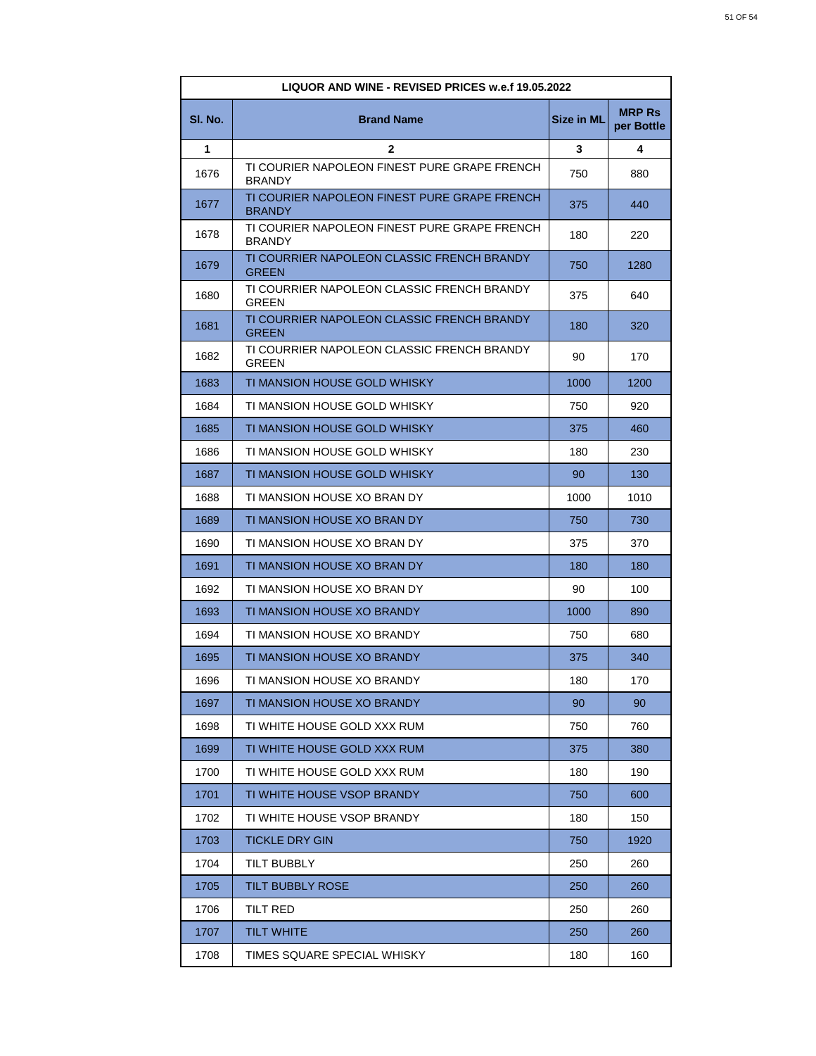| LIQUOR AND WINE - REVISED PRICES w.e.f 19.05.2022 | | | |
|---|---|---|---|
| **Sl. No.** | **Brand Name** | **Size in ML** | **MRP Rs per Bottle** |
| **1** | **2** | **3** | **4** |
| 1676 | TI COURIER NAPOLEON FINEST PURE GRAPE FRENCH BRANDY | 750 | 880 |
| 1677 | TI COURIER NAPOLEON FINEST PURE GRAPE FRENCH BRANDY | 375 | 440 |
| 1678 | TI COURIER NAPOLEON FINEST PURE GRAPE FRENCH BRANDY | 180 | 220 |
| 1679 | TI COURRIER NAPOLEON CLASSIC FRENCH BRANDY GREEN | 750 | 1280 |
| 1680 | TI COURRIER NAPOLEON CLASSIC FRENCH BRANDY GREEN | 375 | 640 |
| 1681 | TI COURRIER NAPOLEON CLASSIC FRENCH BRANDY GREEN | 180 | 320 |
| 1682 | TI COURRIER NAPOLEON CLASSIC FRENCH BRANDY GREEN | 90 | 170 |
| 1683 | TI MANSION HOUSE GOLD WHISKY | 1000 | 1200 |
| 1684 | TI MANSION HOUSE GOLD WHISKY | 750 | 920 |
| 1685 | TI MANSION HOUSE GOLD WHISKY | 375 | 460 |
| 1686 | TI MANSION HOUSE GOLD WHISKY | 180 | 230 |
| 1687 | TI MANSION HOUSE GOLD WHISKY | 90 | 130 |
| 1688 | TI MANSION HOUSE XO BRAN DY | 1000 | 1010 |
| 1689 | TI MANSION HOUSE XO BRAN DY | 750 | 730 |
| 1690 | TI MANSION HOUSE XO BRAN DY | 375 | 370 |
| 1691 | TI MANSION HOUSE XO BRAN DY | 180 | 180 |
| 1692 | TI MANSION HOUSE XO BRAN DY | 90 | 100 |
| 1693 | TI MANSION HOUSE XO BRANDY | 1000 | 890 |
| 1694 | TI MANSION HOUSE XO BRANDY | 750 | 680 |
| 1695 | TI MANSION HOUSE XO BRANDY | 375 | 340 |
| 1696 | TI MANSION HOUSE XO BRANDY | 180 | 170 |
| 1697 | TI MANSION HOUSE XO BRANDY | 90 | 90 |
| 1698 | TI WHITE HOUSE GOLD XXX RUM | 750 | 760 |
| 1699 | TI WHITE HOUSE GOLD XXX RUM | 375 | 380 |
| 1700 | TI WHITE HOUSE GOLD XXX RUM | 180 | 190 |
| 1701 | TI WHITE HOUSE VSOP BRANDY | 750 | 600 |
| 1702 | TI WHITE HOUSE VSOP BRANDY | 180 | 150 |
| 1703 | TICKLE DRY GIN | 750 | 1920 |
| 1704 | TILT BUBBLY | 250 | 260 |
| 1705 | TILT BUBBLY ROSE | 250 | 260 |
| 1706 | TILT RED | 250 | 260 |
| 1707 | TILT WHITE | 250 | 260 |
| 1708 | TIMES SQUARE SPECIAL WHISKY | 180 | 160 |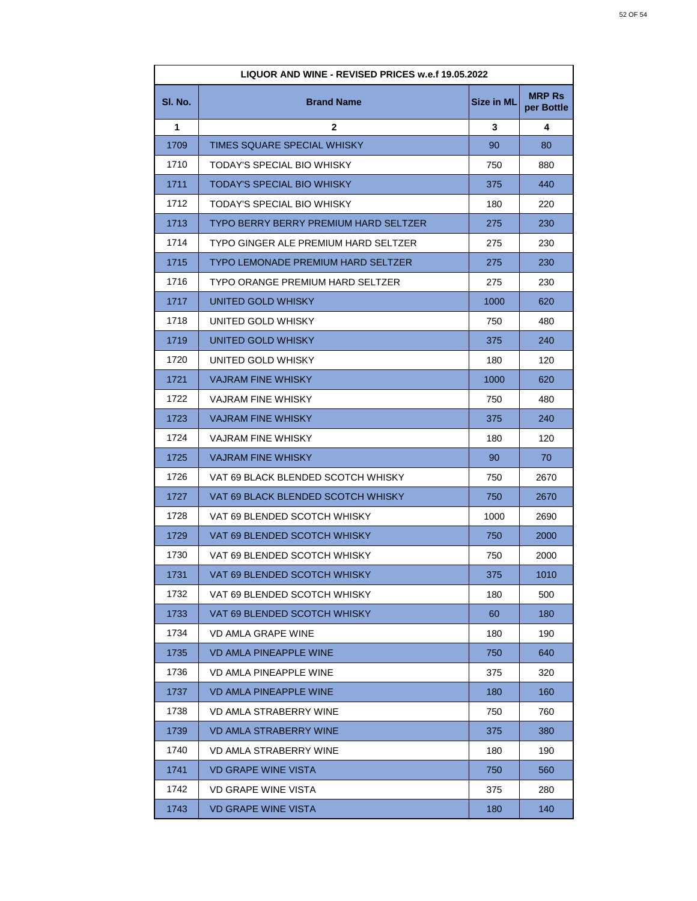| LIQUOR AND WINE - REVISED PRICES w.e.f 19.05.2022 | | | |
|---|---|---|---|
| Sl. No. | Brand Name | Size in ML | MRP Rs per Bottle |
| 1 | 2 | 3 | 4 |
| 1709 | TIMES SQUARE SPECIAL WHISKY | 90 | 80 |
| 1710 | TODAY'S SPECIAL BIO WHISKY | 750 | 880 |
| 1711 | TODAY'S SPECIAL BIO WHISKY | 375 | 440 |
| 1712 | TODAY'S SPECIAL BIO WHISKY | 180 | 220 |
| 1713 | TYPO BERRY BERRY PREMIUM HARD SELTZER | 275 | 230 |
| 1714 | TYPO GINGER ALE PREMIUM HARD SELTZER | 275 | 230 |
| 1715 | TYPO LEMONADE PREMIUM HARD SELTZER | 275 | 230 |
| 1716 | TYPO ORANGE PREMIUM HARD SELTZER | 275 | 230 |
| 1717 | UNITED GOLD WHISKY | 1000 | 620 |
| 1718 | UNITED GOLD WHISKY | 750 | 480 |
| 1719 | UNITED GOLD WHISKY | 375 | 240 |
| 1720 | UNITED GOLD WHISKY | 180 | 120 |
| 1721 | VAJRAM FINE WHISKY | 1000 | 620 |
| 1722 | VAJRAM FINE WHISKY | 750 | 480 |
| 1723 | VAJRAM FINE WHISKY | 375 | 240 |
| 1724 | VAJRAM FINE WHISKY | 180 | 120 |
| 1725 | VAJRAM FINE WHISKY | 90 | 70 |
| 1726 | VAT 69 BLACK BLENDED SCOTCH WHISKY | 750 | 2670 |
| 1727 | VAT 69 BLACK BLENDED SCOTCH WHISKY | 750 | 2670 |
| 1728 | VAT 69 BLENDED SCOTCH WHISKY | 1000 | 2690 |
| 1729 | VAT 69 BLENDED SCOTCH WHISKY | 750 | 2000 |
| 1730 | VAT 69 BLENDED SCOTCH WHISKY | 750 | 2000 |
| 1731 | VAT 69 BLENDED SCOTCH WHISKY | 375 | 1010 |
| 1732 | VAT 69 BLENDED SCOTCH WHISKY | 180 | 500 |
| 1733 | VAT 69 BLENDED SCOTCH WHISKY | 60 | 180 |
| 1734 | VD AMLA GRAPE WINE | 180 | 190 |
| 1735 | VD AMLA PINEAPPLE WINE | 750 | 640 |
| 1736 | VD AMLA PINEAPPLE WINE | 375 | 320 |
| 1737 | VD AMLA PINEAPPLE WINE | 180 | 160 |
| 1738 | VD AMLA STRABERRY WINE | 750 | 760 |
| 1739 | VD AMLA STRABERRY WINE | 375 | 380 |
| 1740 | VD AMLA STRABERRY WINE | 180 | 190 |
| 1741 | VD GRAPE WINE VISTA | 750 | 560 |
| 1742 | VD GRAPE WINE VISTA | 375 | 280 |
| 1743 | VD GRAPE WINE VISTA | 180 | 140 |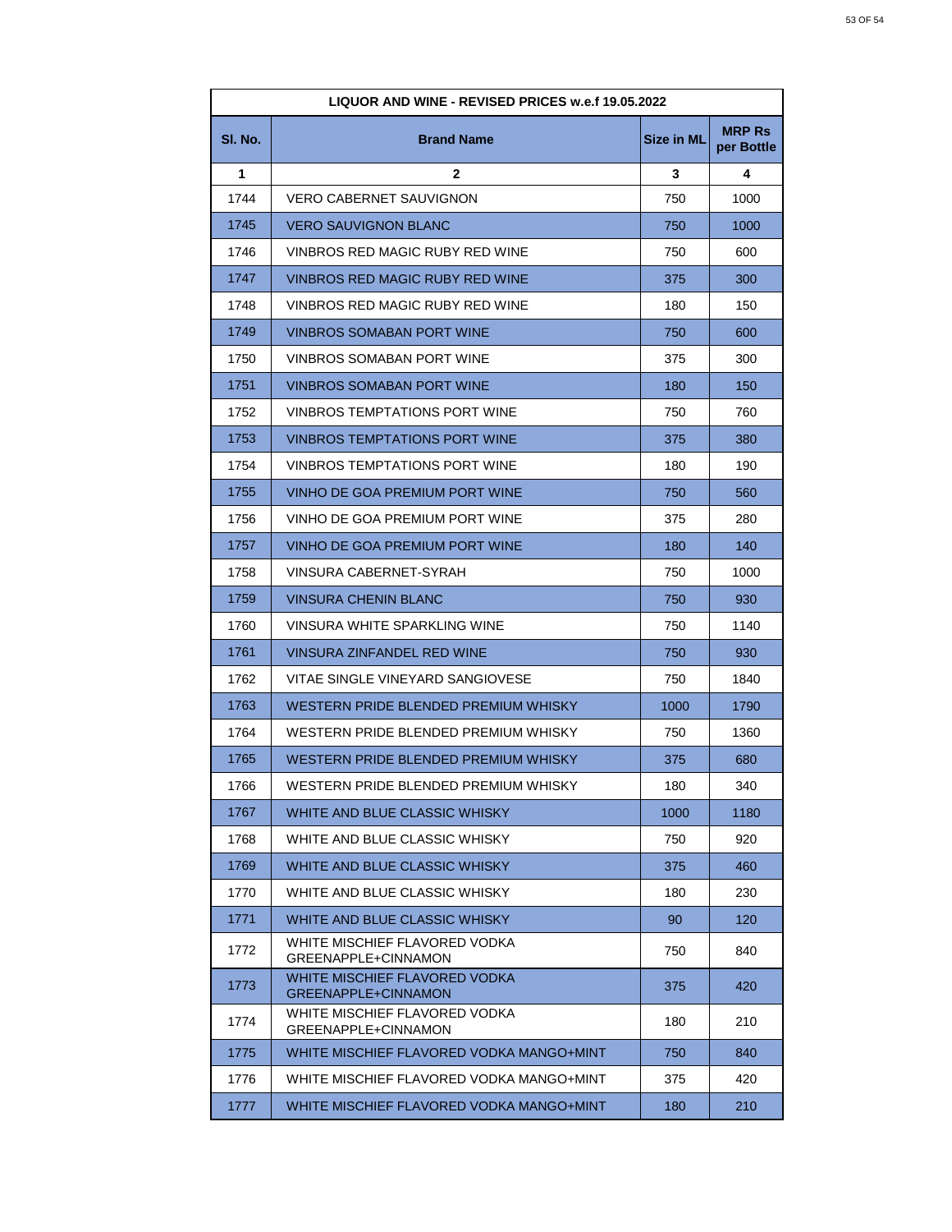| LIQUOR AND WINE - REVISED PRICES w.e.f 19.05.2022 | | | |
|---|---|---|---|
| **Sl. No.** | **Brand Name** | **Size in ML** | **MRP Rs per Bottle** |
| **1** | **2** | **3** | **4** |
| 1744 | VERO CABERNET SAUVIGNON | 750 | 1000 |
| 1745 | VERO SAUVIGNON BLANC | 750 | 1000 |
| 1746 | VINBROS RED MAGIC RUBY RED WINE | 750 | 600 |
| 1747 | VINBROS RED MAGIC RUBY RED WINE | 375 | 300 |
| 1748 | VINBROS RED MAGIC RUBY RED WINE | 180 | 150 |
| 1749 | VINBROS SOMABAN PORT WINE | 750 | 600 |
| 1750 | VINBROS SOMABAN PORT WINE | 375 | 300 |
| 1751 | VINBROS SOMABAN PORT WINE | 180 | 150 |
| 1752 | VINBROS TEMPTATIONS PORT WINE | 750 | 760 |
| 1753 | VINBROS TEMPTATIONS PORT WINE | 375 | 380 |
| 1754 | VINBROS TEMPTATIONS PORT WINE | 180 | 190 |
| 1755 | VINHO DE GOA PREMIUM PORT WINE | 750 | 560 |
| 1756 | VINHO DE GOA PREMIUM PORT WINE | 375 | 280 |
| 1757 | VINHO DE GOA PREMIUM PORT WINE | 180 | 140 |
| 1758 | VINSURA CABERNET-SYRAH | 750 | 1000 |
| 1759 | VINSURA CHENIN BLANC | 750 | 930 |
| 1760 | VINSURA WHITE SPARKLING WINE | 750 | 1140 |
| 1761 | VINSURA ZINFANDEL RED WINE | 750 | 930 |
| 1762 | VITAE SINGLE VINEYARD SANGIOVESE | 750 | 1840 |
| 1763 | WESTERN PRIDE BLENDED PREMIUM WHISKY | 1000 | 1790 |
| 1764 | WESTERN PRIDE BLENDED PREMIUM WHISKY | 750 | 1360 |
| 1765 | WESTERN PRIDE BLENDED PREMIUM WHISKY | 375 | 680 |
| 1766 | WESTERN PRIDE BLENDED PREMIUM WHISKY | 180 | 340 |
| 1767 | WHITE AND BLUE CLASSIC WHISKY | 1000 | 1180 |
| 1768 | WHITE AND BLUE CLASSIC WHISKY | 750 | 920 |
| 1769 | WHITE AND BLUE CLASSIC WHISKY | 375 | 460 |
| 1770 | WHITE AND BLUE CLASSIC WHISKY | 180 | 230 |
| 1771 | WHITE AND BLUE CLASSIC WHISKY | 90 | 120 |
| 1772 | WHITE MISCHIEF FLAVORED VODKA GREENAPPLE+CINNAMON | 750 | 840 |
| 1773 | WHITE MISCHIEF FLAVORED VODKA GREENAPPLE+CINNAMON | 375 | 420 |
| 1774 | WHITE MISCHIEF FLAVORED VODKA GREENAPPLE+CINNAMON | 180 | 210 |
| 1775 | WHITE MISCHIEF FLAVORED VODKA MANGO+MINT | 750 | 840 |
| 1776 | WHITE MISCHIEF FLAVORED VODKA MANGO+MINT | 375 | 420 |
| 1777 | WHITE MISCHIEF FLAVORED VODKA MANGO+MINT | 180 | 210 |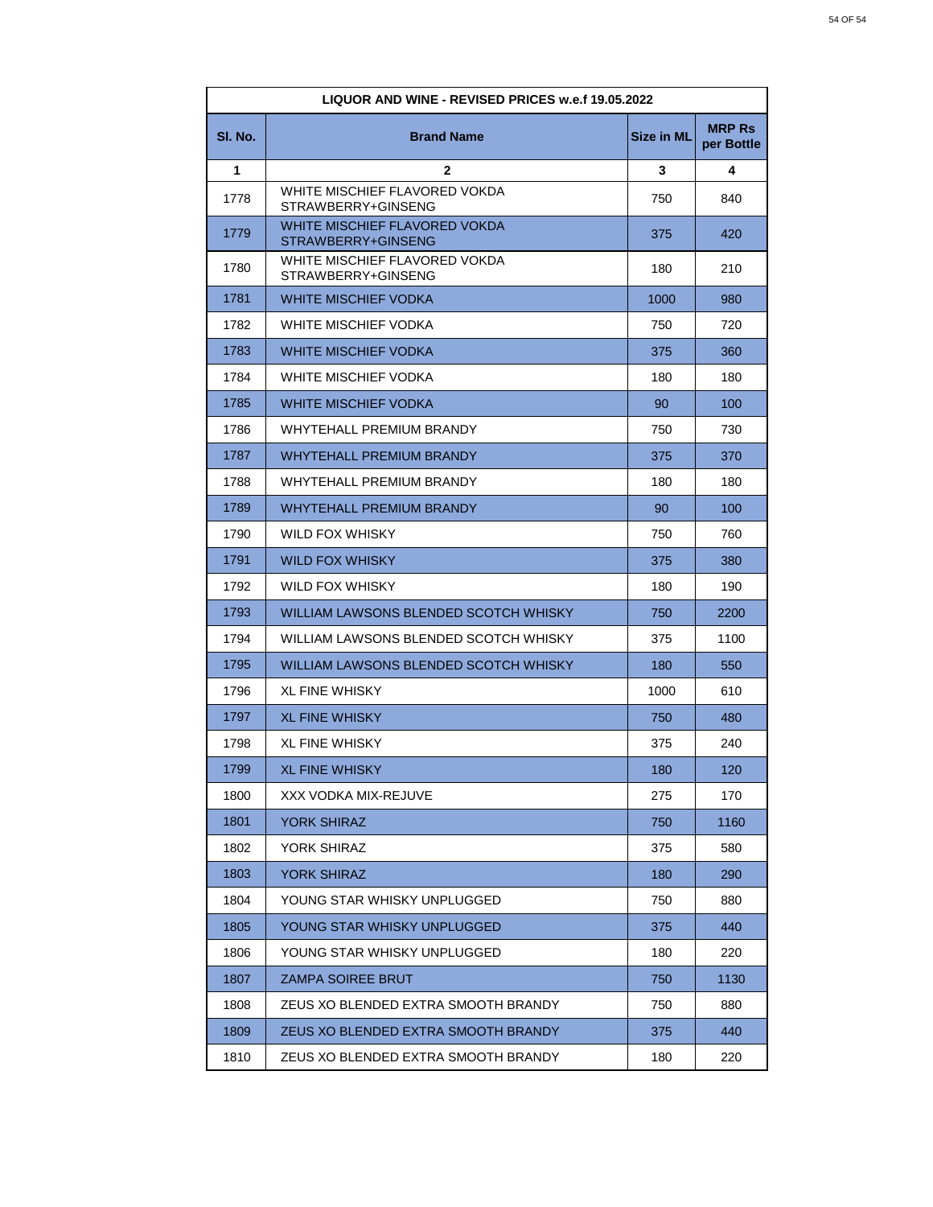| LIQUOR AND WINE - REVISED PRICES w.e.f 19.05.2022 | | | |
|---|---|---|---|
| Sl. No. | Brand Name | Size in ML | MRP Rs per Bottle |
| 1 | 2 | 3 | 4 |
| 1778 | WHITE MISCHIEF FLAVORED VOKDA STRAWBERRY+GINSENG | 750 | 840 |
| 1779 | WHITE MISCHIEF FLAVORED VOKDA STRAWBERRY+GINSENG | 375 | 420 |
| 1780 | WHITE MISCHIEF FLAVORED VOKDA STRAWBERRY+GINSENG | 180 | 210 |
| 1781 | WHITE MISCHIEF VODKA | 1000 | 980 |
| 1782 | WHITE MISCHIEF VODKA | 750 | 720 |
| 1783 | WHITE MISCHIEF VODKA | 375 | 360 |
| 1784 | WHITE MISCHIEF VODKA | 180 | 180 |
| 1785 | WHITE MISCHIEF VODKA | 90 | 100 |
| 1786 | WHYTEHALL PREMIUM BRANDY | 750 | 730 |
| 1787 | WHYTEHALL PREMIUM BRANDY | 375 | 370 |
| 1788 | WHYTEHALL PREMIUM BRANDY | 180 | 180 |
| 1789 | WHYTEHALL PREMIUM BRANDY | 90 | 100 |
| 1790 | WILD FOX WHISKY | 750 | 760 |
| 1791 | WILD FOX WHISKY | 375 | 380 |
| 1792 | WILD FOX WHISKY | 180 | 190 |
| 1793 | WILLIAM LAWSONS BLENDED SCOTCH WHISKY | 750 | 2200 |
| 1794 | WILLIAM LAWSONS BLENDED SCOTCH WHISKY | 375 | 1100 |
| 1795 | WILLIAM LAWSONS BLENDED SCOTCH WHISKY | 180 | 550 |
| 1796 | XL FINE WHISKY | 1000 | 610 |
| 1797 | XL FINE WHISKY | 750 | 480 |
| 1798 | XL FINE WHISKY | 375 | 240 |
| 1799 | XL FINE WHISKY | 180 | 120 |
| 1800 | XXX VODKA MIX-REJUVE | 275 | 170 |
| 1801 | YORK SHIRAZ | 750 | 1160 |
| 1802 | YORK SHIRAZ | 375 | 580 |
| 1803 | YORK SHIRAZ | 180 | 290 |
| 1804 | YOUNG STAR WHISKY UNPLUGGED | 750 | 880 |
| 1805 | YOUNG STAR WHISKY UNPLUGGED | 375 | 440 |
| 1806 | YOUNG STAR WHISKY UNPLUGGED | 180 | 220 |
| 1807 | ZAMPA SOIREE BRUT | 750 | 1130 |
| 1808 | ZEUS XO BLENDED EXTRA SMOOTH BRANDY | 750 | 880 |
| 1809 | ZEUS XO BLENDED EXTRA SMOOTH BRANDY | 375 | 440 |
| 1810 | ZEUS XO BLENDED EXTRA SMOOTH BRANDY | 180 | 220 |